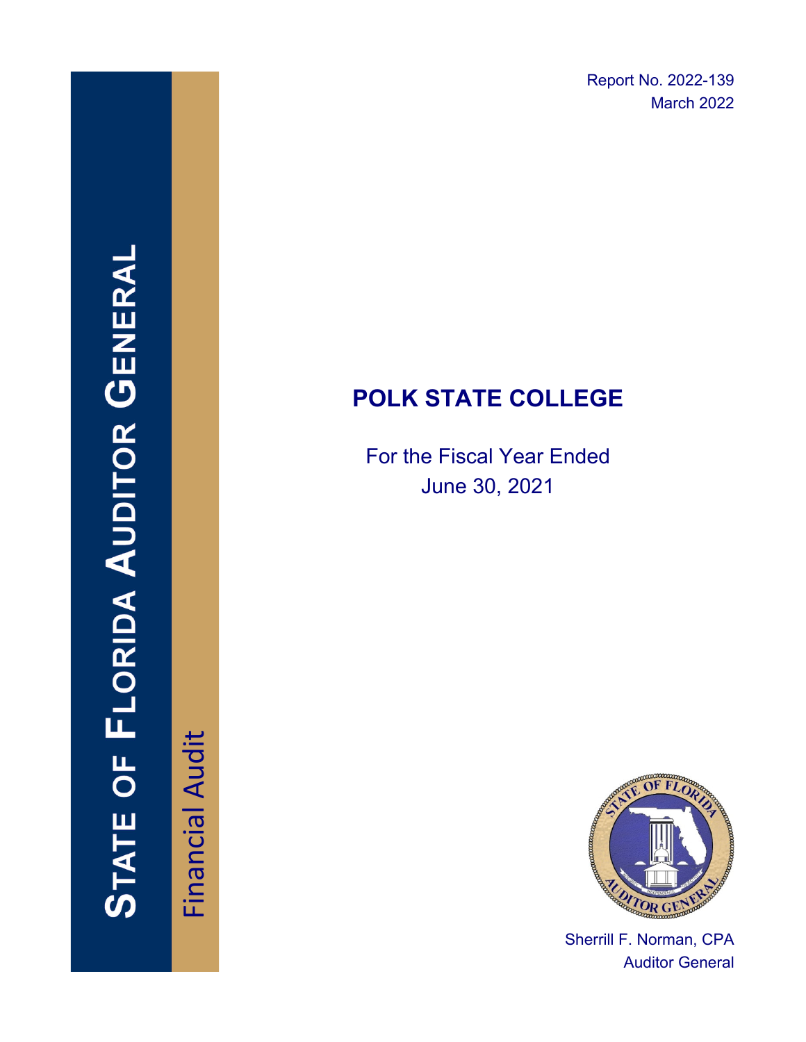Report No. 2022-139
March 2022

STATE OF FLORIDA AUDITOR GENERAL

Financial Audit

# POLK STATE COLLEGE

For the Fiscal Year Ended
June 30, 2021

Sherrill F. Norman, CPA
Auditor General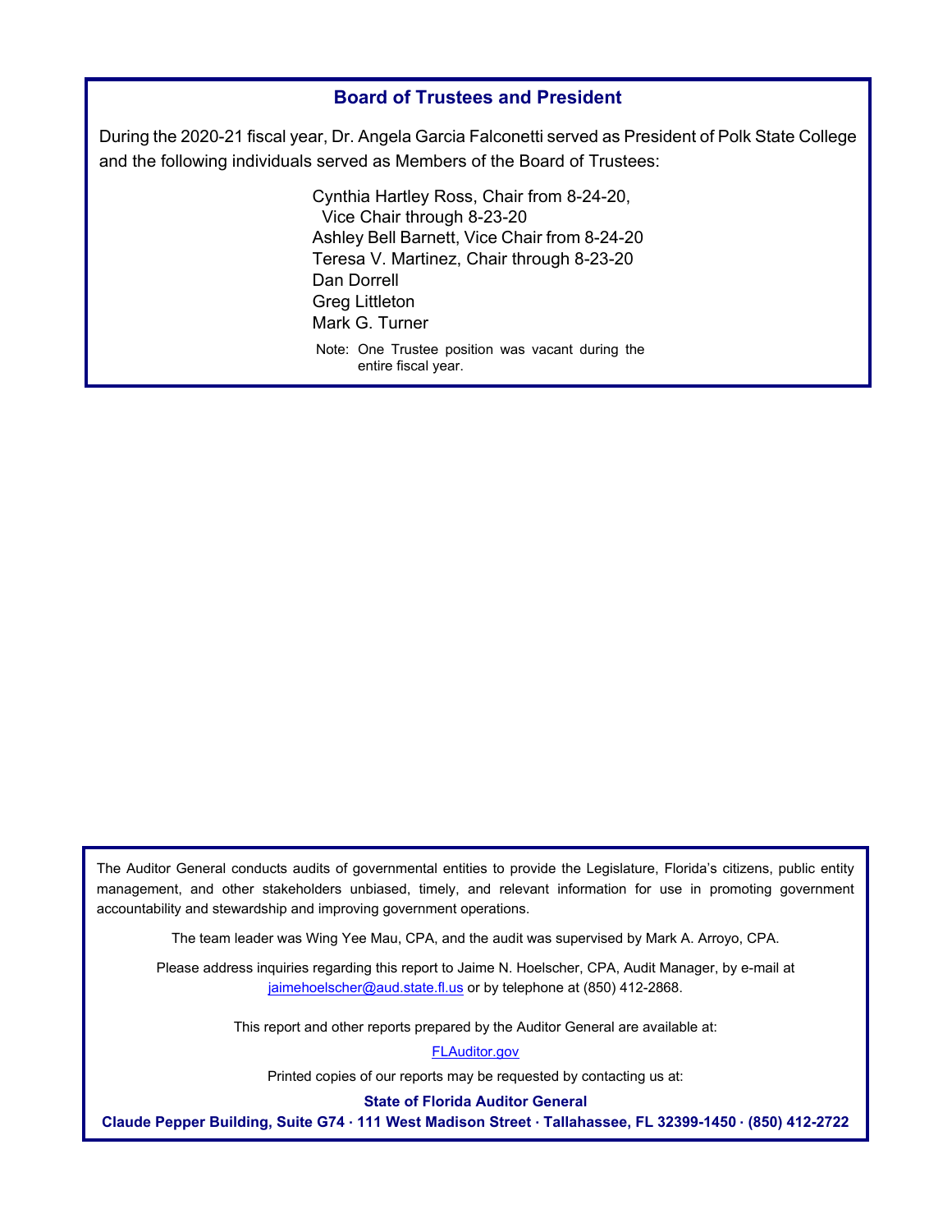## Board of Trustees and President

During the 2020-21 fiscal year, Dr. Angela Garcia Falconetti served as President of Polk State College and the following individuals served as Members of the Board of Trustees:

Cynthia Hartley Ross, Chair from 8-24-20,
Vice Chair through 8-23-20
Ashley Bell Barnett, Vice Chair from 8-24-20
Teresa V. Martinez, Chair through 8-23-20
Dan Dorrell
Greg Littleton
Mark G. Turner

Note: One Trustee position was vacant during the entire fiscal year.

The Auditor General conducts audits of governmental entities to provide the Legislature, Florida's citizens, public entity management, and other stakeholders unbiased, timely, and relevant information for use in promoting government accountability and stewardship and improving government operations.

The team leader was Wing Yee Mau, CPA, and the audit was supervised by Mark A. Arroyo, CPA.

Please address inquiries regarding this report to Jaime N. Hoelscher, CPA, Audit Manager, by e-mail at jaimehoelscher@aud.state.fl.us or by telephone at (850) 412-2868.

This report and other reports prepared by the Auditor General are available at:

FLAuditor.gov

Printed copies of our reports may be requested by contacting us at:

**State of Florida Auditor General**

**Claude Pepper Building, Suite G74 · 111 West Madison Street · Tallahassee, FL 32399-1450 · (850) 412-2722**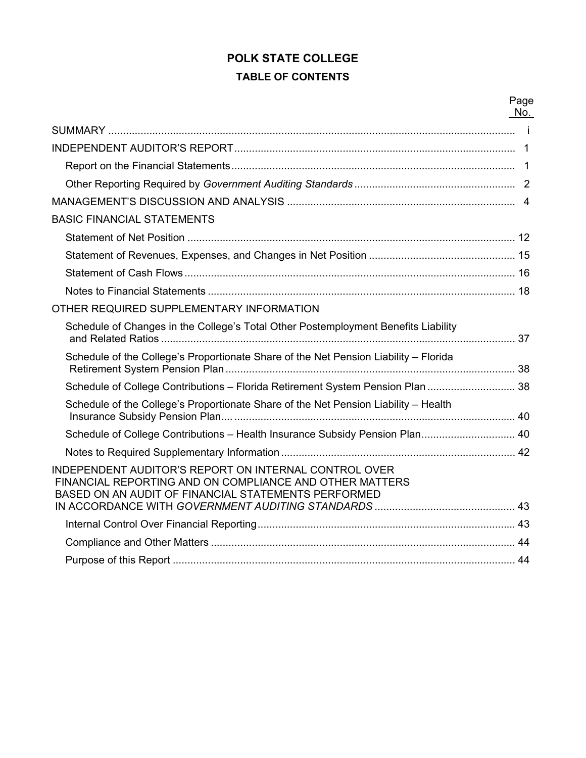# POLK STATE COLLEGE

## TABLE OF CONTENTS

| | Page No. |
|---|---|
| SUMMARY | i |
| INDEPENDENT AUDITOR'S REPORT | 1 |
| Report on the Financial Statements | 1 |
| Other Reporting Required by *Government Auditing Standards* | 2 |
| MANAGEMENT'S DISCUSSION AND ANALYSIS | 4 |
| BASIC FINANCIAL STATEMENTS | |
| Statement of Net Position | 12 |
| Statement of Revenues, Expenses, and Changes in Net Position | 15 |
| Statement of Cash Flows | 16 |
| Notes to Financial Statements | 18 |
| OTHER REQUIRED SUPPLEMENTARY INFORMATION | |
| Schedule of Changes in the College's Total Other Postemployment Benefits Liability and Related Ratios | 37 |
| Schedule of the College's Proportionate Share of the Net Pension Liability – Florida Retirement System Pension Plan | 38 |
| Schedule of College Contributions – Florida Retirement System Pension Plan | 38 |
| Schedule of the College's Proportionate Share of the Net Pension Liability – Health Insurance Subsidy Pension Plan | 40 |
| Schedule of College Contributions – Health Insurance Subsidy Pension Plan | 40 |
| Notes to Required Supplementary Information | 42 |
| INDEPENDENT AUDITOR'S REPORT ON INTERNAL CONTROL OVER FINANCIAL REPORTING AND ON COMPLIANCE AND OTHER MATTERS BASED ON AN AUDIT OF FINANCIAL STATEMENTS PERFORMED IN ACCORDANCE WITH *GOVERNMENT AUDITING STANDARDS* | 43 |
| Internal Control Over Financial Reporting | 43 |
| Compliance and Other Matters | 44 |
| Purpose of this Report | 44 |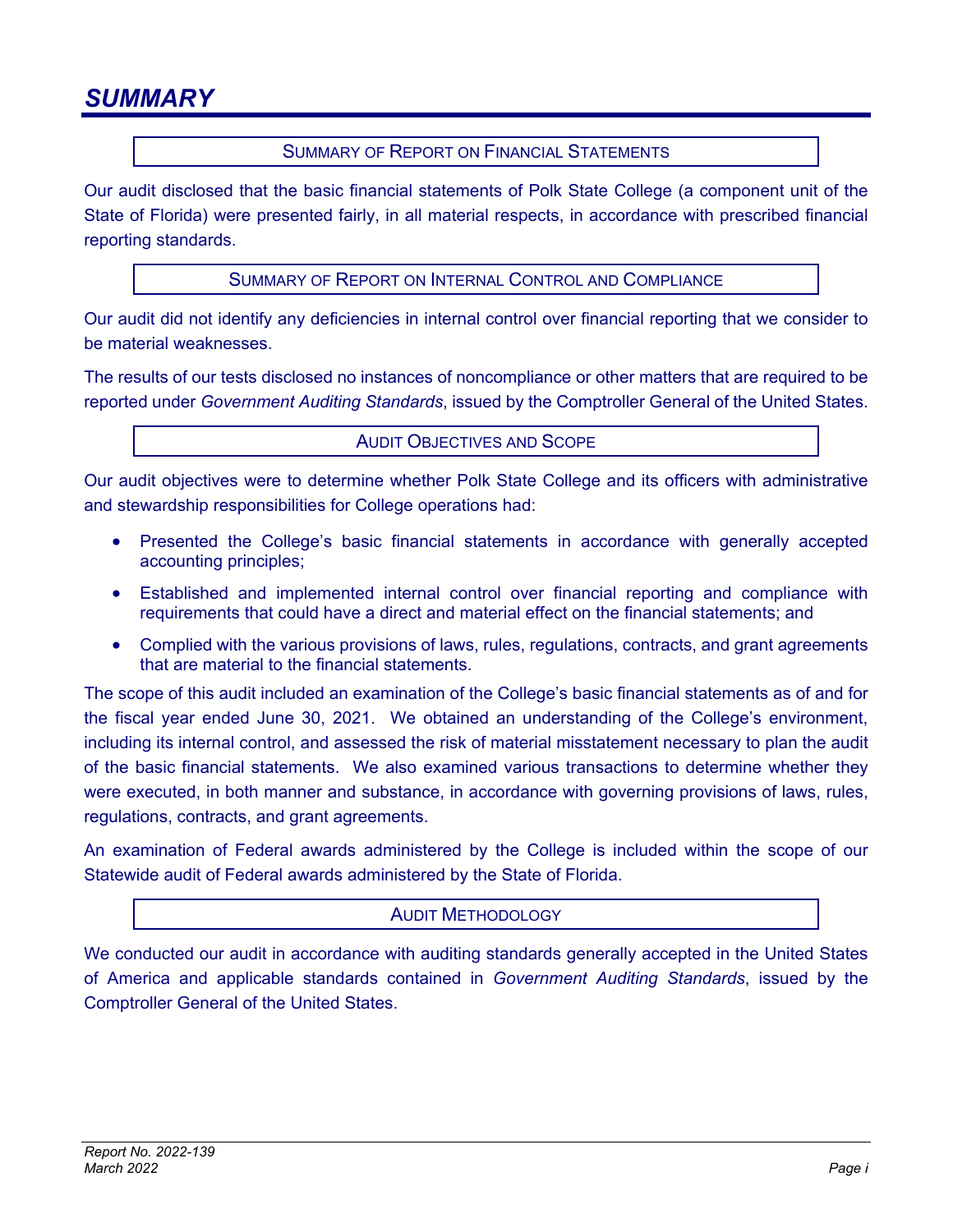# SUMMARY

## Summary of Report on Financial Statements

Our audit disclosed that the basic financial statements of Polk State College (a component unit of the State of Florida) were presented fairly, in all material respects, in accordance with prescribed financial reporting standards.

## Summary of Report on Internal Control and Compliance

Our audit did not identify any deficiencies in internal control over financial reporting that we consider to be material weaknesses.

The results of our tests disclosed no instances of noncompliance or other matters that are required to be reported under *Government Auditing Standards*, issued by the Comptroller General of the United States.

## Audit Objectives and Scope

Our audit objectives were to determine whether Polk State College and its officers with administrative and stewardship responsibilities for College operations had:

- Presented the College's basic financial statements in accordance with generally accepted accounting principles;
- Established and implemented internal control over financial reporting and compliance with requirements that could have a direct and material effect on the financial statements; and
- Complied with the various provisions of laws, rules, regulations, contracts, and grant agreements that are material to the financial statements.

The scope of this audit included an examination of the College's basic financial statements as of and for the fiscal year ended June 30, 2021. We obtained an understanding of the College's environment, including its internal control, and assessed the risk of material misstatement necessary to plan the audit of the basic financial statements. We also examined various transactions to determine whether they were executed, in both manner and substance, in accordance with governing provisions of laws, rules, regulations, contracts, and grant agreements.

An examination of Federal awards administered by the College is included within the scope of our Statewide audit of Federal awards administered by the State of Florida.

## Audit Methodology

We conducted our audit in accordance with auditing standards generally accepted in the United States of America and applicable standards contained in *Government Auditing Standards*, issued by the Comptroller General of the United States.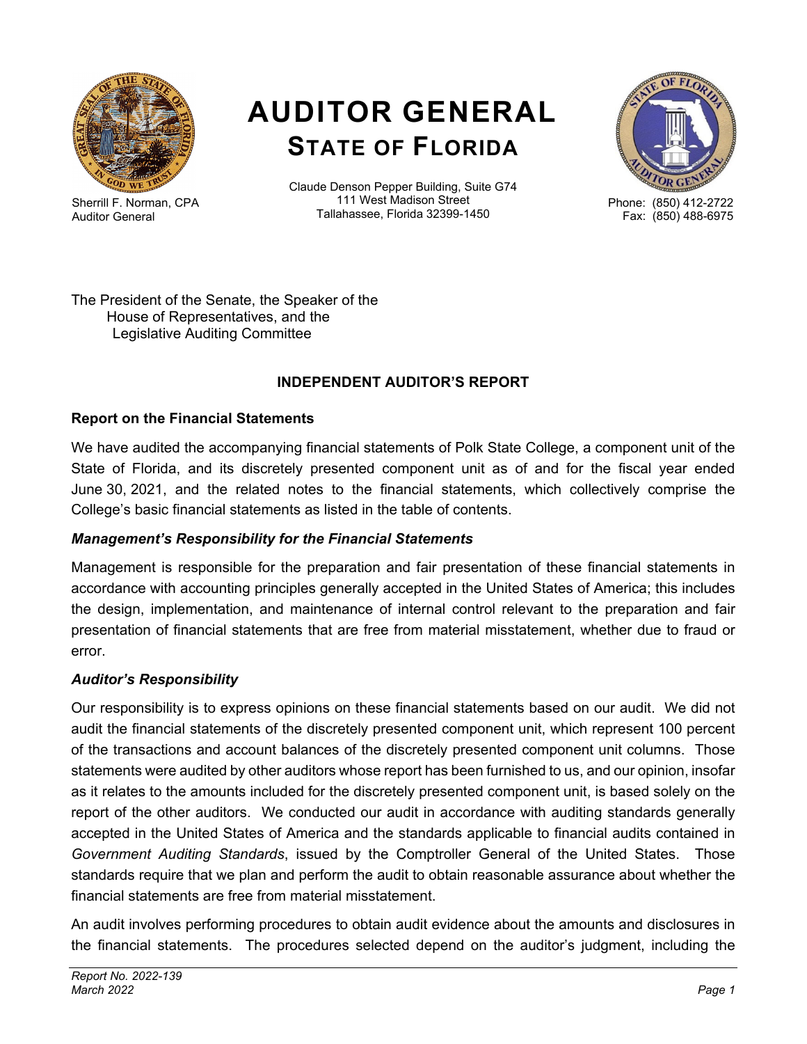# AUDITOR GENERAL
## STATE OF FLORIDA

Sherrill F. Norman, CPA
Auditor General

Claude Denson Pepper Building, Suite G74
111 West Madison Street
Tallahassee, Florida 32399-1450

Phone: (850) 412-2722
Fax: (850) 488-6975

The President of the Senate, the Speaker of the
House of Representatives, and the
Legislative Auditing Committee

**INDEPENDENT AUDITOR'S REPORT**

**Report on the Financial Statements**

We have audited the accompanying financial statements of Polk State College, a component unit of the State of Florida, and its discretely presented component unit as of and for the fiscal year ended June 30, 2021, and the related notes to the financial statements, which collectively comprise the College's basic financial statements as listed in the table of contents.

***Management's Responsibility for the Financial Statements***

Management is responsible for the preparation and fair presentation of these financial statements in accordance with accounting principles generally accepted in the United States of America; this includes the design, implementation, and maintenance of internal control relevant to the preparation and fair presentation of financial statements that are free from material misstatement, whether due to fraud or error.

***Auditor's Responsibility***

Our responsibility is to express opinions on these financial statements based on our audit. We did not audit the financial statements of the discretely presented component unit, which represent 100 percent of the transactions and account balances of the discretely presented component unit columns. Those statements were audited by other auditors whose report has been furnished to us, and our opinion, insofar as it relates to the amounts included for the discretely presented component unit, is based solely on the report of the other auditors. We conducted our audit in accordance with auditing standards generally accepted in the United States of America and the standards applicable to financial audits contained in *Government Auditing Standards*, issued by the Comptroller General of the United States. Those standards require that we plan and perform the audit to obtain reasonable assurance about whether the financial statements are free from material misstatement.

An audit involves performing procedures to obtain audit evidence about the amounts and disclosures in the financial statements. The procedures selected depend on the auditor's judgment, including the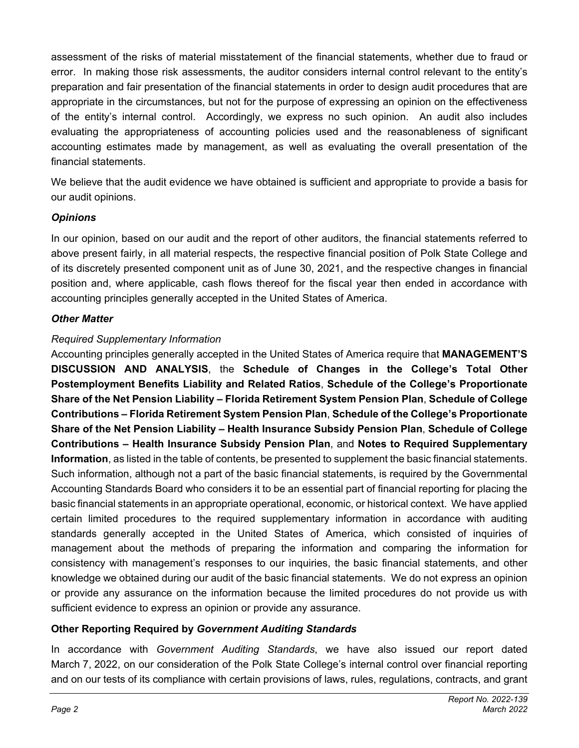assessment of the risks of material misstatement of the financial statements, whether due to fraud or error. In making those risk assessments, the auditor considers internal control relevant to the entity's preparation and fair presentation of the financial statements in order to design audit procedures that are appropriate in the circumstances, but not for the purpose of expressing an opinion on the effectiveness of the entity's internal control. Accordingly, we express no such opinion. An audit also includes evaluating the appropriateness of accounting policies used and the reasonableness of significant accounting estimates made by management, as well as evaluating the overall presentation of the financial statements.

We believe that the audit evidence we have obtained is sufficient and appropriate to provide a basis for our audit opinions.

### *Opinions*

In our opinion, based on our audit and the report of other auditors, the financial statements referred to above present fairly, in all material respects, the respective financial position of Polk State College and of its discretely presented component unit as of June 30, 2021, and the respective changes in financial position and, where applicable, cash flows thereof for the fiscal year then ended in accordance with accounting principles generally accepted in the United States of America.

### *Other Matter*

*Required Supplementary Information*

Accounting principles generally accepted in the United States of America require that **MANAGEMENT'S DISCUSSION AND ANALYSIS**, the **Schedule of Changes in the College's Total Other Postemployment Benefits Liability and Related Ratios**, **Schedule of the College's Proportionate Share of the Net Pension Liability – Florida Retirement System Pension Plan**, **Schedule of College Contributions – Florida Retirement System Pension Plan**, **Schedule of the College's Proportionate Share of the Net Pension Liability – Health Insurance Subsidy Pension Plan**, **Schedule of College Contributions – Health Insurance Subsidy Pension Plan**, and **Notes to Required Supplementary Information**, as listed in the table of contents, be presented to supplement the basic financial statements. Such information, although not a part of the basic financial statements, is required by the Governmental Accounting Standards Board who considers it to be an essential part of financial reporting for placing the basic financial statements in an appropriate operational, economic, or historical context. We have applied certain limited procedures to the required supplementary information in accordance with auditing standards generally accepted in the United States of America, which consisted of inquiries of management about the methods of preparing the information and comparing the information for consistency with management's responses to our inquiries, the basic financial statements, and other knowledge we obtained during our audit of the basic financial statements. We do not express an opinion or provide any assurance on the information because the limited procedures do not provide us with sufficient evidence to express an opinion or provide any assurance.

## Other Reporting Required by *Government Auditing Standards*

In accordance with *Government Auditing Standards*, we have also issued our report dated March 7, 2022, on our consideration of the Polk State College's internal control over financial reporting and on our tests of its compliance with certain provisions of laws, rules, regulations, contracts, and grant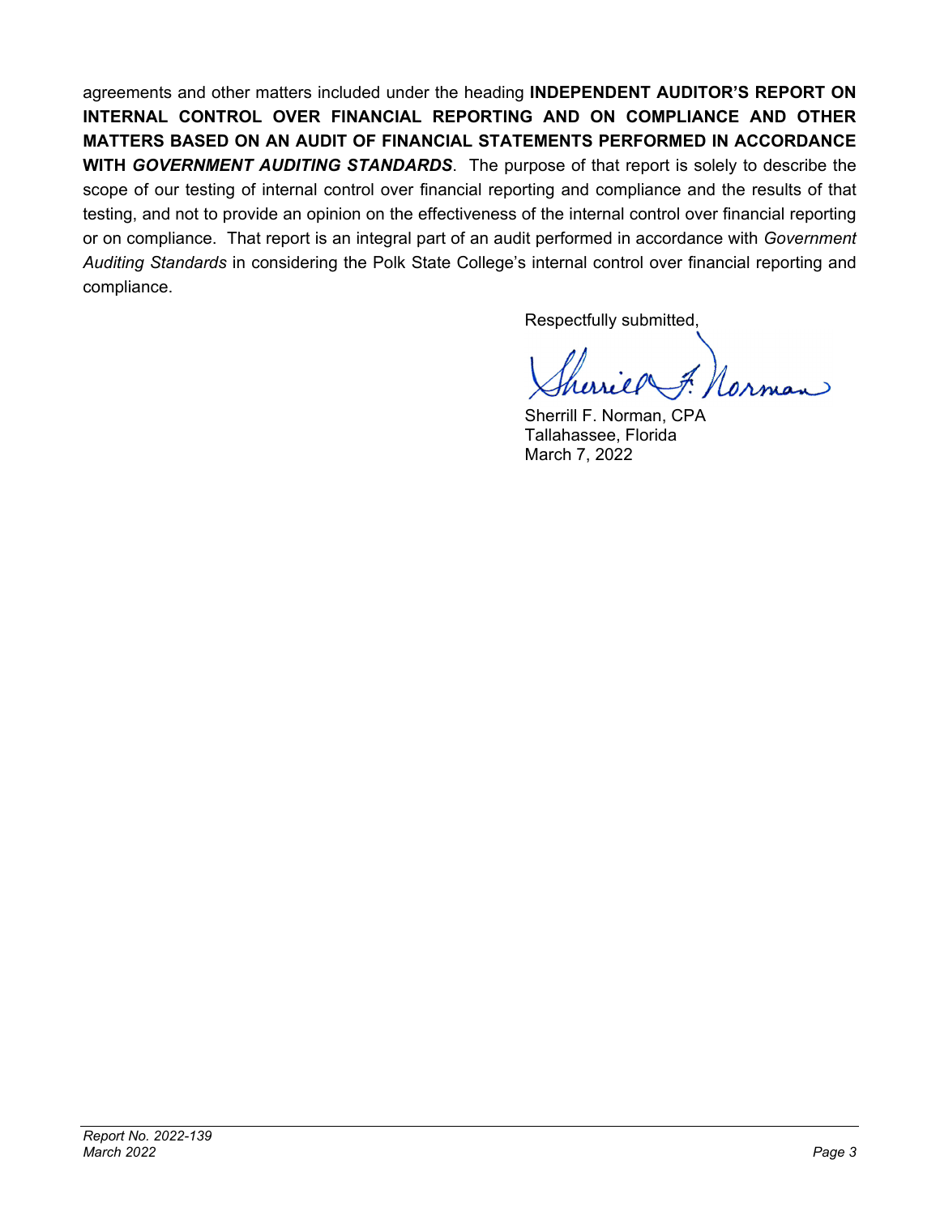agreements and other matters included under the heading **INDEPENDENT AUDITOR'S REPORT ON INTERNAL CONTROL OVER FINANCIAL REPORTING AND ON COMPLIANCE AND OTHER MATTERS BASED ON AN AUDIT OF FINANCIAL STATEMENTS PERFORMED IN ACCORDANCE WITH *GOVERNMENT AUDITING STANDARDS***. The purpose of that report is solely to describe the scope of our testing of internal control over financial reporting and compliance and the results of that testing, and not to provide an opinion on the effectiveness of the internal control over financial reporting or on compliance. That report is an integral part of an audit performed in accordance with *Government Auditing Standards* in considering the Polk State College's internal control over financial reporting and compliance.

Respectfully submitted,

Sherrill F. Norman, CPA
Tallahassee, Florida
March 7, 2022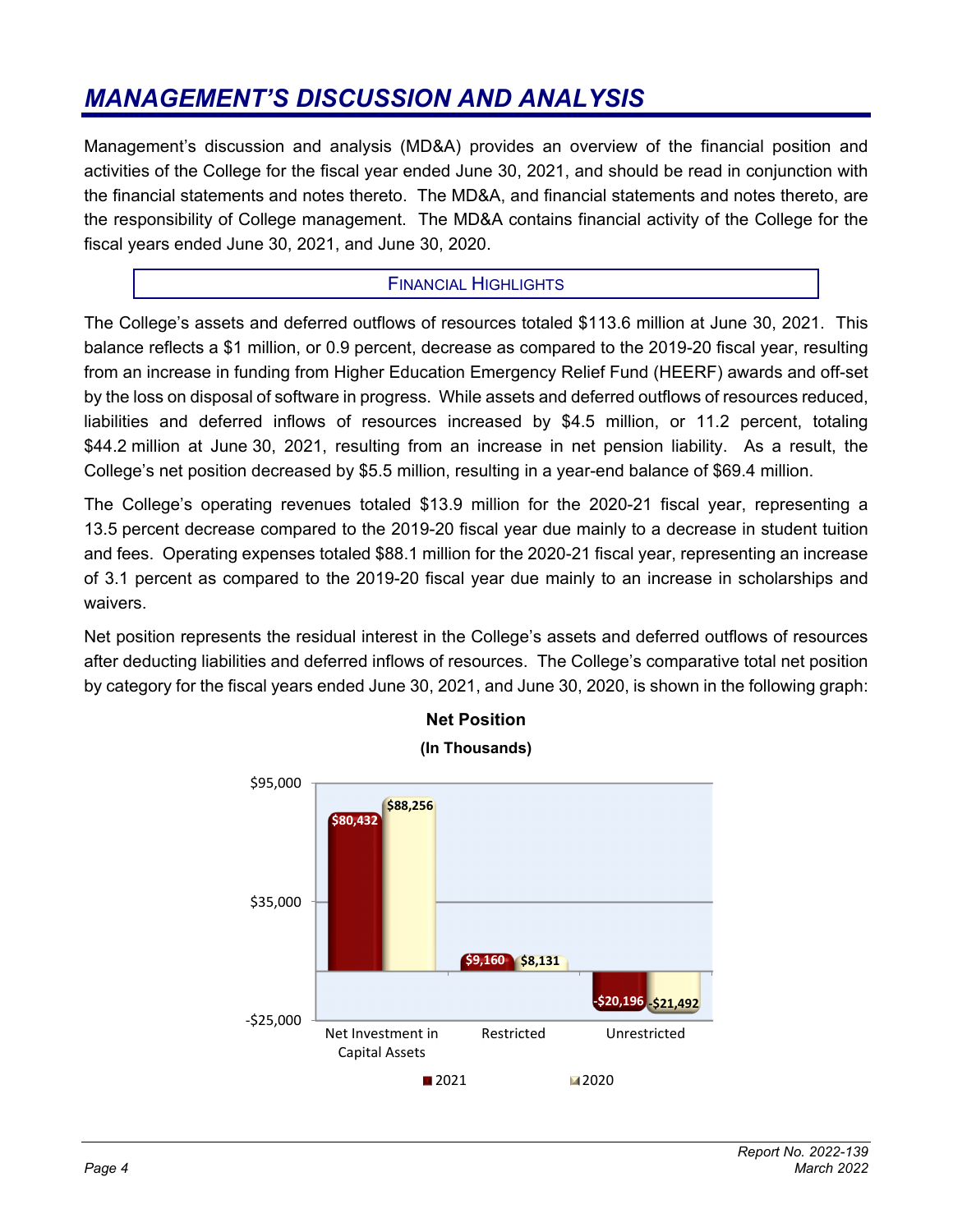# MANAGEMENT'S DISCUSSION AND ANALYSIS

Management's discussion and analysis (MD&A) provides an overview of the financial position and activities of the College for the fiscal year ended June 30, 2021, and should be read in conjunction with the financial statements and notes thereto. The MD&A, and financial statements and notes thereto, are the responsibility of College management. The MD&A contains financial activity of the College for the fiscal years ended June 30, 2021, and June 30, 2020.

## FINANCIAL HIGHLIGHTS

The College's assets and deferred outflows of resources totaled $113.6 million at June 30, 2021. This balance reflects a $1 million, or 0.9 percent, decrease as compared to the 2019-20 fiscal year, resulting from an increase in funding from Higher Education Emergency Relief Fund (HEERF) awards and off-set by the loss on disposal of software in progress. While assets and deferred outflows of resources reduced, liabilities and deferred inflows of resources increased by $4.5 million, or 11.2 percent, totaling $44.2 million at June 30, 2021, resulting from an increase in net pension liability. As a result, the College's net position decreased by $5.5 million, resulting in a year-end balance of $69.4 million.

The College's operating revenues totaled $13.9 million for the 2020-21 fiscal year, representing a 13.5 percent decrease compared to the 2019-20 fiscal year due mainly to a decrease in student tuition and fees. Operating expenses totaled $88.1 million for the 2020-21 fiscal year, representing an increase of 3.1 percent as compared to the 2019-20 fiscal year due mainly to an increase in scholarships and waivers.

Net position represents the residual interest in the College's assets and deferred outflows of resources after deducting liabilities and deferred inflows of resources. The College's comparative total net position by category for the fiscal years ended June 30, 2021, and June 30, 2020, is shown in the following graph:

**Net Position**
**(In Thousands)**

| | 2021 | 2020 |
|---|---|---|
| Net Investment in Capital Assets | $80,432 | $88,256 |
| Restricted | $9,160 | $8,131 |
| Unrestricted | -$20,196 | -$21,492 |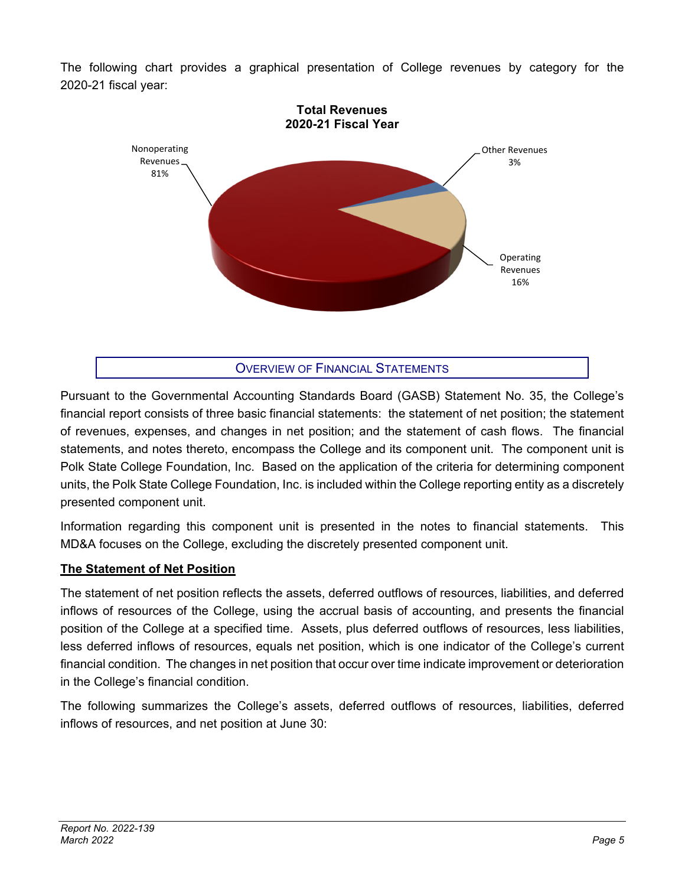The following chart provides a graphical presentation of College revenues by category for the 2020-21 fiscal year:

**Total Revenues**
**2020-21 Fiscal Year**

Nonoperating Revenues 81%

Other Revenues 3%

Operating Revenues 16%

## Overview of Financial Statements

Pursuant to the Governmental Accounting Standards Board (GASB) Statement No. 35, the College's financial report consists of three basic financial statements: the statement of net position; the statement of revenues, expenses, and changes in net position; and the statement of cash flows. The financial statements, and notes thereto, encompass the College and its component unit. The component unit is Polk State College Foundation, Inc. Based on the application of the criteria for determining component units, the Polk State College Foundation, Inc. is included within the College reporting entity as a discretely presented component unit.

Information regarding this component unit is presented in the notes to financial statements. This MD&A focuses on the College, excluding the discretely presented component unit.

### The Statement of Net Position

The statement of net position reflects the assets, deferred outflows of resources, liabilities, and deferred inflows of resources of the College, using the accrual basis of accounting, and presents the financial position of the College at a specified time. Assets, plus deferred outflows of resources, less liabilities, less deferred inflows of resources, equals net position, which is one indicator of the College's current financial condition. The changes in net position that occur over time indicate improvement or deterioration in the College's financial condition.

The following summarizes the College's assets, deferred outflows of resources, liabilities, deferred inflows of resources, and net position at June 30: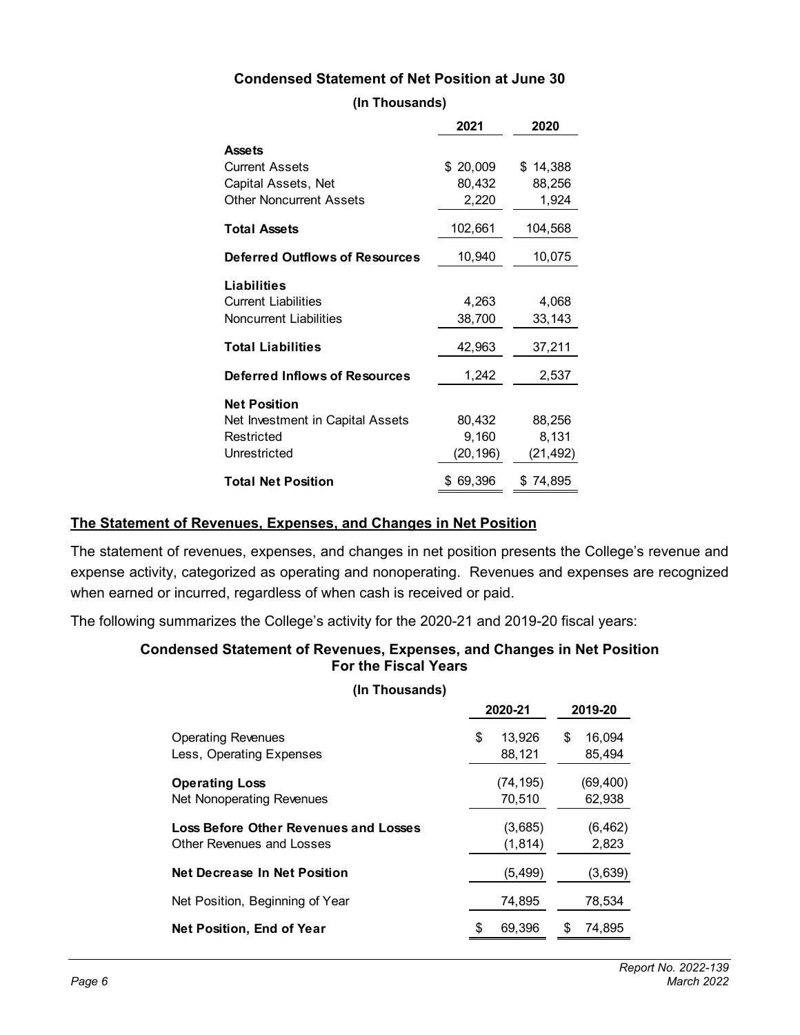**Condensed Statement of Net Position at June 30**

**(In Thousands)**

| | 2021 | 2020 |
|---|---|---|
| **Assets** | | |
| Current Assets | $ 20,009 | $ 14,388 |
| Capital Assets, Net | 80,432 | 88,256 |
| Other Noncurrent Assets | 2,220 | 1,924 |
| **Total Assets** | 102,661 | 104,568 |
| **Deferred Outflows of Resources** | 10,940 | 10,075 |
| **Liabilities** | | |
| Current Liabilities | 4,263 | 4,068 |
| Noncurrent Liabilities | 38,700 | 33,143 |
| **Total Liabilities** | 42,963 | 37,211 |
| **Deferred Inflows of Resources** | 1,242 | 2,537 |
| **Net Position** | | |
| Net Investment in Capital Assets | 80,432 | 88,256 |
| Restricted | 9,160 | 8,131 |
| Unrestricted | (20,196) | (21,492) |
| **Total Net Position** | $ 69,396 | $ 74,895 |

## The Statement of Revenues, Expenses, and Changes in Net Position

The statement of revenues, expenses, and changes in net position presents the College's revenue and expense activity, categorized as operating and nonoperating. Revenues and expenses are recognized when earned or incurred, regardless of when cash is received or paid.

The following summarizes the College's activity for the 2020-21 and 2019-20 fiscal years:

**Condensed Statement of Revenues, Expenses, and Changes in Net Position For the Fiscal Years**

**(In Thousands)**

| | 2020-21 | 2019-20 |
|---|---|---|
| Operating Revenues | $ 13,926 | $ 16,094 |
| Less, Operating Expenses | 88,121 | 85,494 |
| **Operating Loss** | (74,195) | (69,400) |
| Net Nonoperating Revenues | 70,510 | 62,938 |
| **Loss Before Other Revenues and Losses** | (3,685) | (6,462) |
| Other Revenues and Losses | (1,814) | 2,823 |
| **Net Decrease In Net Position** | (5,499) | (3,639) |
| Net Position, Beginning of Year | 74,895 | 78,534 |
| **Net Position, End of Year** | $ 69,396 | $ 74,895 |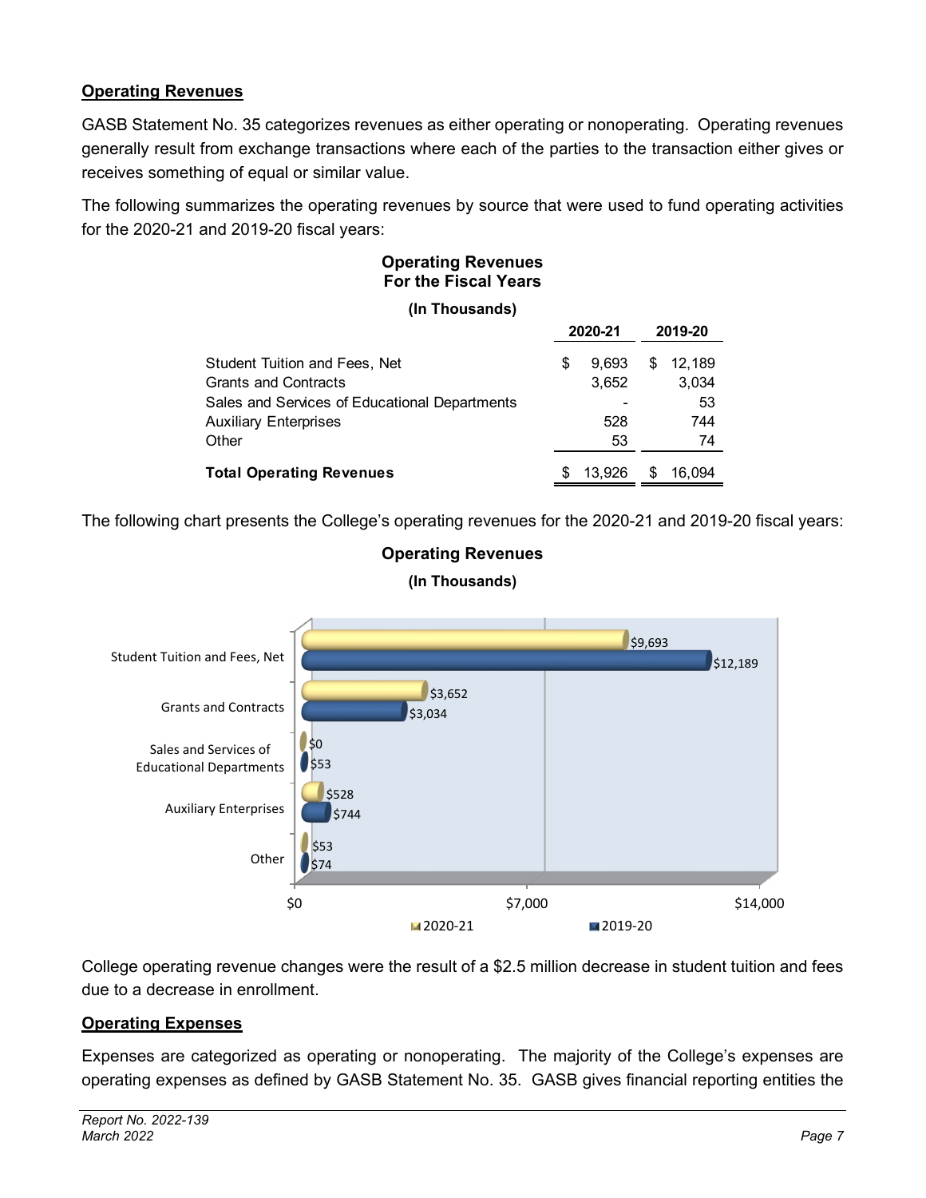## Operating Revenues

GASB Statement No. 35 categorizes revenues as either operating or nonoperating. Operating revenues generally result from exchange transactions where each of the parties to the transaction either gives or receives something of equal or similar value.

The following summarizes the operating revenues by source that were used to fund operating activities for the 2020-21 and 2019-20 fiscal years:

**Operating Revenues**
**For the Fiscal Years**

**(In Thousands)**

| | 2020-21 | 2019-20 |
|---|---|---|
| Student Tuition and Fees, Net | $ 9,693 | $ 12,189 |
| Grants and Contracts | 3,652 | 3,034 |
| Sales and Services of Educational Departments | - | 53 |
| Auxiliary Enterprises | 528 | 744 |
| Other | 53 | 74 |
| **Total Operating Revenues** | $ 13,926 | $ 16,094 |

The following chart presents the College's operating revenues for the 2020-21 and 2019-20 fiscal years:

**Operating Revenues**

**(In Thousands)**

| | 2020-21 | 2019-20 |
|---|---|---|
| Student Tuition and Fees, Net | $9,693 | $12,189 |
| Grants and Contracts | $3,652 | $3,034 |
| Sales and Services of Educational Departments | $0 | $53 |
| Auxiliary Enterprises | $528 | $744 |
| Other | $53 | $74 |

College operating revenue changes were the result of a $2.5 million decrease in student tuition and fees due to a decrease in enrollment.

## Operating Expenses

Expenses are categorized as operating or nonoperating. The majority of the College's expenses are operating expenses as defined by GASB Statement No. 35. GASB gives financial reporting entities the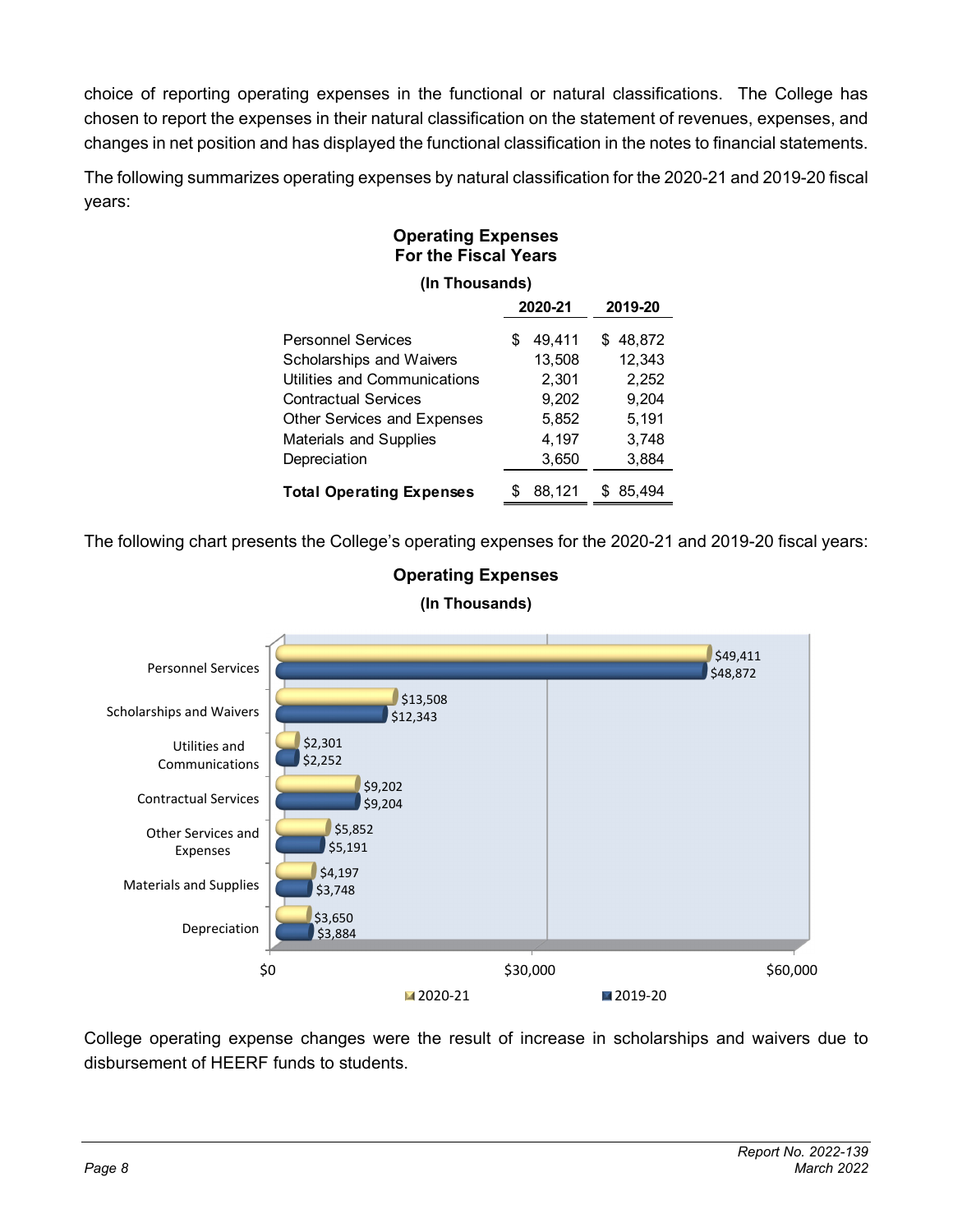choice of reporting operating expenses in the functional or natural classifications. The College has chosen to report the expenses in their natural classification on the statement of revenues, expenses, and changes in net position and has displayed the functional classification in the notes to financial statements.

The following summarizes operating expenses by natural classification for the 2020-21 and 2019-20 fiscal years:

**Operating Expenses**
**For the Fiscal Years**

**(In Thousands)**

| | 2020-21 | 2019-20 |
|---|---|---|
| Personnel Services | $ 49,411 | $ 48,872 |
| Scholarships and Waivers | 13,508 | 12,343 |
| Utilities and Communications | 2,301 | 2,252 |
| Contractual Services | 9,202 | 9,204 |
| Other Services and Expenses | 5,852 | 5,191 |
| Materials and Supplies | 4,197 | 3,748 |
| Depreciation | 3,650 | 3,884 |
| **Total Operating Expenses** | $ 88,121 | $ 85,494 |

The following chart presents the College's operating expenses for the 2020-21 and 2019-20 fiscal years:

**Operating Expenses**

**(In Thousands)**

| | 2020-21 | 2019-20 |
|---|---|---|
| Personnel Services | $49,411 | $48,872 |
| Scholarships and Waivers | $13,508 | $12,343 |
| Utilities and Communications | $2,301 | $2,252 |
| Contractual Services | $9,202 | $9,204 |
| Other Services and Expenses | $5,852 | $5,191 |
| Materials and Supplies | $4,197 | $3,748 |
| Depreciation | $3,650 | $3,884 |

College operating expense changes were the result of increase in scholarships and waivers due to disbursement of HEERF funds to students.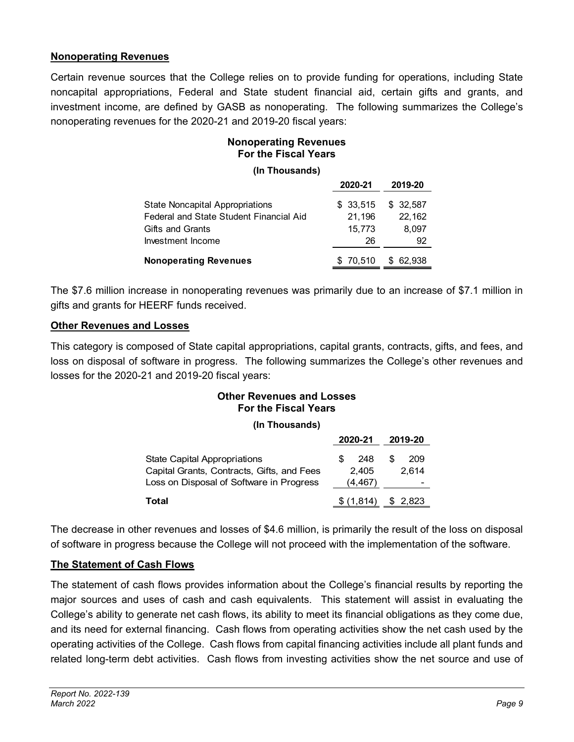## Nonoperating Revenues

Certain revenue sources that the College relies on to provide funding for operations, including State noncapital appropriations, Federal and State student financial aid, certain gifts and grants, and investment income, are defined by GASB as nonoperating. The following summarizes the College's nonoperating revenues for the 2020-21 and 2019-20 fiscal years:

**Nonoperating Revenues**
**For the Fiscal Years**

**(In Thousands)**

| | 2020-21 | 2019-20 |
|---|---|---|
| State Noncapital Appropriations | $ 33,515 | $ 32,587 |
| Federal and State Student Financial Aid | 21,196 | 22,162 |
| Gifts and Grants | 15,773 | 8,097 |
| Investment Income | 26 | 92 |
| **Nonoperating Revenues** | $ 70,510 | $ 62,938 |

The $7.6 million increase in nonoperating revenues was primarily due to an increase of $7.1 million in gifts and grants for HEERF funds received.

## Other Revenues and Losses

This category is composed of State capital appropriations, capital grants, contracts, gifts, and fees, and loss on disposal of software in progress. The following summarizes the College's other revenues and losses for the 2020-21 and 2019-20 fiscal years:

**Other Revenues and Losses**
**For the Fiscal Years**

**(In Thousands)**

| | 2020-21 | 2019-20 |
|---|---|---|
| State Capital Appropriations | $ 248 | $ 209 |
| Capital Grants, Contracts, Gifts, and Fees | 2,405 | 2,614 |
| Loss on Disposal of Software in Progress | (4,467) | - |
| **Total** | $ (1,814) | $ 2,823 |

The decrease in other revenues and losses of $4.6 million, is primarily the result of the loss on disposal of software in progress because the College will not proceed with the implementation of the software.

## The Statement of Cash Flows

The statement of cash flows provides information about the College's financial results by reporting the major sources and uses of cash and cash equivalents. This statement will assist in evaluating the College's ability to generate net cash flows, its ability to meet its financial obligations as they come due, and its need for external financing. Cash flows from operating activities show the net cash used by the operating activities of the College. Cash flows from capital financing activities include all plant funds and related long-term debt activities. Cash flows from investing activities show the net source and use of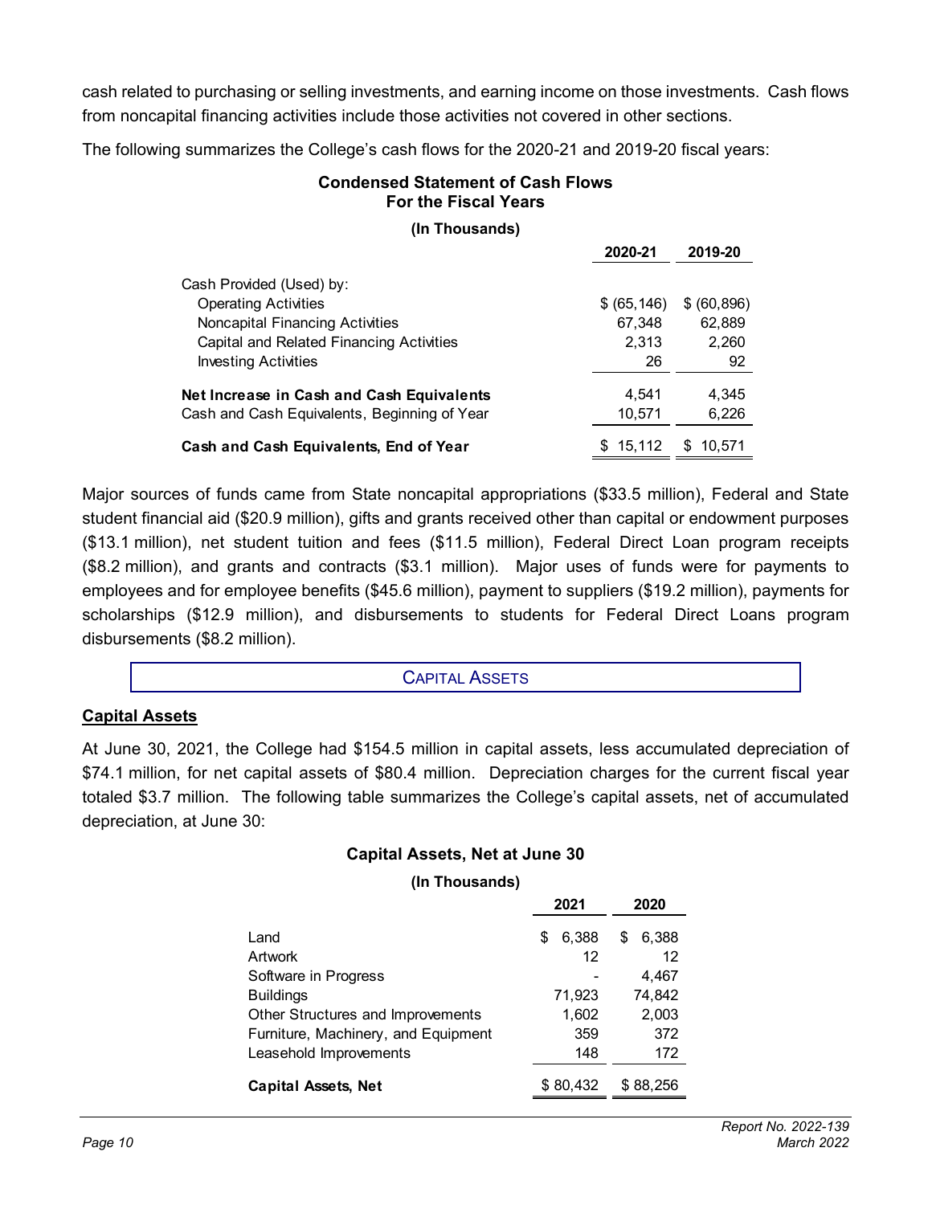cash related to purchasing or selling investments, and earning income on those investments. Cash flows from noncapital financing activities include those activities not covered in other sections.

The following summarizes the College's cash flows for the 2020-21 and 2019-20 fiscal years:

**Condensed Statement of Cash Flows**
**For the Fiscal Years**

**(In Thousands)**

| | 2020-21 | 2019-20 |
|---|---|---|
| Cash Provided (Used) by: | | |
| Operating Activities | $ (65,146) | $ (60,896) |
| Noncapital Financing Activities | 67,348 | 62,889 |
| Capital and Related Financing Activities | 2,313 | 2,260 |
| Investing Activities | 26 | 92 |
| **Net Increase in Cash and Cash Equivalents** | 4,541 | 4,345 |
| Cash and Cash Equivalents, Beginning of Year | 10,571 | 6,226 |
| **Cash and Cash Equivalents, End of Year** | $ 15,112 | $ 10,571 |

Major sources of funds came from State noncapital appropriations ($33.5 million), Federal and State student financial aid ($20.9 million), gifts and grants received other than capital or endowment purposes ($13.1 million), net student tuition and fees ($11.5 million), Federal Direct Loan program receipts ($8.2 million), and grants and contracts ($3.1 million). Major uses of funds were for payments to employees and for employee benefits ($45.6 million), payment to suppliers ($19.2 million), payments for scholarships ($12.9 million), and disbursements to students for Federal Direct Loans program disbursements ($8.2 million).

## CAPITAL ASSETS

### Capital Assets

At June 30, 2021, the College had $154.5 million in capital assets, less accumulated depreciation of $74.1 million, for net capital assets of $80.4 million. Depreciation charges for the current fiscal year totaled $3.7 million. The following table summarizes the College's capital assets, net of accumulated depreciation, at June 30:

**Capital Assets, Net at June 30**

**(In Thousands)**

| | 2021 | 2020 |
|---|---|---|
| Land | $ 6,388 | $ 6,388 |
| Artwork | 12 | 12 |
| Software in Progress | - | 4,467 |
| Buildings | 71,923 | 74,842 |
| Other Structures and Improvements | 1,602 | 2,003 |
| Furniture, Machinery, and Equipment | 359 | 372 |
| Leasehold Improvements | 148 | 172 |
| **Capital Assets, Net** | $ 80,432 | $ 88,256 |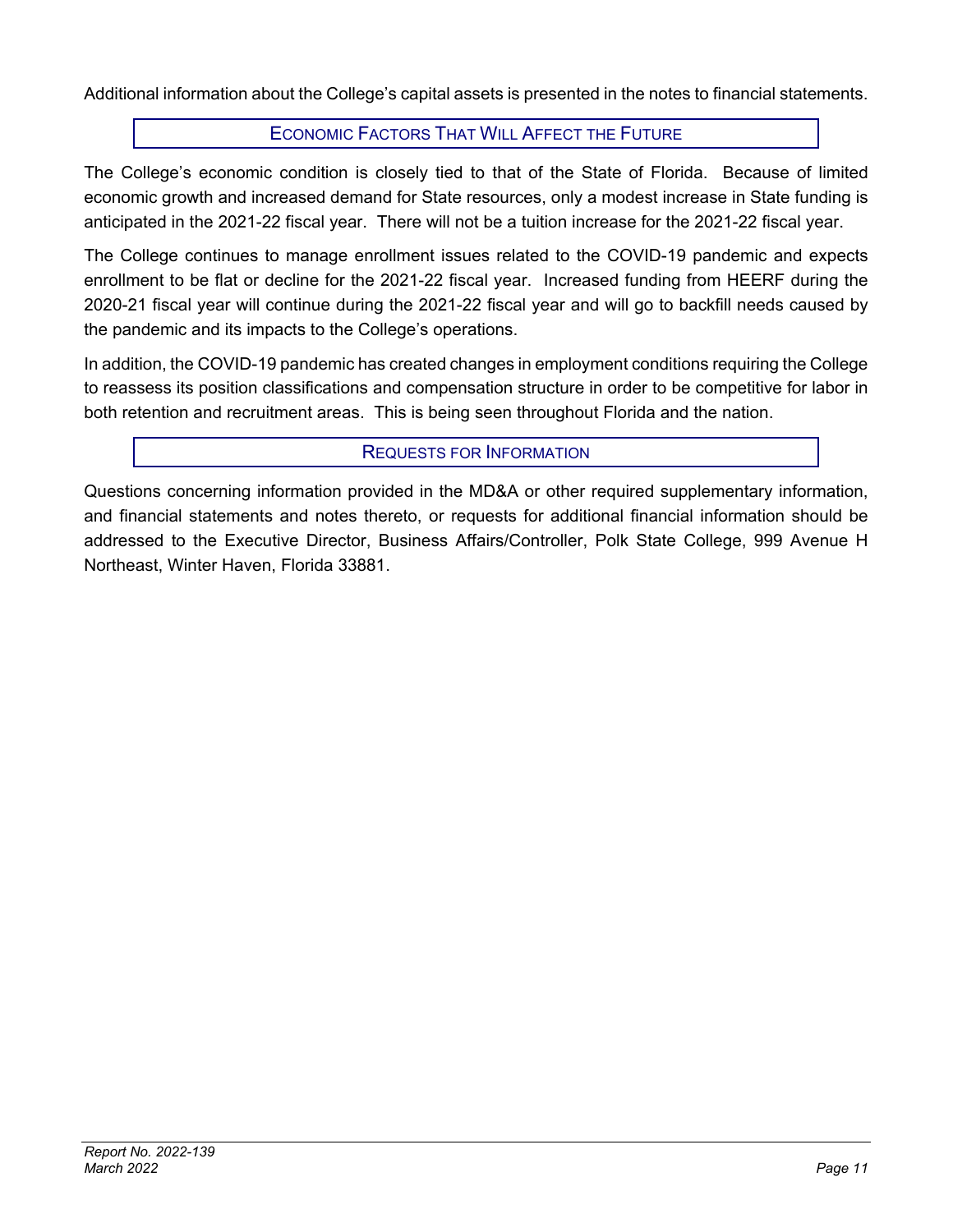Additional information about the College's capital assets is presented in the notes to financial statements.

## Economic Factors That Will Affect the Future

The College's economic condition is closely tied to that of the State of Florida. Because of limited economic growth and increased demand for State resources, only a modest increase in State funding is anticipated in the 2021-22 fiscal year. There will not be a tuition increase for the 2021-22 fiscal year.

The College continues to manage enrollment issues related to the COVID-19 pandemic and expects enrollment to be flat or decline for the 2021-22 fiscal year. Increased funding from HEERF during the 2020-21 fiscal year will continue during the 2021-22 fiscal year and will go to backfill needs caused by the pandemic and its impacts to the College's operations.

In addition, the COVID-19 pandemic has created changes in employment conditions requiring the College to reassess its position classifications and compensation structure in order to be competitive for labor in both retention and recruitment areas. This is being seen throughout Florida and the nation.

## Requests for Information

Questions concerning information provided in the MD&A or other required supplementary information, and financial statements and notes thereto, or requests for additional financial information should be addressed to the Executive Director, Business Affairs/Controller, Polk State College, 999 Avenue H Northeast, Winter Haven, Florida 33881.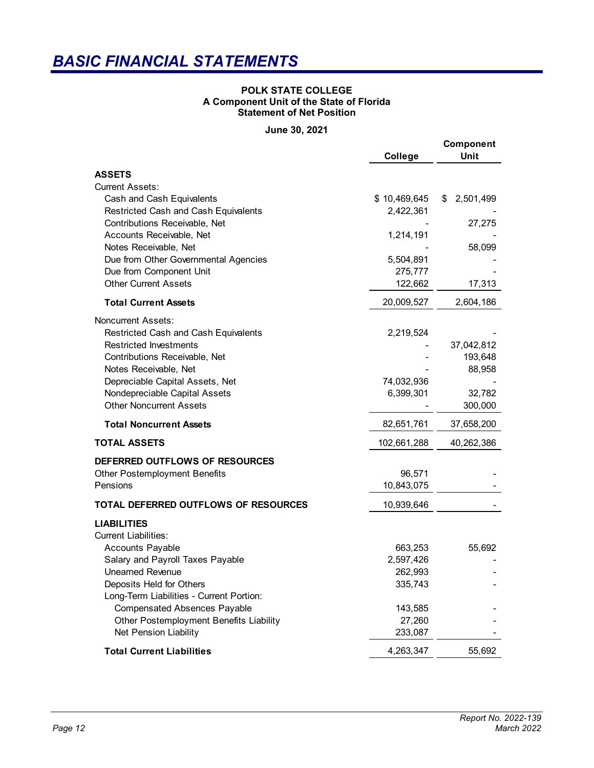# BASIC FINANCIAL STATEMENTS

**POLK STATE COLLEGE**
**A Component Unit of the State of Florida**
**Statement of Net Position**

**June 30, 2021**

| | College | Component Unit |
|---|---|---|
| **ASSETS** | | |
| Current Assets: | | |
| Cash and Cash Equivalents | $ 10,469,645 | $ 2,501,499 |
| Restricted Cash and Cash Equivalents | 2,422,361 | - |
| Contributions Receivable, Net | - | 27,275 |
| Accounts Receivable, Net | 1,214,191 | - |
| Notes Receivable, Net | - | 58,099 |
| Due from Other Governmental Agencies | 5,504,891 | - |
| Due from Component Unit | 275,777 | - |
| Other Current Assets | 122,662 | 17,313 |
| **Total Current Assets** | 20,009,527 | 2,604,186 |
| Noncurrent Assets: | | |
| Restricted Cash and Cash Equivalents | 2,219,524 | - |
| Restricted Investments | - | 37,042,812 |
| Contributions Receivable, Net | - | 193,648 |
| Notes Receivable, Net | - | 88,958 |
| Depreciable Capital Assets, Net | 74,032,936 | - |
| Nondepreciable Capital Assets | 6,399,301 | 32,782 |
| Other Noncurrent Assets | - | 300,000 |
| **Total Noncurrent Assets** | 82,651,761 | 37,658,200 |
| **TOTAL ASSETS** | 102,661,288 | 40,262,386 |
| **DEFERRED OUTFLOWS OF RESOURCES** | | |
| Other Postemployment Benefits | 96,571 | - |
| Pensions | 10,843,075 | - |
| **TOTAL DEFERRED OUTFLOWS OF RESOURCES** | 10,939,646 | - |
| **LIABILITIES** | | |
| Current Liabilities: | | |
| Accounts Payable | 663,253 | 55,692 |
| Salary and Payroll Taxes Payable | 2,597,426 | - |
| Unearned Revenue | 262,993 | - |
| Deposits Held for Others | 335,743 | - |
| Long-Term Liabilities - Current Portion: | | |
| Compensated Absences Payable | 143,585 | - |
| Other Postemployment Benefits Liability | 27,260 | - |
| Net Pension Liability | 233,087 | - |
| **Total Current Liabilities** | 4,263,347 | 55,692 |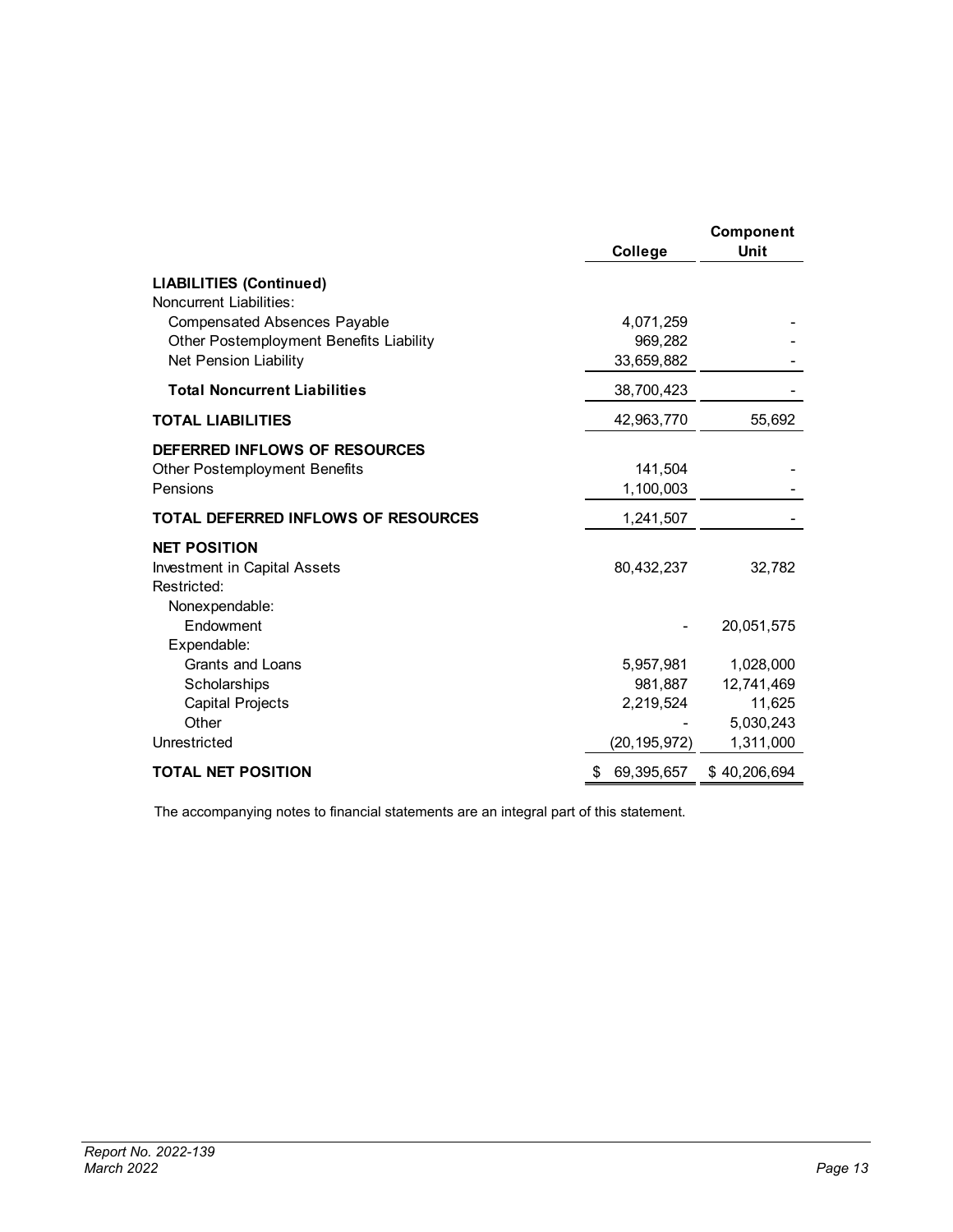| | College | Component Unit |
|---|---|---|
| **LIABILITIES (Continued)** | | |
| Noncurrent Liabilities: | | |
| Compensated Absences Payable | 4,071,259 | - |
| Other Postemployment Benefits Liability | 969,282 | - |
| Net Pension Liability | 33,659,882 | - |
| **Total Noncurrent Liabilities** | 38,700,423 | - |
| **TOTAL LIABILITIES** | 42,963,770 | 55,692 |
| **DEFERRED INFLOWS OF RESOURCES** | | |
| Other Postemployment Benefits | 141,504 | - |
| Pensions | 1,100,003 | - |
| **TOTAL DEFERRED INFLOWS OF RESOURCES** | 1,241,507 | - |
| **NET POSITION** | | |
| Investment in Capital Assets | 80,432,237 | 32,782 |
| Restricted: | | |
| Nonexpendable: | | |
| Endowment | - | 20,051,575 |
| Expendable: | | |
| Grants and Loans | 5,957,981 | 1,028,000 |
| Scholarships | 981,887 | 12,741,469 |
| Capital Projects | 2,219,524 | 11,625 |
| Other | - | 5,030,243 |
| Unrestricted | (20,195,972) | 1,311,000 |
| **TOTAL NET POSITION** | $ 69,395,657 | $ 40,206,694 |

The accompanying notes to financial statements are an integral part of this statement.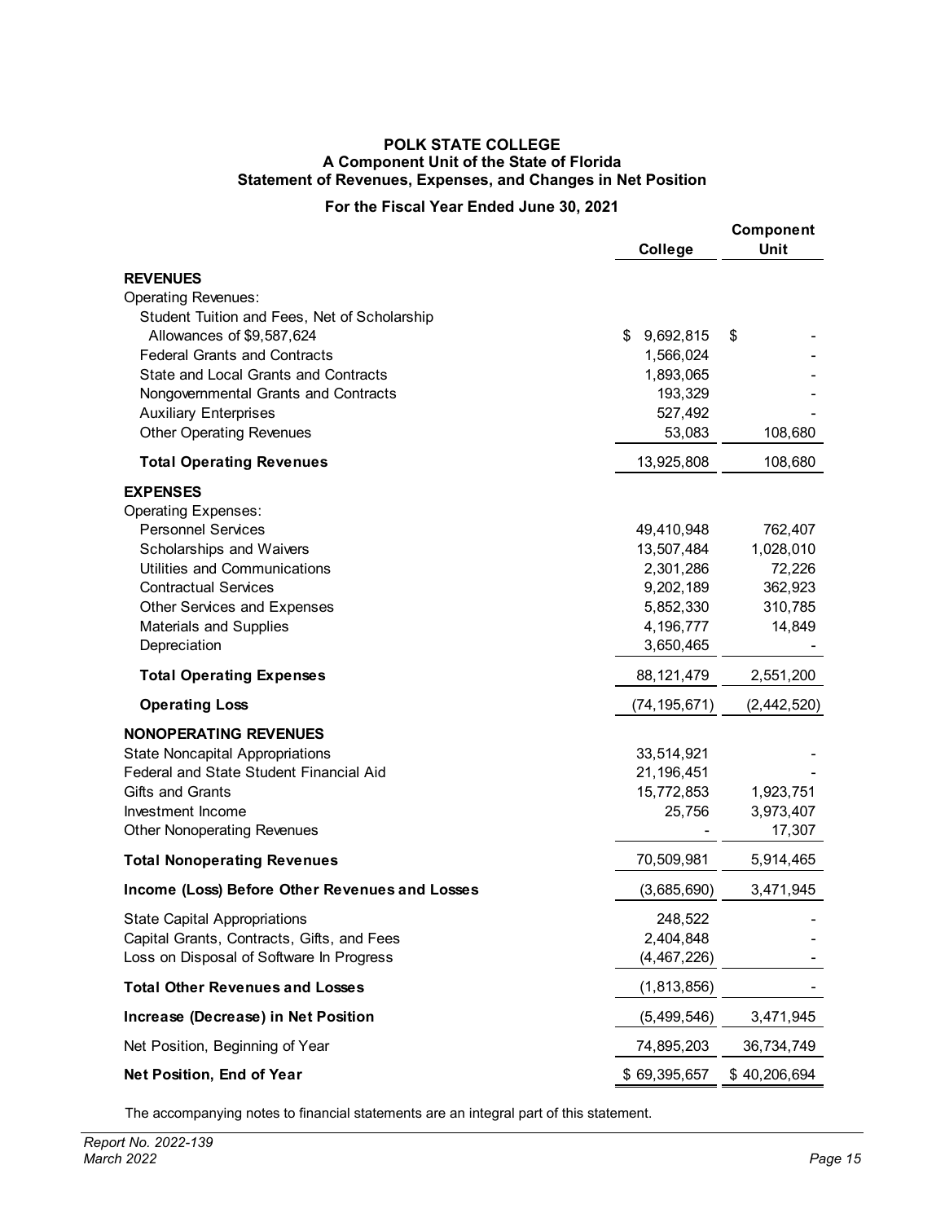# POLK STATE COLLEGE
## A Component Unit of the State of Florida
## Statement of Revenues, Expenses, and Changes in Net Position

**For the Fiscal Year Ended June 30, 2021**

| | College | Component Unit |
|---|---|---|
| **REVENUES** | | |
| Operating Revenues: | | |
| Student Tuition and Fees, Net of Scholarship Allowances of $9,587,624 | $ 9,692,815 | $ - |
| Federal Grants and Contracts | 1,566,024 | - |
| State and Local Grants and Contracts | 1,893,065 | - |
| Nongovernmental Grants and Contracts | 193,329 | - |
| Auxiliary Enterprises | 527,492 | - |
| Other Operating Revenues | 53,083 | 108,680 |
| **Total Operating Revenues** | 13,925,808 | 108,680 |
| **EXPENSES** | | |
| Operating Expenses: | | |
| Personnel Services | 49,410,948 | 762,407 |
| Scholarships and Waivers | 13,507,484 | 1,028,010 |
| Utilities and Communications | 2,301,286 | 72,226 |
| Contractual Services | 9,202,189 | 362,923 |
| Other Services and Expenses | 5,852,330 | 310,785 |
| Materials and Supplies | 4,196,777 | 14,849 |
| Depreciation | 3,650,465 | - |
| **Total Operating Expenses** | 88,121,479 | 2,551,200 |
| **Operating Loss** | (74,195,671) | (2,442,520) |
| **NONOPERATING REVENUES** | | |
| State Noncapital Appropriations | 33,514,921 | - |
| Federal and State Student Financial Aid | 21,196,451 | - |
| Gifts and Grants | 15,772,853 | 1,923,751 |
| Investment Income | 25,756 | 3,973,407 |
| Other Nonoperating Revenues | - | 17,307 |
| **Total Nonoperating Revenues** | 70,509,981 | 5,914,465 |
| **Income (Loss) Before Other Revenues and Losses** | (3,685,690) | 3,471,945 |
| State Capital Appropriations | 248,522 | - |
| Capital Grants, Contracts, Gifts, and Fees | 2,404,848 | - |
| Loss on Disposal of Software In Progress | (4,467,226) | - |
| **Total Other Revenues and Losses** | (1,813,856) | - |
| **Increase (Decrease) in Net Position** | (5,499,546) | 3,471,945 |
| Net Position, Beginning of Year | 74,895,203 | 36,734,749 |
| **Net Position, End of Year** | $ 69,395,657 | $ 40,206,694 |

The accompanying notes to financial statements are an integral part of this statement.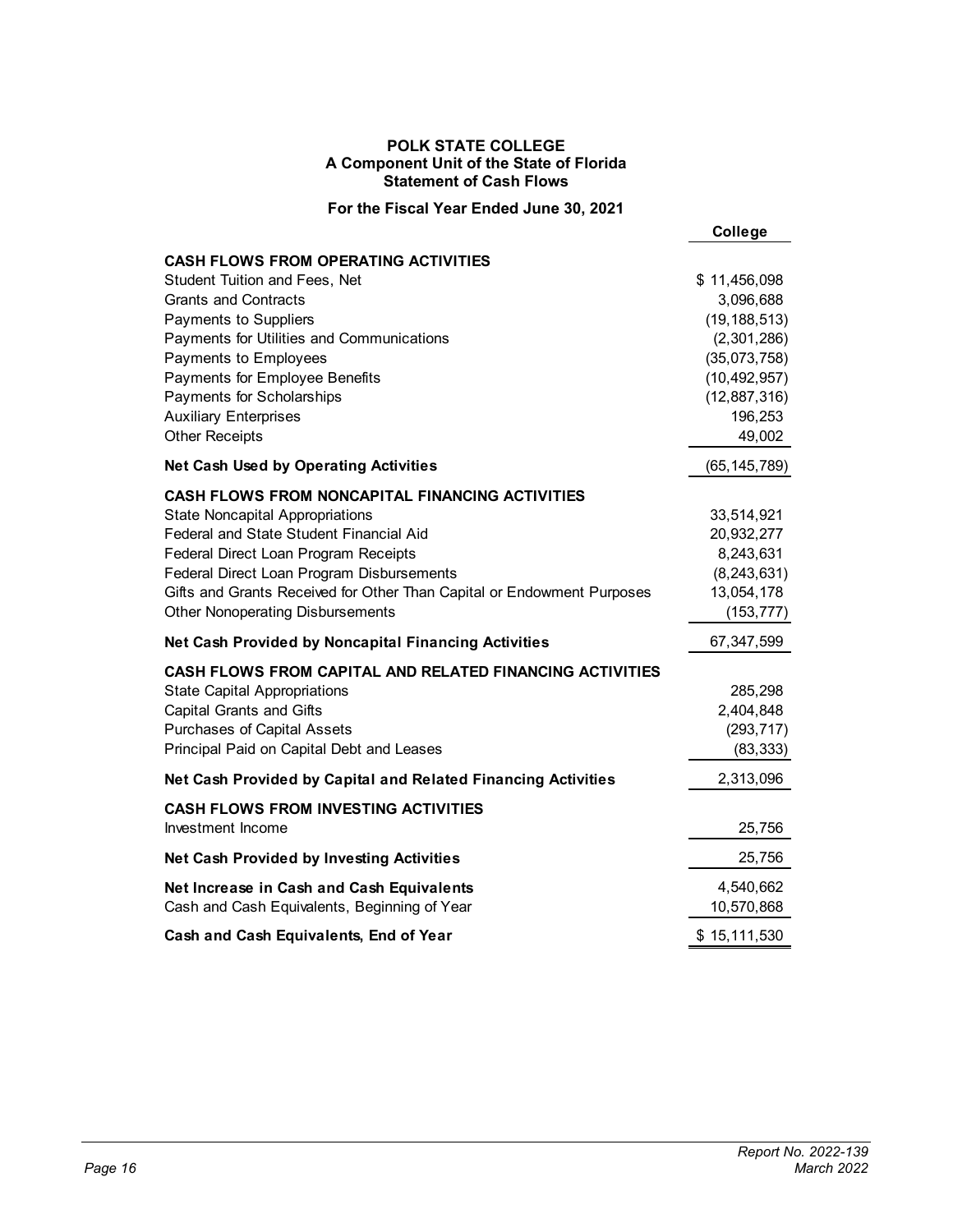# POLK STATE COLLEGE
## A Component Unit of the State of Florida
## Statement of Cash Flows

**For the Fiscal Year Ended June 30, 2021**

| | College |
|---|---|
| **CASH FLOWS FROM OPERATING ACTIVITIES** | |
| Student Tuition and Fees, Net | $ 11,456,098 |
| Grants and Contracts | 3,096,688 |
| Payments to Suppliers | (19,188,513) |
| Payments for Utilities and Communications | (2,301,286) |
| Payments to Employees | (35,073,758) |
| Payments for Employee Benefits | (10,492,957) |
| Payments for Scholarships | (12,887,316) |
| Auxiliary Enterprises | 196,253 |
| Other Receipts | 49,002 |
| **Net Cash Used by Operating Activities** | (65,145,789) |
| **CASH FLOWS FROM NONCAPITAL FINANCING ACTIVITIES** | |
| State Noncapital Appropriations | 33,514,921 |
| Federal and State Student Financial Aid | 20,932,277 |
| Federal Direct Loan Program Receipts | 8,243,631 |
| Federal Direct Loan Program Disbursements | (8,243,631) |
| Gifts and Grants Received for Other Than Capital or Endowment Purposes | 13,054,178 |
| Other Nonoperating Disbursements | (153,777) |
| **Net Cash Provided by Noncapital Financing Activities** | 67,347,599 |
| **CASH FLOWS FROM CAPITAL AND RELATED FINANCING ACTIVITIES** | |
| State Capital Appropriations | 285,298 |
| Capital Grants and Gifts | 2,404,848 |
| Purchases of Capital Assets | (293,717) |
| Principal Paid on Capital Debt and Leases | (83,333) |
| **Net Cash Provided by Capital and Related Financing Activities** | 2,313,096 |
| **CASH FLOWS FROM INVESTING ACTIVITIES** | |
| Investment Income | 25,756 |
| **Net Cash Provided by Investing Activities** | 25,756 |
| **Net Increase in Cash and Cash Equivalents** | 4,540,662 |
| Cash and Cash Equivalents, Beginning of Year | 10,570,868 |
| **Cash and Cash Equivalents, End of Year** | $ 15,111,530 |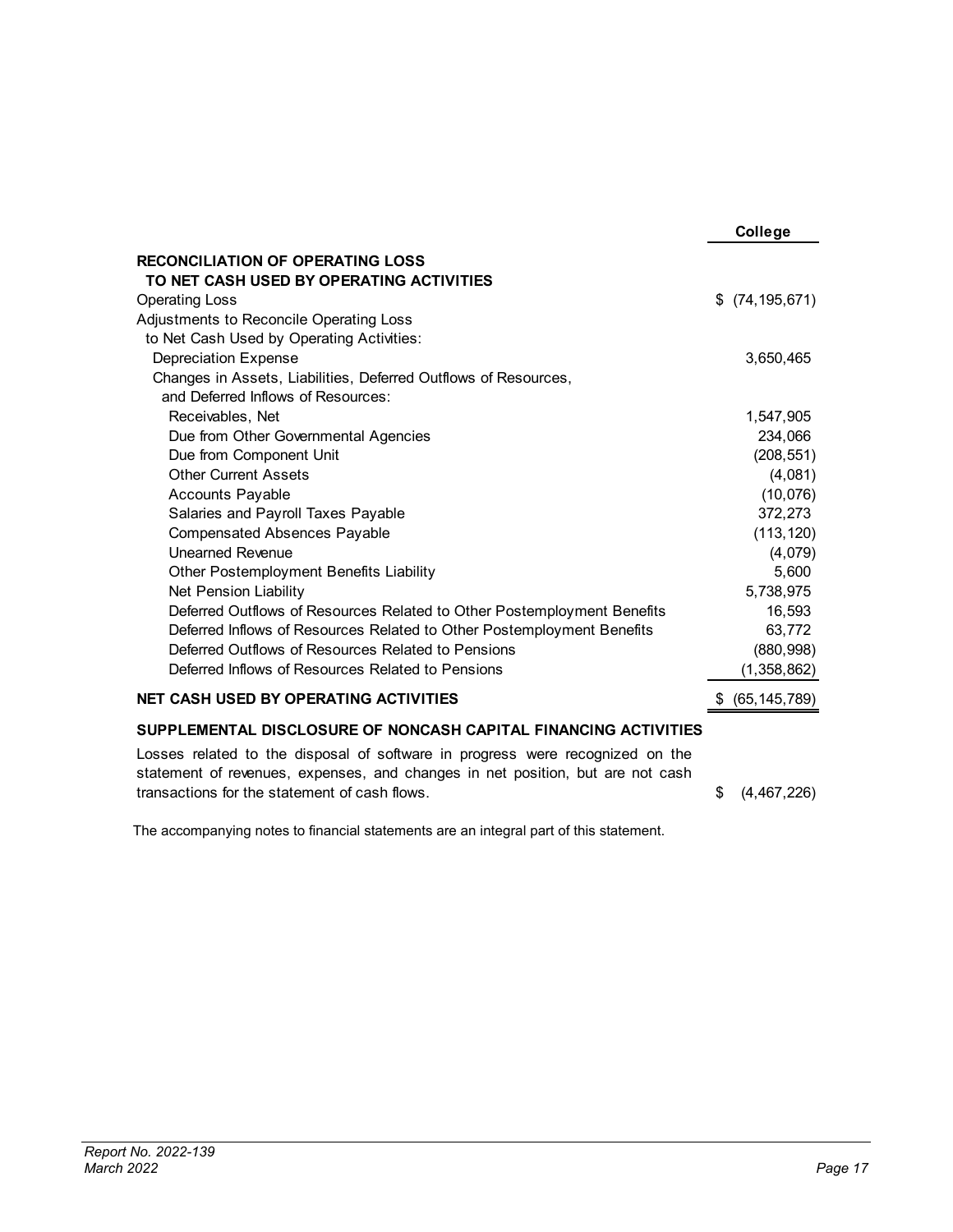| | College |
|---|---|
| **RECONCILIATION OF OPERATING LOSS TO NET CASH USED BY OPERATING ACTIVITIES** | |
| Operating Loss | $ (74,195,671) |
| Adjustments to Reconcile Operating Loss to Net Cash Used by Operating Activities: | |
| Depreciation Expense | 3,650,465 |
| Changes in Assets, Liabilities, Deferred Outflows of Resources, and Deferred Inflows of Resources: | |
| Receivables, Net | 1,547,905 |
| Due from Other Governmental Agencies | 234,066 |
| Due from Component Unit | (208,551) |
| Other Current Assets | (4,081) |
| Accounts Payable | (10,076) |
| Salaries and Payroll Taxes Payable | 372,273 |
| Compensated Absences Payable | (113,120) |
| Unearned Revenue | (4,079) |
| Other Postemployment Benefits Liability | 5,600 |
| Net Pension Liability | 5,738,975 |
| Deferred Outflows of Resources Related to Other Postemployment Benefits | 16,593 |
| Deferred Inflows of Resources Related to Other Postemployment Benefits | 63,772 |
| Deferred Outflows of Resources Related to Pensions | (880,998) |
| Deferred Inflows of Resources Related to Pensions | (1,358,862) |
| **NET CASH USED BY OPERATING ACTIVITIES** | $ (65,145,789) |

**SUPPLEMENTAL DISCLOSURE OF NONCASH CAPITAL FINANCING ACTIVITIES**

| | |
|---|---|
| Losses related to the disposal of software in progress were recognized on the statement of revenues, expenses, and changes in net position, but are not cash transactions for the statement of cash flows. | $ (4,467,226) |

The accompanying notes to financial statements are an integral part of this statement.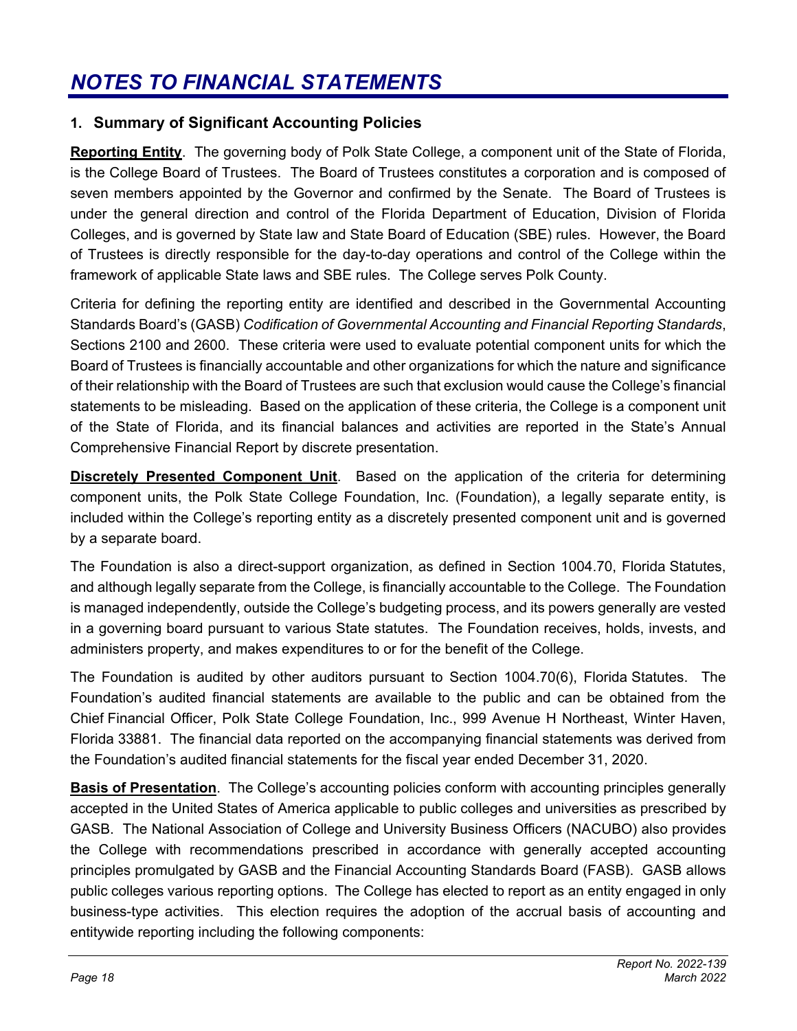# NOTES TO FINANCIAL STATEMENTS

## 1. Summary of Significant Accounting Policies

**Reporting Entity**. The governing body of Polk State College, a component unit of the State of Florida, is the College Board of Trustees. The Board of Trustees constitutes a corporation and is composed of seven members appointed by the Governor and confirmed by the Senate. The Board of Trustees is under the general direction and control of the Florida Department of Education, Division of Florida Colleges, and is governed by State law and State Board of Education (SBE) rules. However, the Board of Trustees is directly responsible for the day-to-day operations and control of the College within the framework of applicable State laws and SBE rules. The College serves Polk County.

Criteria for defining the reporting entity are identified and described in the Governmental Accounting Standards Board's (GASB) *Codification of Governmental Accounting and Financial Reporting Standards*, Sections 2100 and 2600. These criteria were used to evaluate potential component units for which the Board of Trustees is financially accountable and other organizations for which the nature and significance of their relationship with the Board of Trustees are such that exclusion would cause the College's financial statements to be misleading. Based on the application of these criteria, the College is a component unit of the State of Florida, and its financial balances and activities are reported in the State's Annual Comprehensive Financial Report by discrete presentation.

**Discretely Presented Component Unit**. Based on the application of the criteria for determining component units, the Polk State College Foundation, Inc. (Foundation), a legally separate entity, is included within the College's reporting entity as a discretely presented component unit and is governed by a separate board.

The Foundation is also a direct-support organization, as defined in Section 1004.70, Florida Statutes, and although legally separate from the College, is financially accountable to the College. The Foundation is managed independently, outside the College's budgeting process, and its powers generally are vested in a governing board pursuant to various State statutes. The Foundation receives, holds, invests, and administers property, and makes expenditures to or for the benefit of the College.

The Foundation is audited by other auditors pursuant to Section 1004.70(6), Florida Statutes. The Foundation's audited financial statements are available to the public and can be obtained from the Chief Financial Officer, Polk State College Foundation, Inc., 999 Avenue H Northeast, Winter Haven, Florida 33881. The financial data reported on the accompanying financial statements was derived from the Foundation's audited financial statements for the fiscal year ended December 31, 2020.

**Basis of Presentation**. The College's accounting policies conform with accounting principles generally accepted in the United States of America applicable to public colleges and universities as prescribed by GASB. The National Association of College and University Business Officers (NACUBO) also provides the College with recommendations prescribed in accordance with generally accepted accounting principles promulgated by GASB and the Financial Accounting Standards Board (FASB). GASB allows public colleges various reporting options. The College has elected to report as an entity engaged in only business-type activities. This election requires the adoption of the accrual basis of accounting and entitywide reporting including the following components: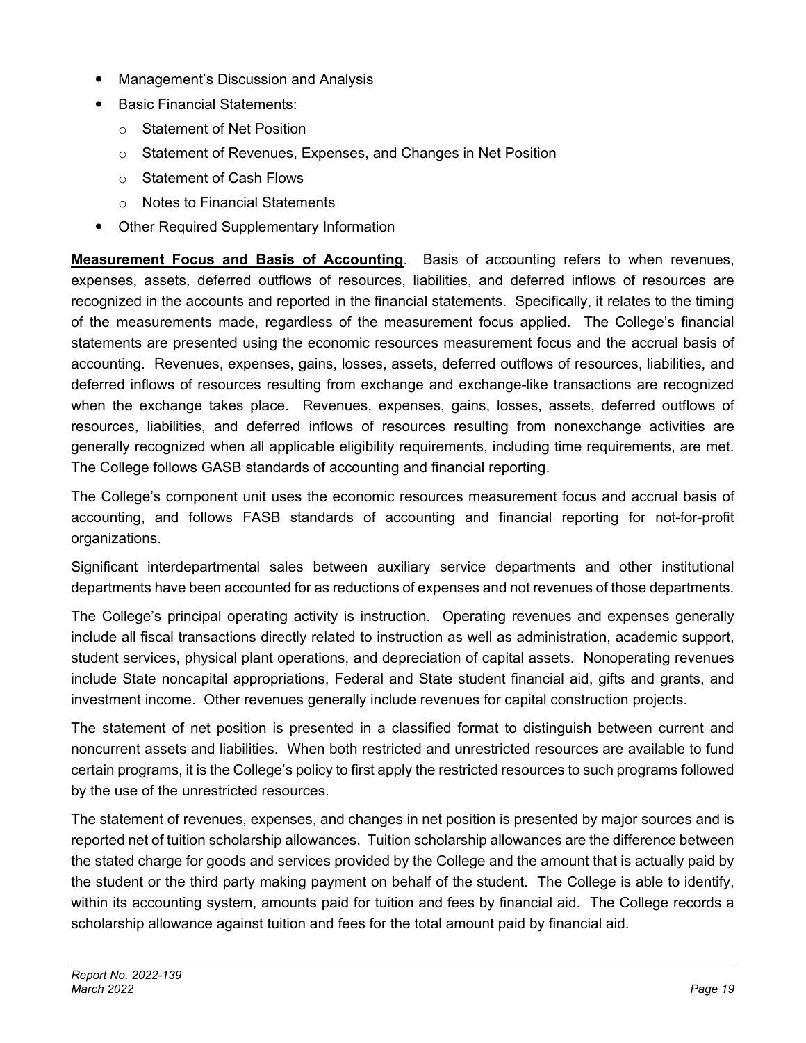- Management's Discussion and Analysis
- Basic Financial Statements:
  - Statement of Net Position
  - Statement of Revenues, Expenses, and Changes in Net Position
  - Statement of Cash Flows
  - Notes to Financial Statements
- Other Required Supplementary Information

**Measurement Focus and Basis of Accounting**. Basis of accounting refers to when revenues, expenses, assets, deferred outflows of resources, liabilities, and deferred inflows of resources are recognized in the accounts and reported in the financial statements. Specifically, it relates to the timing of the measurements made, regardless of the measurement focus applied. The College's financial statements are presented using the economic resources measurement focus and the accrual basis of accounting. Revenues, expenses, gains, losses, assets, deferred outflows of resources, liabilities, and deferred inflows of resources resulting from exchange and exchange-like transactions are recognized when the exchange takes place. Revenues, expenses, gains, losses, assets, deferred outflows of resources, liabilities, and deferred inflows of resources resulting from nonexchange activities are generally recognized when all applicable eligibility requirements, including time requirements, are met. The College follows GASB standards of accounting and financial reporting.

The College's component unit uses the economic resources measurement focus and accrual basis of accounting, and follows FASB standards of accounting and financial reporting for not-for-profit organizations.

Significant interdepartmental sales between auxiliary service departments and other institutional departments have been accounted for as reductions of expenses and not revenues of those departments.

The College's principal operating activity is instruction. Operating revenues and expenses generally include all fiscal transactions directly related to instruction as well as administration, academic support, student services, physical plant operations, and depreciation of capital assets. Nonoperating revenues include State noncapital appropriations, Federal and State student financial aid, gifts and grants, and investment income. Other revenues generally include revenues for capital construction projects.

The statement of net position is presented in a classified format to distinguish between current and noncurrent assets and liabilities. When both restricted and unrestricted resources are available to fund certain programs, it is the College's policy to first apply the restricted resources to such programs followed by the use of the unrestricted resources.

The statement of revenues, expenses, and changes in net position is presented by major sources and is reported net of tuition scholarship allowances. Tuition scholarship allowances are the difference between the stated charge for goods and services provided by the College and the amount that is actually paid by the student or the third party making payment on behalf of the student. The College is able to identify, within its accounting system, amounts paid for tuition and fees by financial aid. The College records a scholarship allowance against tuition and fees for the total amount paid by financial aid.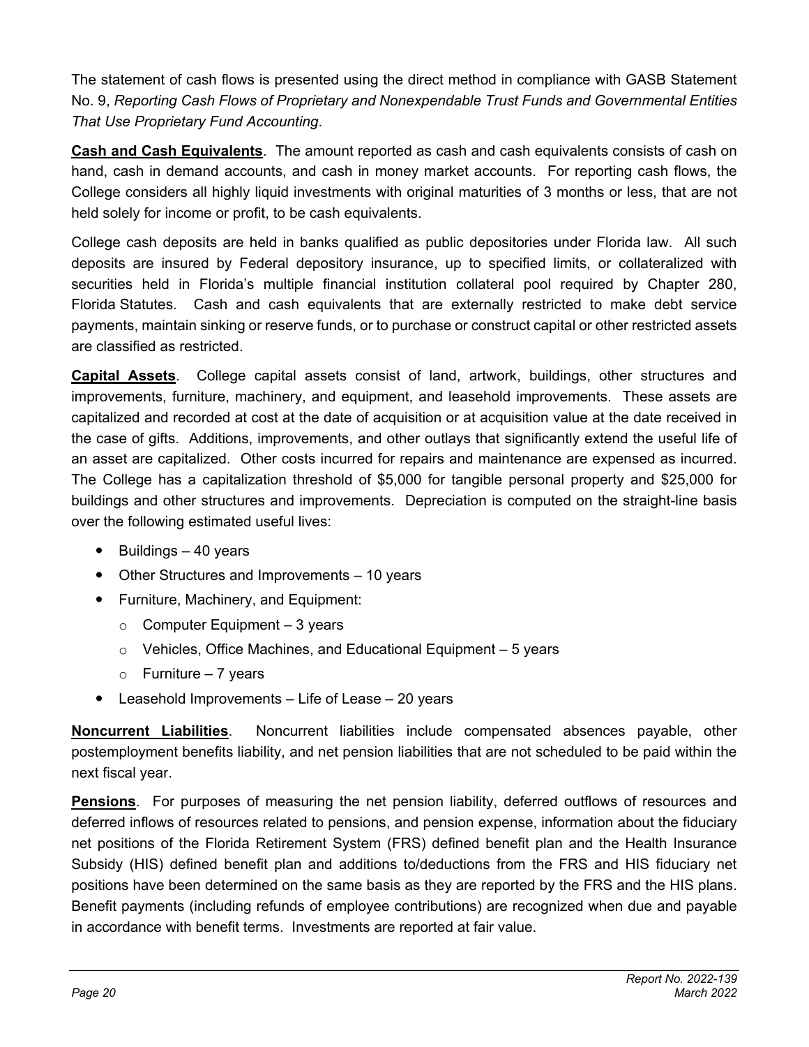The statement of cash flows is presented using the direct method in compliance with GASB Statement No. 9, *Reporting Cash Flows of Proprietary and Nonexpendable Trust Funds and Governmental Entities That Use Proprietary Fund Accounting*.

**Cash and Cash Equivalents**. The amount reported as cash and cash equivalents consists of cash on hand, cash in demand accounts, and cash in money market accounts. For reporting cash flows, the College considers all highly liquid investments with original maturities of 3 months or less, that are not held solely for income or profit, to be cash equivalents.

College cash deposits are held in banks qualified as public depositories under Florida law. All such deposits are insured by Federal depository insurance, up to specified limits, or collateralized with securities held in Florida's multiple financial institution collateral pool required by Chapter 280, Florida Statutes. Cash and cash equivalents that are externally restricted to make debt service payments, maintain sinking or reserve funds, or to purchase or construct capital or other restricted assets are classified as restricted.

**Capital Assets**. College capital assets consist of land, artwork, buildings, other structures and improvements, furniture, machinery, and equipment, and leasehold improvements. These assets are capitalized and recorded at cost at the date of acquisition or at acquisition value at the date received in the case of gifts. Additions, improvements, and other outlays that significantly extend the useful life of an asset are capitalized. Other costs incurred for repairs and maintenance are expensed as incurred. The College has a capitalization threshold of $5,000 for tangible personal property and $25,000 for buildings and other structures and improvements. Depreciation is computed on the straight-line basis over the following estimated useful lives:

- Buildings – 40 years
- Other Structures and Improvements – 10 years
- Furniture, Machinery, and Equipment:
  - Computer Equipment – 3 years
  - Vehicles, Office Machines, and Educational Equipment – 5 years
  - Furniture – 7 years
- Leasehold Improvements – Life of Lease – 20 years

**Noncurrent Liabilities**. Noncurrent liabilities include compensated absences payable, other postemployment benefits liability, and net pension liabilities that are not scheduled to be paid within the next fiscal year.

**Pensions**. For purposes of measuring the net pension liability, deferred outflows of resources and deferred inflows of resources related to pensions, and pension expense, information about the fiduciary net positions of the Florida Retirement System (FRS) defined benefit plan and the Health Insurance Subsidy (HIS) defined benefit plan and additions to/deductions from the FRS and HIS fiduciary net positions have been determined on the same basis as they are reported by the FRS and the HIS plans. Benefit payments (including refunds of employee contributions) are recognized when due and payable in accordance with benefit terms. Investments are reported at fair value.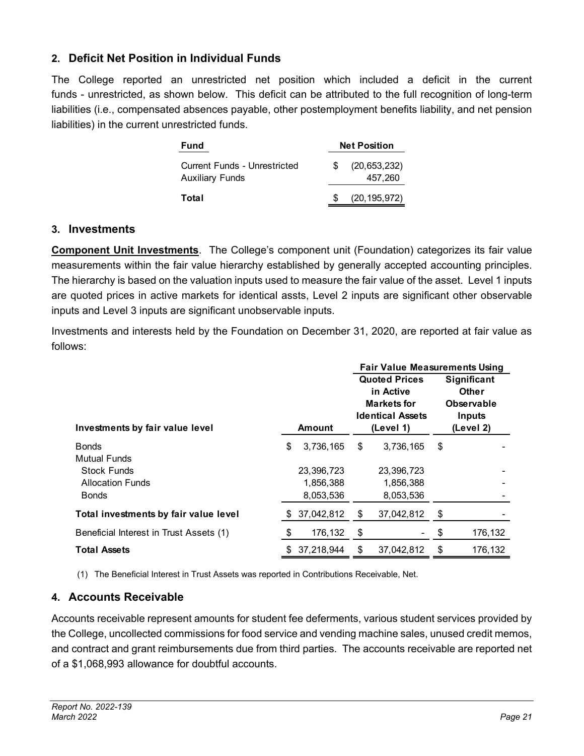## 2. Deficit Net Position in Individual Funds

The College reported an unrestricted net position which included a deficit in the current funds - unrestricted, as shown below. This deficit can be attributed to the full recognition of long-term liabilities (i.e., compensated absences payable, other postemployment benefits liability, and net pension liabilities) in the current unrestricted funds.

| Fund | Net Position |
|---|---|
| Current Funds - Unrestricted | $ (20,653,232) |
| Auxiliary Funds | 457,260 |
| **Total** | $ (20,195,972) |

## 3. Investments

**Component Unit Investments**. The College's component unit (Foundation) categorizes its fair value measurements within the fair value hierarchy established by generally accepted accounting principles. The hierarchy is based on the valuation inputs used to measure the fair value of the asset. Level 1 inputs are quoted prices in active markets for identical assts, Level 2 inputs are significant other observable inputs and Level 3 inputs are significant unobservable inputs.

Investments and interests held by the Foundation on December 31, 2020, are reported at fair value as follows:

| | | Fair Value Measurements Using | |
|---|---|---|---|
| **Investments by fair value level** | **Amount** | **Quoted Prices in Active Markets for Identical Assets (Level 1)** | **Significant Other Observable Inputs (Level 2)** |
| Bonds | $ 3,736,165 | $ 3,736,165 | $ - |
| Mutual Funds | | | |
| Stock Funds | 23,396,723 | 23,396,723 | - |
| Allocation Funds | 1,856,388 | 1,856,388 | - |
| Bonds | 8,053,536 | 8,053,536 | - |
| **Total investments by fair value level** | $ 37,042,812 | $ 37,042,812 | $ - |
| Beneficial Interest in Trust Assets (1) | $ 176,132 | $ - | $ 176,132 |
| **Total Assets** | $ 37,218,944 | $ 37,042,812 | $ 176,132 |

(1) The Beneficial Interest in Trust Assets was reported in Contributions Receivable, Net.

## 4. Accounts Receivable

Accounts receivable represent amounts for student fee deferments, various student services provided by the College, uncollected commissions for food service and vending machine sales, unused credit memos, and contract and grant reimbursements due from third parties. The accounts receivable are reported net of a $1,068,993 allowance for doubtful accounts.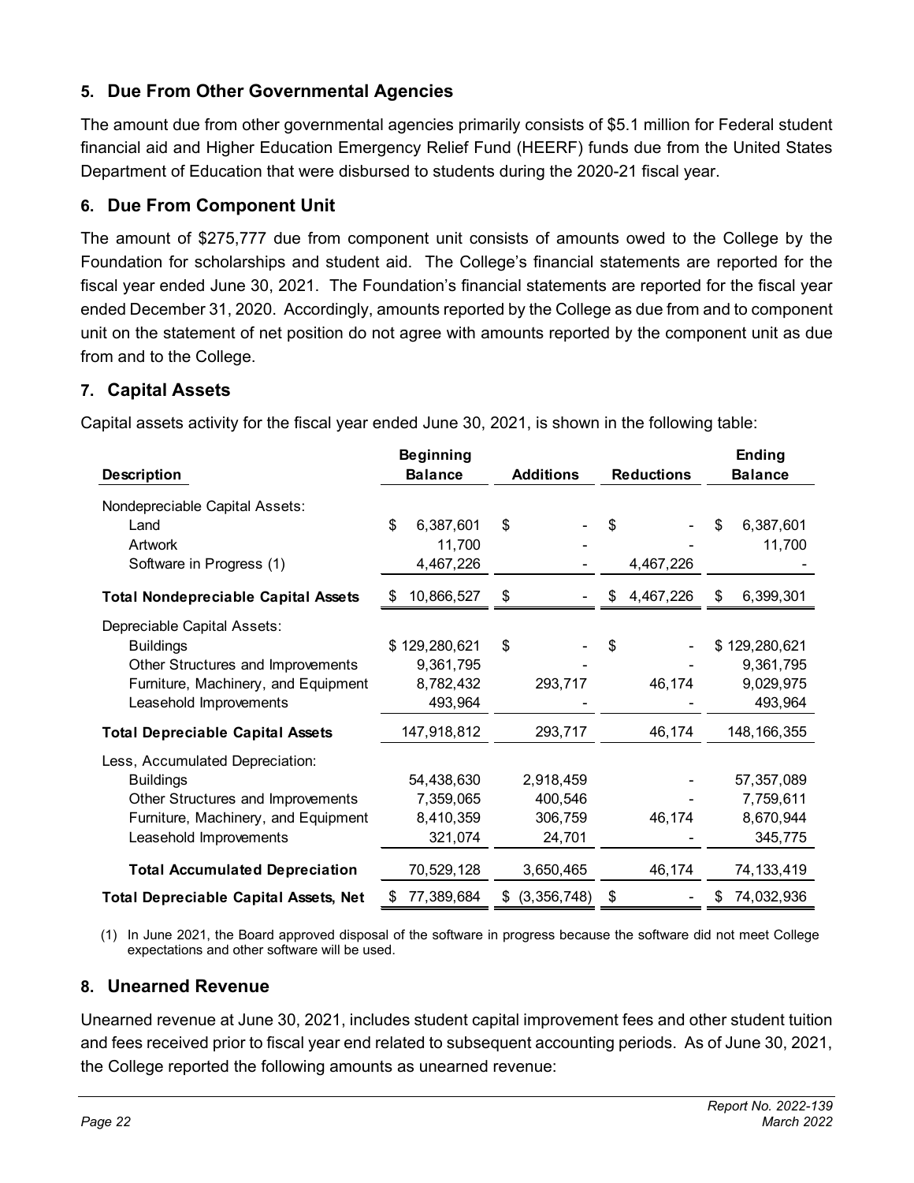## 5. Due From Other Governmental Agencies

The amount due from other governmental agencies primarily consists of $5.1 million for Federal student financial aid and Higher Education Emergency Relief Fund (HEERF) funds due from the United States Department of Education that were disbursed to students during the 2020-21 fiscal year.

## 6. Due From Component Unit

The amount of $275,777 due from component unit consists of amounts owed to the College by the Foundation for scholarships and student aid. The College's financial statements are reported for the fiscal year ended June 30, 2021. The Foundation's financial statements are reported for the fiscal year ended December 31, 2020. Accordingly, amounts reported by the College as due from and to component unit on the statement of net position do not agree with amounts reported by the component unit as due from and to the College.

## 7. Capital Assets

Capital assets activity for the fiscal year ended June 30, 2021, is shown in the following table:

| Description | Beginning Balance | Additions | Reductions | Ending Balance |
|---|---|---|---|---|
| Nondepreciable Capital Assets: | | | | |
| Land | $ 6,387,601 | $ - | $ - | $ 6,387,601 |
| Artwork | 11,700 | - | - | 11,700 |
| Software in Progress (1) | 4,467,226 | - | 4,467,226 | - |
| **Total Nondepreciable Capital Assets** | $ 10,866,527 | $ - | $ 4,467,226 | $ 6,399,301 |
| Depreciable Capital Assets: | | | | |
| Buildings | $ 129,280,621 | $ - | $ - | $ 129,280,621 |
| Other Structures and Improvements | 9,361,795 | - | - | 9,361,795 |
| Furniture, Machinery, and Equipment | 8,782,432 | 293,717 | 46,174 | 9,029,975 |
| Leasehold Improvements | 493,964 | - | - | 493,964 |
| **Total Depreciable Capital Assets** | 147,918,812 | 293,717 | 46,174 | 148,166,355 |
| Less, Accumulated Depreciation: | | | | |
| Buildings | 54,438,630 | 2,918,459 | - | 57,357,089 |
| Other Structures and Improvements | 7,359,065 | 400,546 | - | 7,759,611 |
| Furniture, Machinery, and Equipment | 8,410,359 | 306,759 | 46,174 | 8,670,944 |
| Leasehold Improvements | 321,074 | 24,701 | - | 345,775 |
| **Total Accumulated Depreciation** | 70,529,128 | 3,650,465 | 46,174 | 74,133,419 |
| **Total Depreciable Capital Assets, Net** | $ 77,389,684 | $ (3,356,748) | $ - | $ 74,032,936 |

(1) In June 2021, the Board approved disposal of the software in progress because the software did not meet College expectations and other software will be used.

## 8. Unearned Revenue

Unearned revenue at June 30, 2021, includes student capital improvement fees and other student tuition and fees received prior to fiscal year end related to subsequent accounting periods. As of June 30, 2021, the College reported the following amounts as unearned revenue: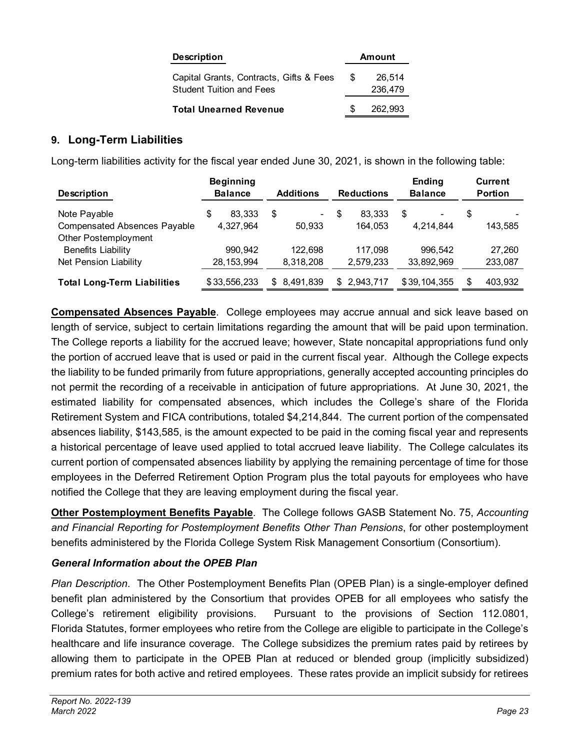| Description | Amount |
|---|---|
| Capital Grants, Contracts, Gifts & Fees | $ 26,514 |
| Student Tuition and Fees | 236,479 |
| **Total Unearned Revenue** | $ 262,993 |

## 9. Long-Term Liabilities

Long-term liabilities activity for the fiscal year ended June 30, 2021, is shown in the following table:

| Description | Beginning Balance | Additions | Reductions | Ending Balance | Current Portion |
|---|---|---|---|---|---|
| Note Payable | $ 83,333 | $ - | $ 83,333 | $ - | $ - |
| Compensated Absences Payable | 4,327,964 | 50,933 | 164,053 | 4,214,844 | 143,585 |
| Other Postemployment Benefits Liability | 990,942 | 122,698 | 117,098 | 996,542 | 27,260 |
| Net Pension Liability | 28,153,994 | 8,318,208 | 2,579,233 | 33,892,969 | 233,087 |
| **Total Long-Term Liabilities** | $ 33,556,233 | $ 8,491,839 | $ 2,943,717 | $ 39,104,355 | $ 403,932 |

**Compensated Absences Payable**. College employees may accrue annual and sick leave based on length of service, subject to certain limitations regarding the amount that will be paid upon termination. The College reports a liability for the accrued leave; however, State noncapital appropriations fund only the portion of accrued leave that is used or paid in the current fiscal year. Although the College expects the liability to be funded primarily from future appropriations, generally accepted accounting principles do not permit the recording of a receivable in anticipation of future appropriations. At June 30, 2021, the estimated liability for compensated absences, which includes the College's share of the Florida Retirement System and FICA contributions, totaled $4,214,844. The current portion of the compensated absences liability, $143,585, is the amount expected to be paid in the coming fiscal year and represents a historical percentage of leave used applied to total accrued leave liability. The College calculates its current portion of compensated absences liability by applying the remaining percentage of time for those employees in the Deferred Retirement Option Program plus the total payouts for employees who have notified the College that they are leaving employment during the fiscal year.

**Other Postemployment Benefits Payable**. The College follows GASB Statement No. 75, *Accounting and Financial Reporting for Postemployment Benefits Other Than Pensions*, for other postemployment benefits administered by the Florida College System Risk Management Consortium (Consortium).

### *General Information about the OPEB Plan*

*Plan Description*. The Other Postemployment Benefits Plan (OPEB Plan) is a single-employer defined benefit plan administered by the Consortium that provides OPEB for all employees who satisfy the College's retirement eligibility provisions. Pursuant to the provisions of Section 112.0801, Florida Statutes, former employees who retire from the College are eligible to participate in the College's healthcare and life insurance coverage. The College subsidizes the premium rates paid by retirees by allowing them to participate in the OPEB Plan at reduced or blended group (implicitly subsidized) premium rates for both active and retired employees. These rates provide an implicit subsidy for retirees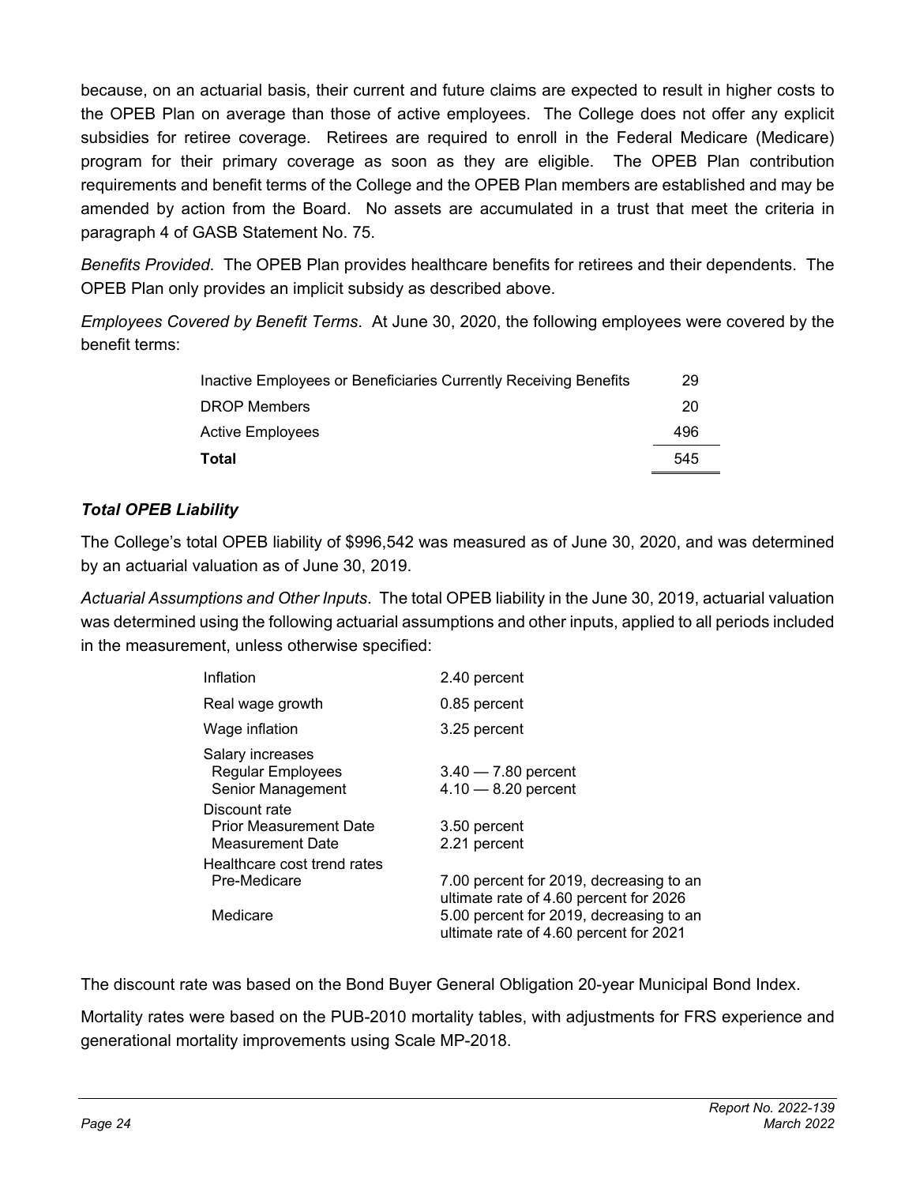because, on an actuarial basis, their current and future claims are expected to result in higher costs to the OPEB Plan on average than those of active employees. The College does not offer any explicit subsidies for retiree coverage. Retirees are required to enroll in the Federal Medicare (Medicare) program for their primary coverage as soon as they are eligible. The OPEB Plan contribution requirements and benefit terms of the College and the OPEB Plan members are established and may be amended by action from the Board. No assets are accumulated in a trust that meet the criteria in paragraph 4 of GASB Statement No. 75.

*Benefits Provided*. The OPEB Plan provides healthcare benefits for retirees and their dependents. The OPEB Plan only provides an implicit subsidy as described above.

*Employees Covered by Benefit Terms*. At June 30, 2020, the following employees were covered by the benefit terms:

| | |
|---|---|
| Inactive Employees or Beneficiaries Currently Receiving Benefits | 29 |
| DROP Members | 20 |
| Active Employees | 496 |
| **Total** | 545 |

### *Total OPEB Liability*

The College's total OPEB liability of $996,542 was measured as of June 30, 2020, and was determined by an actuarial valuation as of June 30, 2019.

*Actuarial Assumptions and Other Inputs*. The total OPEB liability in the June 30, 2019, actuarial valuation was determined using the following actuarial assumptions and other inputs, applied to all periods included in the measurement, unless otherwise specified:

| | |
|---|---|
| Inflation | 2.40 percent |
| Real wage growth | 0.85 percent |
| Wage inflation | 3.25 percent |
| Salary increases | |
| Regular Employees | 3.40 — 7.80 percent |
| Senior Management | 4.10 — 8.20 percent |
| Discount rate | |
| Prior Measurement Date | 3.50 percent |
| Measurement Date | 2.21 percent |
| Healthcare cost trend rates | |
| Pre-Medicare | 7.00 percent for 2019, decreasing to an ultimate rate of 4.60 percent for 2026 |
| Medicare | 5.00 percent for 2019, decreasing to an ultimate rate of 4.60 percent for 2021 |

The discount rate was based on the Bond Buyer General Obligation 20-year Municipal Bond Index.

Mortality rates were based on the PUB-2010 mortality tables, with adjustments for FRS experience and generational mortality improvements using Scale MP-2018.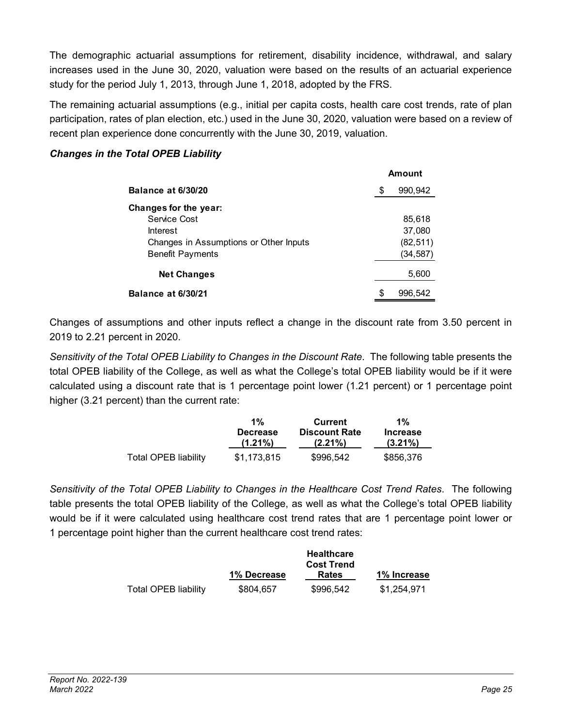The demographic actuarial assumptions for retirement, disability incidence, withdrawal, and salary increases used in the June 30, 2020, valuation were based on the results of an actuarial experience study for the period July 1, 2013, through June 1, 2018, adopted by the FRS.

The remaining actuarial assumptions (e.g., initial per capita costs, health care cost trends, rate of plan participation, rates of plan election, etc.) used in the June 30, 2020, valuation were based on a review of recent plan experience done concurrently with the June 30, 2019, valuation.

***Changes in the Total OPEB Liability***

| | Amount |
|---|---|
| **Balance at 6/30/20** | $ 990,942 |
| **Changes for the year:** | |
| Service Cost | 85,618 |
| Interest | 37,080 |
| Changes in Assumptions or Other Inputs | (82,511) |
| Benefit Payments | (34,587) |
| **Net Changes** | 5,600 |
| **Balance at 6/30/21** | $ 996,542 |

Changes of assumptions and other inputs reflect a change in the discount rate from 3.50 percent in 2019 to 2.21 percent in 2020.

*Sensitivity of the Total OPEB Liability to Changes in the Discount Rate*. The following table presents the total OPEB liability of the College, as well as what the College's total OPEB liability would be if it were calculated using a discount rate that is 1 percentage point lower (1.21 percent) or 1 percentage point higher (3.21 percent) than the current rate:

| | 1% Decrease (1.21%) | Current Discount Rate (2.21%) | 1% Increase (3.21%) |
|---|---|---|---|
| Total OPEB liability | $1,173,815 | $996,542 | $856,376 |

*Sensitivity of the Total OPEB Liability to Changes in the Healthcare Cost Trend Rates*. The following table presents the total OPEB liability of the College, as well as what the College's total OPEB liability would be if it were calculated using healthcare cost trend rates that are 1 percentage point lower or 1 percentage point higher than the current healthcare cost trend rates:

| | 1% Decrease | Healthcare Cost Trend Rates | 1% Increase |
|---|---|---|---|
| Total OPEB liability | $804,657 | $996,542 | $1,254,971 |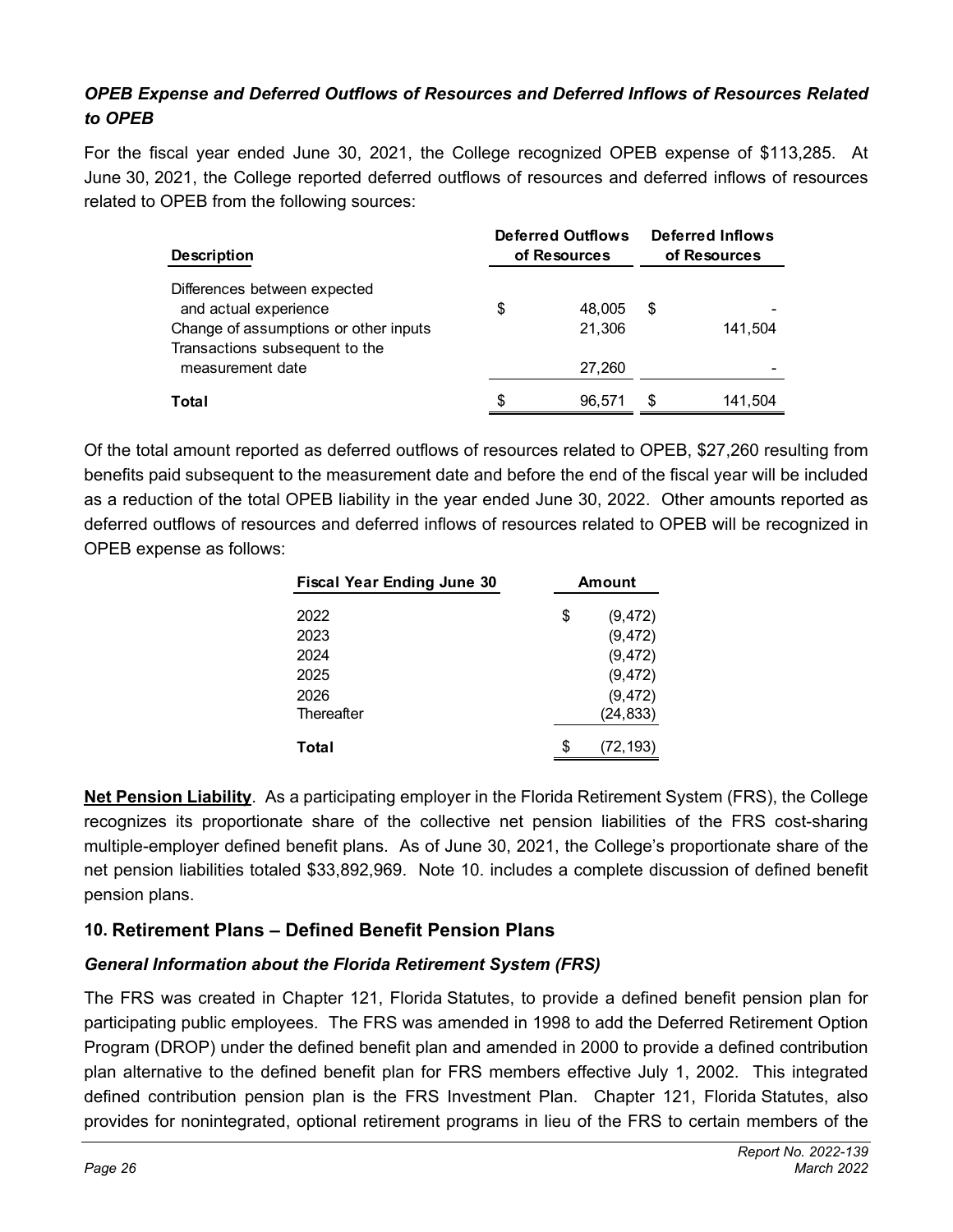### *OPEB Expense and Deferred Outflows of Resources and Deferred Inflows of Resources Related to OPEB*

For the fiscal year ended June 30, 2021, the College recognized OPEB expense of $113,285. At June 30, 2021, the College reported deferred outflows of resources and deferred inflows of resources related to OPEB from the following sources:

| Description | Deferred Outflows of Resources | Deferred Inflows of Resources |
|---|---|---|
| Differences between expected and actual experience | $ 48,005 | $ - |
| Change of assumptions or other inputs | 21,306 | 141,504 |
| Transactions subsequent to the measurement date | 27,260 | - |
| **Total** | $ 96,571 | $ 141,504 |

Of the total amount reported as deferred outflows of resources related to OPEB, $27,260 resulting from benefits paid subsequent to the measurement date and before the end of the fiscal year will be included as a reduction of the total OPEB liability in the year ended June 30, 2022. Other amounts reported as deferred outflows of resources and deferred inflows of resources related to OPEB will be recognized in OPEB expense as follows:

| Fiscal Year Ending June 30 | Amount |
|---|---|
| 2022 | $ (9,472) |
| 2023 | (9,472) |
| 2024 | (9,472) |
| 2025 | (9,472) |
| 2026 | (9,472) |
| Thereafter | (24,833) |
| **Total** | $ (72,193) |

**Net Pension Liability**. As a participating employer in the Florida Retirement System (FRS), the College recognizes its proportionate share of the collective net pension liabilities of the FRS cost-sharing multiple-employer defined benefit plans. As of June 30, 2021, the College's proportionate share of the net pension liabilities totaled $33,892,969. Note 10. includes a complete discussion of defined benefit pension plans.

## 10. Retirement Plans – Defined Benefit Pension Plans

### *General Information about the Florida Retirement System (FRS)*

The FRS was created in Chapter 121, Florida Statutes, to provide a defined benefit pension plan for participating public employees. The FRS was amended in 1998 to add the Deferred Retirement Option Program (DROP) under the defined benefit plan and amended in 2000 to provide a defined contribution plan alternative to the defined benefit plan for FRS members effective July 1, 2002. This integrated defined contribution pension plan is the FRS Investment Plan. Chapter 121, Florida Statutes, also provides for nonintegrated, optional retirement programs in lieu of the FRS to certain members of the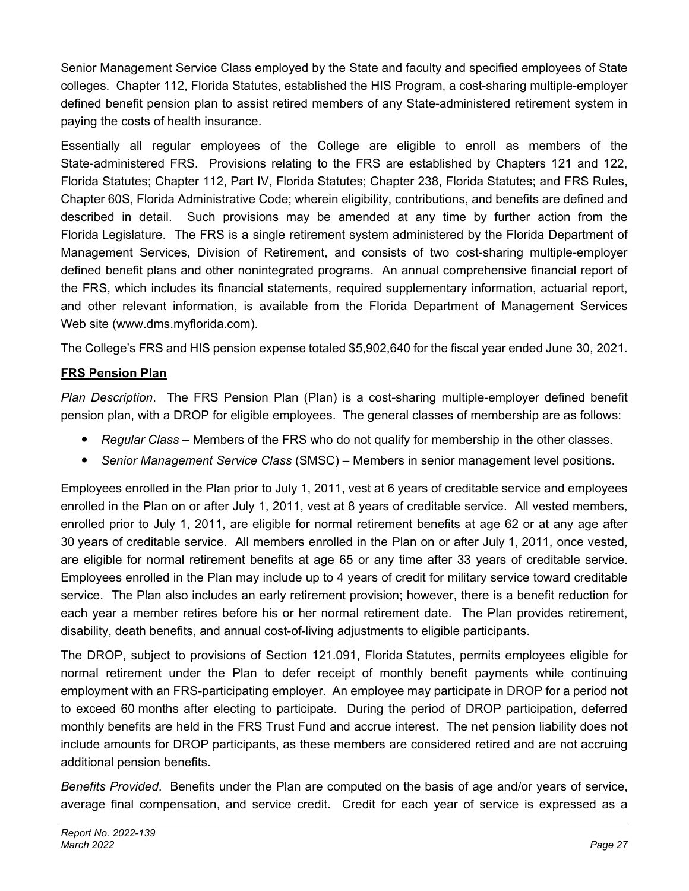Senior Management Service Class employed by the State and faculty and specified employees of State colleges. Chapter 112, Florida Statutes, established the HIS Program, a cost-sharing multiple-employer defined benefit pension plan to assist retired members of any State-administered retirement system in paying the costs of health insurance.

Essentially all regular employees of the College are eligible to enroll as members of the State-administered FRS. Provisions relating to the FRS are established by Chapters 121 and 122, Florida Statutes; Chapter 112, Part IV, Florida Statutes; Chapter 238, Florida Statutes; and FRS Rules, Chapter 60S, Florida Administrative Code; wherein eligibility, contributions, and benefits are defined and described in detail. Such provisions may be amended at any time by further action from the Florida Legislature. The FRS is a single retirement system administered by the Florida Department of Management Services, Division of Retirement, and consists of two cost-sharing multiple-employer defined benefit plans and other nonintegrated programs. An annual comprehensive financial report of the FRS, which includes its financial statements, required supplementary information, actuarial report, and other relevant information, is available from the Florida Department of Management Services Web site (www.dms.myflorida.com).

The College's FRS and HIS pension expense totaled $5,902,640 for the fiscal year ended June 30, 2021.

**FRS Pension Plan**

*Plan Description*. The FRS Pension Plan (Plan) is a cost-sharing multiple-employer defined benefit pension plan, with a DROP for eligible employees. The general classes of membership are as follows:

- *Regular Class* – Members of the FRS who do not qualify for membership in the other classes.
- *Senior Management Service Class* (SMSC) – Members in senior management level positions.

Employees enrolled in the Plan prior to July 1, 2011, vest at 6 years of creditable service and employees enrolled in the Plan on or after July 1, 2011, vest at 8 years of creditable service. All vested members, enrolled prior to July 1, 2011, are eligible for normal retirement benefits at age 62 or at any age after 30 years of creditable service. All members enrolled in the Plan on or after July 1, 2011, once vested, are eligible for normal retirement benefits at age 65 or any time after 33 years of creditable service. Employees enrolled in the Plan may include up to 4 years of credit for military service toward creditable service. The Plan also includes an early retirement provision; however, there is a benefit reduction for each year a member retires before his or her normal retirement date. The Plan provides retirement, disability, death benefits, and annual cost-of-living adjustments to eligible participants.

The DROP, subject to provisions of Section 121.091, Florida Statutes, permits employees eligible for normal retirement under the Plan to defer receipt of monthly benefit payments while continuing employment with an FRS-participating employer. An employee may participate in DROP for a period not to exceed 60 months after electing to participate. During the period of DROP participation, deferred monthly benefits are held in the FRS Trust Fund and accrue interest. The net pension liability does not include amounts for DROP participants, as these members are considered retired and are not accruing additional pension benefits.

*Benefits Provided*. Benefits under the Plan are computed on the basis of age and/or years of service, average final compensation, and service credit. Credit for each year of service is expressed as a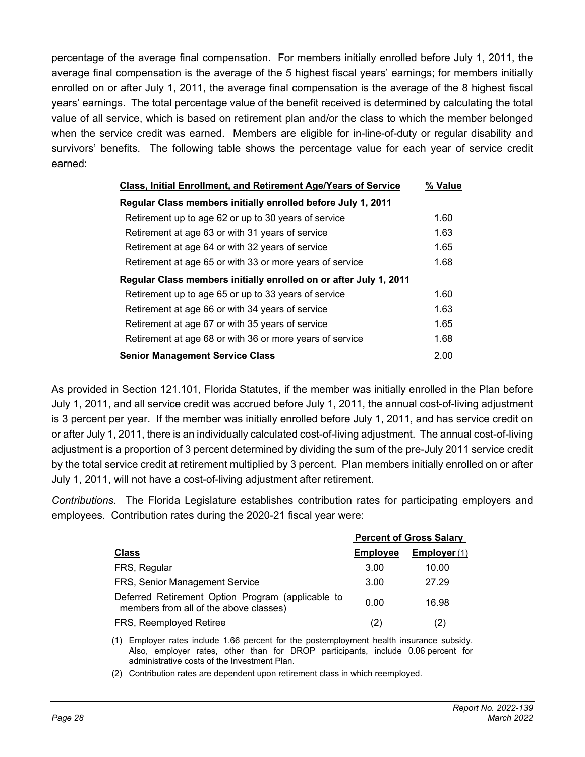percentage of the average final compensation. For members initially enrolled before July 1, 2011, the average final compensation is the average of the 5 highest fiscal years' earnings; for members initially enrolled on or after July 1, 2011, the average final compensation is the average of the 8 highest fiscal years' earnings. The total percentage value of the benefit received is determined by calculating the total value of all service, which is based on retirement plan and/or the class to which the member belonged when the service credit was earned. Members are eligible for in-line-of-duty or regular disability and survivors' benefits. The following table shows the percentage value for each year of service credit earned:

| Class, Initial Enrollment, and Retirement Age/Years of Service | % Value |
|---|---|
| **Regular Class members initially enrolled before July 1, 2011** | |
| Retirement up to age 62 or up to 30 years of service | 1.60 |
| Retirement at age 63 or with 31 years of service | 1.63 |
| Retirement at age 64 or with 32 years of service | 1.65 |
| Retirement at age 65 or with 33 or more years of service | 1.68 |
| **Regular Class members initially enrolled on or after July 1, 2011** | |
| Retirement up to age 65 or up to 33 years of service | 1.60 |
| Retirement at age 66 or with 34 years of service | 1.63 |
| Retirement at age 67 or with 35 years of service | 1.65 |
| Retirement at age 68 or with 36 or more years of service | 1.68 |
| **Senior Management Service Class** | 2.00 |

As provided in Section 121.101, Florida Statutes, if the member was initially enrolled in the Plan before July 1, 2011, and all service credit was accrued before July 1, 2011, the annual cost-of-living adjustment is 3 percent per year. If the member was initially enrolled before July 1, 2011, and has service credit on or after July 1, 2011, there is an individually calculated cost-of-living adjustment. The annual cost-of-living adjustment is a proportion of 3 percent determined by dividing the sum of the pre-July 2011 service credit by the total service credit at retirement multiplied by 3 percent. Plan members initially enrolled on or after July 1, 2011, will not have a cost-of-living adjustment after retirement.

*Contributions*. The Florida Legislature establishes contribution rates for participating employers and employees. Contribution rates during the 2020-21 fiscal year were:

| | Percent of Gross Salary | |
|---|---|---|
| **Class** | **Employee** | **Employer** (1) |
| FRS, Regular | 3.00 | 10.00 |
| FRS, Senior Management Service | 3.00 | 27.29 |
| Deferred Retirement Option Program (applicable to members from all of the above classes) | 0.00 | 16.98 |
| FRS, Reemployed Retiree | (2) | (2) |

(1) Employer rates include 1.66 percent for the postemployment health insurance subsidy. Also, employer rates, other than for DROP participants, include 0.06 percent for administrative costs of the Investment Plan.

(2) Contribution rates are dependent upon retirement class in which reemployed.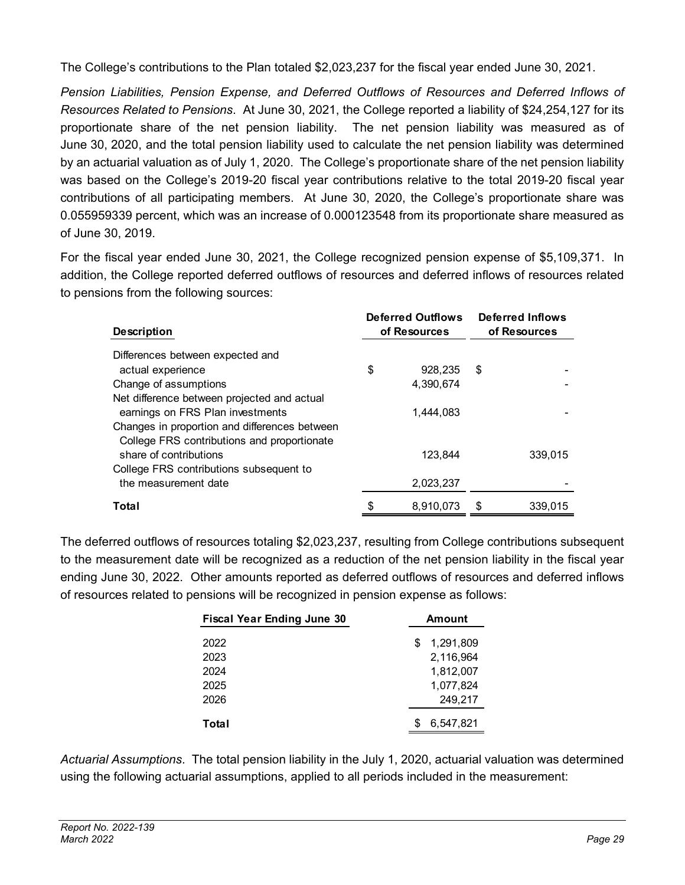The College's contributions to the Plan totaled $2,023,237 for the fiscal year ended June 30, 2021.

*Pension Liabilities, Pension Expense, and Deferred Outflows of Resources and Deferred Inflows of Resources Related to Pensions*. At June 30, 2021, the College reported a liability of $24,254,127 for its proportionate share of the net pension liability. The net pension liability was measured as of June 30, 2020, and the total pension liability used to calculate the net pension liability was determined by an actuarial valuation as of July 1, 2020. The College's proportionate share of the net pension liability was based on the College's 2019-20 fiscal year contributions relative to the total 2019-20 fiscal year contributions of all participating members. At June 30, 2020, the College's proportionate share was 0.055959339 percent, which was an increase of 0.000123548 from its proportionate share measured as of June 30, 2019.

For the fiscal year ended June 30, 2021, the College recognized pension expense of $5,109,371. In addition, the College reported deferred outflows of resources and deferred inflows of resources related to pensions from the following sources:

| Description | Deferred Outflows of Resources | Deferred Inflows of Resources |
|---|---|---|
| Differences between expected and actual experience | $ 928,235 | $ - |
| Change of assumptions | 4,390,674 | - |
| Net difference between projected and actual earnings on FRS Plan investments | 1,444,083 | - |
| Changes in proportion and differences between College FRS contributions and proportionate share of contributions | 123,844 | 339,015 |
| College FRS contributions subsequent to the measurement date | 2,023,237 | - |
| **Total** | $ 8,910,073 | $ 339,015 |

The deferred outflows of resources totaling $2,023,237, resulting from College contributions subsequent to the measurement date will be recognized as a reduction of the net pension liability in the fiscal year ending June 30, 2022. Other amounts reported as deferred outflows of resources and deferred inflows of resources related to pensions will be recognized in pension expense as follows:

| Fiscal Year Ending June 30 | Amount |
|---|---|
| 2022 | $ 1,291,809 |
| 2023 | 2,116,964 |
| 2024 | 1,812,007 |
| 2025 | 1,077,824 |
| 2026 | 249,217 |
| **Total** | $ 6,547,821 |

*Actuarial Assumptions*. The total pension liability in the July 1, 2020, actuarial valuation was determined using the following actuarial assumptions, applied to all periods included in the measurement: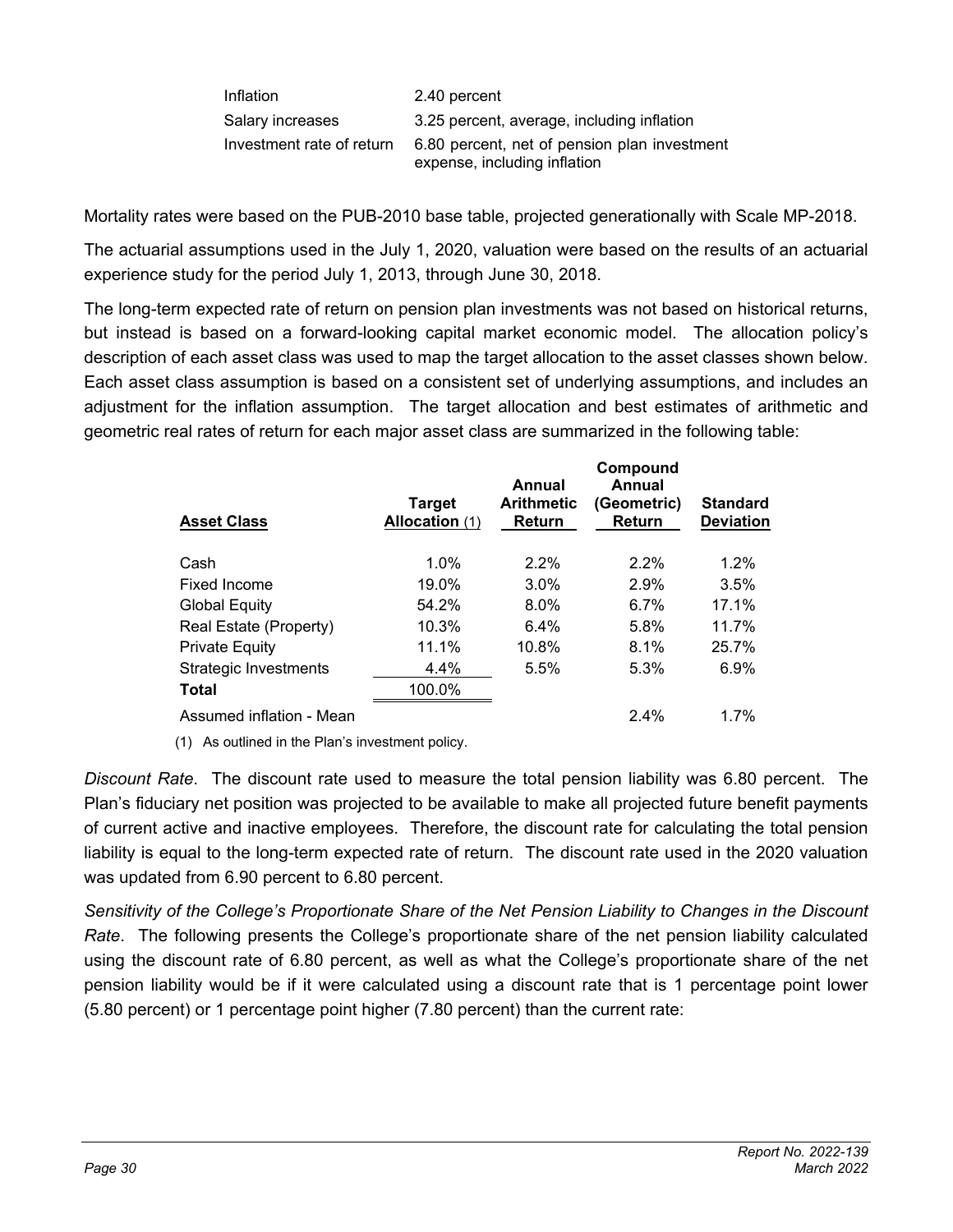| | |
|---|---|
| Inflation | 2.40 percent |
| Salary increases | 3.25 percent, average, including inflation |
| Investment rate of return | 6.80 percent, net of pension plan investment expense, including inflation |

Mortality rates were based on the PUB-2010 base table, projected generationally with Scale MP-2018.

The actuarial assumptions used in the July 1, 2020, valuation were based on the results of an actuarial experience study for the period July 1, 2013, through June 30, 2018.

The long-term expected rate of return on pension plan investments was not based on historical returns, but instead is based on a forward-looking capital market economic model. The allocation policy's description of each asset class was used to map the target allocation to the asset classes shown below. Each asset class assumption is based on a consistent set of underlying assumptions, and includes an adjustment for the inflation assumption. The target allocation and best estimates of arithmetic and geometric real rates of return for each major asset class are summarized in the following table:

| Asset Class | Target Allocation (1) | Annual Arithmetic Return | Compound Annual (Geometric) Return | Standard Deviation |
|---|---|---|---|---|
| Cash | 1.0% | 2.2% | 2.2% | 1.2% |
| Fixed Income | 19.0% | 3.0% | 2.9% | 3.5% |
| Global Equity | 54.2% | 8.0% | 6.7% | 17.1% |
| Real Estate (Property) | 10.3% | 6.4% | 5.8% | 11.7% |
| Private Equity | 11.1% | 10.8% | 8.1% | 25.7% |
| Strategic Investments | 4.4% | 5.5% | 5.3% | 6.9% |
| **Total** | 100.0% | | | |
| Assumed inflation - Mean | | | 2.4% | 1.7% |

(1) As outlined in the Plan's investment policy.

*Discount Rate*. The discount rate used to measure the total pension liability was 6.80 percent. The Plan's fiduciary net position was projected to be available to make all projected future benefit payments of current active and inactive employees. Therefore, the discount rate for calculating the total pension liability is equal to the long-term expected rate of return. The discount rate used in the 2020 valuation was updated from 6.90 percent to 6.80 percent.

*Sensitivity of the College's Proportionate Share of the Net Pension Liability to Changes in the Discount Rate*. The following presents the College's proportionate share of the net pension liability calculated using the discount rate of 6.80 percent, as well as what the College's proportionate share of the net pension liability would be if it were calculated using a discount rate that is 1 percentage point lower (5.80 percent) or 1 percentage point higher (7.80 percent) than the current rate: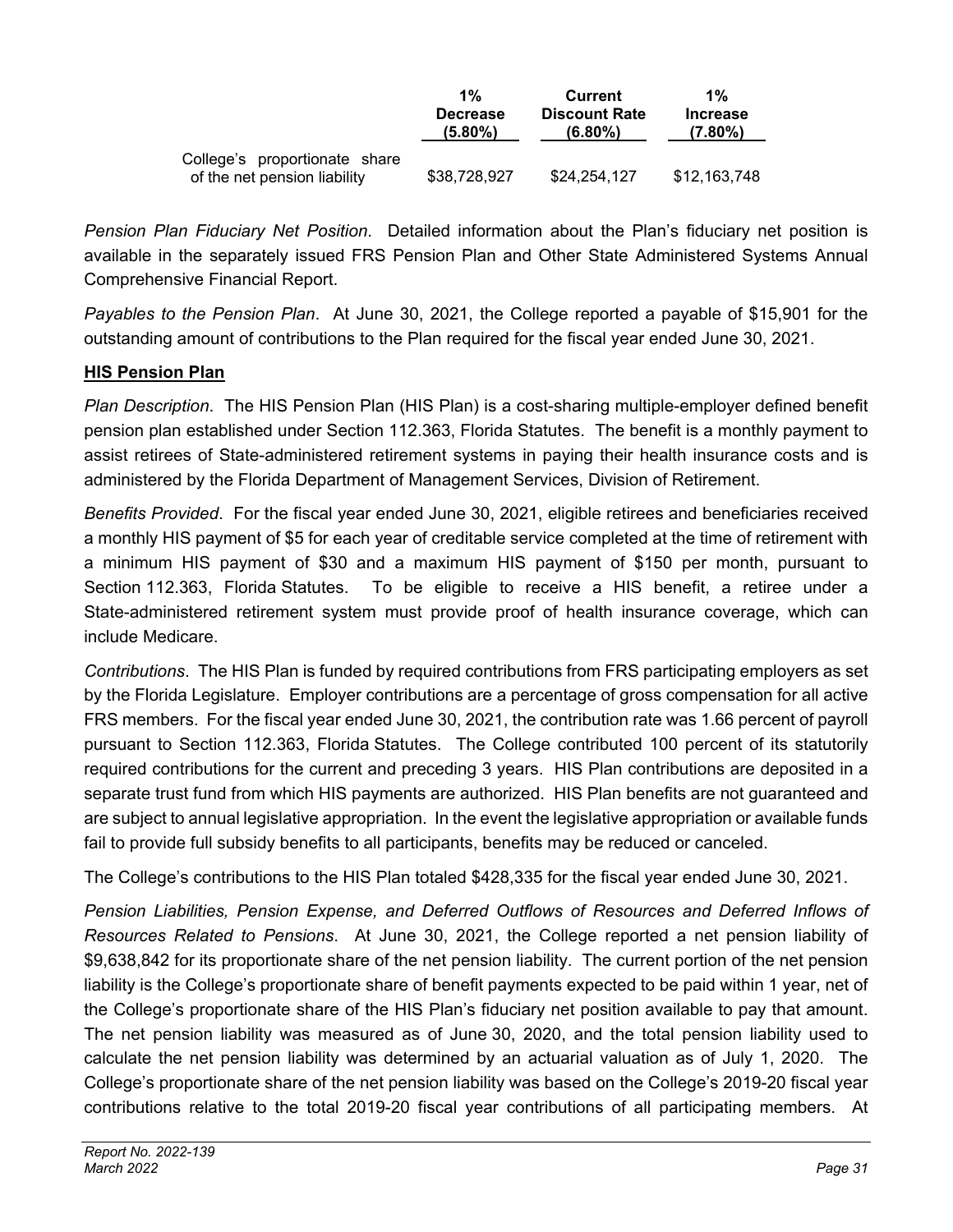| | 1% Decrease (5.80%) | Current Discount Rate (6.80%) | 1% Increase (7.80%) |
|---|---|---|---|
| College's proportionate share of the net pension liability | $38,728,927 | $24,254,127 | $12,163,748 |

*Pension Plan Fiduciary Net Position*. Detailed information about the Plan's fiduciary net position is available in the separately issued FRS Pension Plan and Other State Administered Systems Annual Comprehensive Financial Report.

*Payables to the Pension Plan*. At June 30, 2021, the College reported a payable of $15,901 for the outstanding amount of contributions to the Plan required for the fiscal year ended June 30, 2021.

**HIS Pension Plan**

*Plan Description*. The HIS Pension Plan (HIS Plan) is a cost-sharing multiple-employer defined benefit pension plan established under Section 112.363, Florida Statutes. The benefit is a monthly payment to assist retirees of State-administered retirement systems in paying their health insurance costs and is administered by the Florida Department of Management Services, Division of Retirement.

*Benefits Provided*. For the fiscal year ended June 30, 2021, eligible retirees and beneficiaries received a monthly HIS payment of $5 for each year of creditable service completed at the time of retirement with a minimum HIS payment of $30 and a maximum HIS payment of $150 per month, pursuant to Section 112.363, Florida Statutes. To be eligible to receive a HIS benefit, a retiree under a State-administered retirement system must provide proof of health insurance coverage, which can include Medicare.

*Contributions*. The HIS Plan is funded by required contributions from FRS participating employers as set by the Florida Legislature. Employer contributions are a percentage of gross compensation for all active FRS members. For the fiscal year ended June 30, 2021, the contribution rate was 1.66 percent of payroll pursuant to Section 112.363, Florida Statutes. The College contributed 100 percent of its statutorily required contributions for the current and preceding 3 years. HIS Plan contributions are deposited in a separate trust fund from which HIS payments are authorized. HIS Plan benefits are not guaranteed and are subject to annual legislative appropriation. In the event the legislative appropriation or available funds fail to provide full subsidy benefits to all participants, benefits may be reduced or canceled.

The College's contributions to the HIS Plan totaled $428,335 for the fiscal year ended June 30, 2021.

*Pension Liabilities, Pension Expense, and Deferred Outflows of Resources and Deferred Inflows of Resources Related to Pensions*. At June 30, 2021, the College reported a net pension liability of $9,638,842 for its proportionate share of the net pension liability. The current portion of the net pension liability is the College's proportionate share of benefit payments expected to be paid within 1 year, net of the College's proportionate share of the HIS Plan's fiduciary net position available to pay that amount. The net pension liability was measured as of June 30, 2020, and the total pension liability used to calculate the net pension liability was determined by an actuarial valuation as of July 1, 2020. The College's proportionate share of the net pension liability was based on the College's 2019-20 fiscal year contributions relative to the total 2019-20 fiscal year contributions of all participating members. At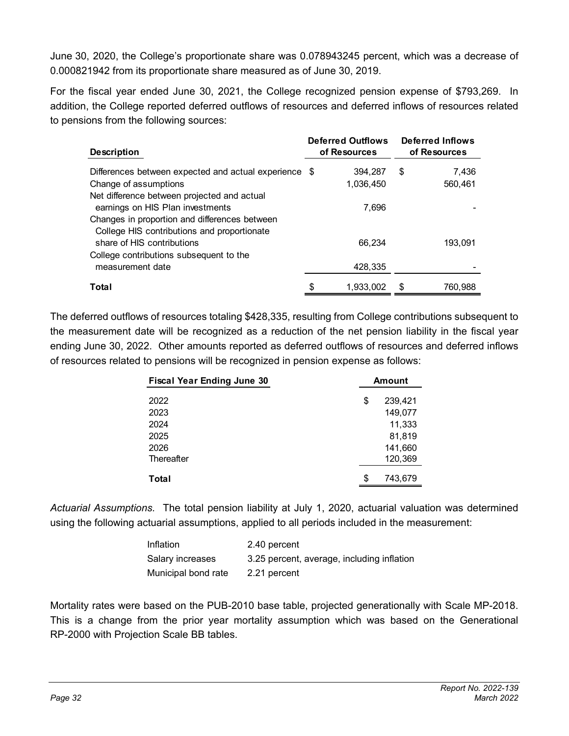June 30, 2020, the College's proportionate share was 0.078943245 percent, which was a decrease of 0.000821942 from its proportionate share measured as of June 30, 2019.

For the fiscal year ended June 30, 2021, the College recognized pension expense of $793,269. In addition, the College reported deferred outflows of resources and deferred inflows of resources related to pensions from the following sources:

| Description | Deferred Outflows of Resources | Deferred Inflows of Resources |
|---|---|---|
| Differences between expected and actual experience | $ 394,287 | $ 7,436 |
| Change of assumptions | 1,036,450 | 560,461 |
| Net difference between projected and actual earnings on HIS Plan investments | 7,696 | - |
| Changes in proportion and differences between College HIS contributions and proportionate share of HIS contributions | 66,234 | 193,091 |
| College contributions subsequent to the measurement date | 428,335 | - |
| **Total** | $ 1,933,002 | $ 760,988 |

The deferred outflows of resources totaling $428,335, resulting from College contributions subsequent to the measurement date will be recognized as a reduction of the net pension liability in the fiscal year ending June 30, 2022. Other amounts reported as deferred outflows of resources and deferred inflows of resources related to pensions will be recognized in pension expense as follows:

| Fiscal Year Ending June 30 | Amount |
|---|---|
| 2022 | $ 239,421 |
| 2023 | 149,077 |
| 2024 | 11,333 |
| 2025 | 81,819 |
| 2026 | 141,660 |
| Thereafter | 120,369 |
| **Total** | $ 743,679 |

*Actuarial Assumptions*. The total pension liability at July 1, 2020, actuarial valuation was determined using the following actuarial assumptions, applied to all periods included in the measurement:

| | |
|---|---|
| Inflation | 2.40 percent |
| Salary increases | 3.25 percent, average, including inflation |
| Municipal bond rate | 2.21 percent |

Mortality rates were based on the PUB-2010 base table, projected generationally with Scale MP-2018. This is a change from the prior year mortality assumption which was based on the Generational RP-2000 with Projection Scale BB tables.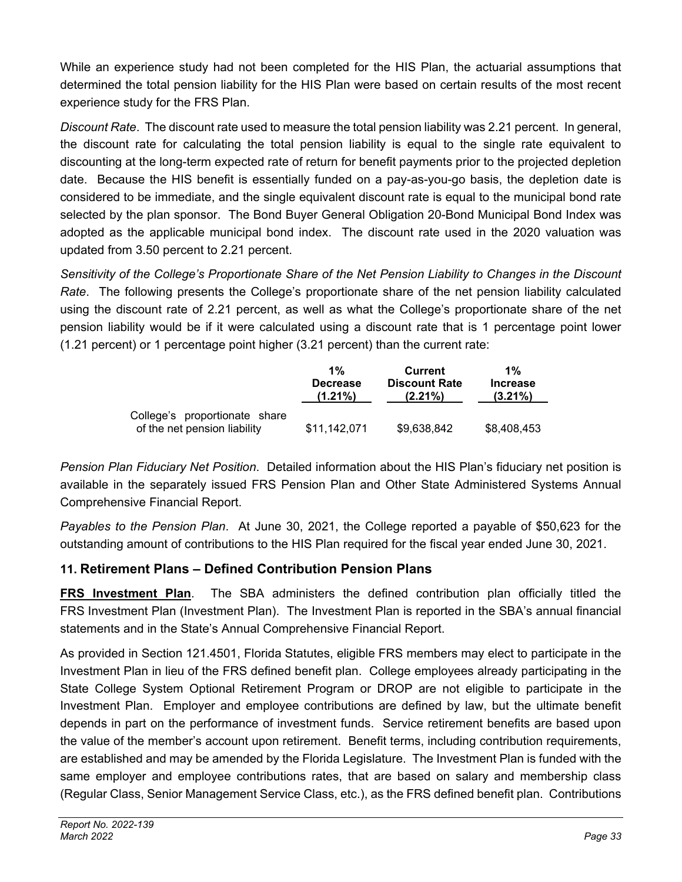While an experience study had not been completed for the HIS Plan, the actuarial assumptions that determined the total pension liability for the HIS Plan were based on certain results of the most recent experience study for the FRS Plan.

*Discount Rate*. The discount rate used to measure the total pension liability was 2.21 percent. In general, the discount rate for calculating the total pension liability is equal to the single rate equivalent to discounting at the long-term expected rate of return for benefit payments prior to the projected depletion date. Because the HIS benefit is essentially funded on a pay-as-you-go basis, the depletion date is considered to be immediate, and the single equivalent discount rate is equal to the municipal bond rate selected by the plan sponsor. The Bond Buyer General Obligation 20-Bond Municipal Bond Index was adopted as the applicable municipal bond index. The discount rate used in the 2020 valuation was updated from 3.50 percent to 2.21 percent.

*Sensitivity of the College's Proportionate Share of the Net Pension Liability to Changes in the Discount Rate*. The following presents the College's proportionate share of the net pension liability calculated using the discount rate of 2.21 percent, as well as what the College's proportionate share of the net pension liability would be if it were calculated using a discount rate that is 1 percentage point lower (1.21 percent) or 1 percentage point higher (3.21 percent) than the current rate:

| | 1% Decrease (1.21%) | Current Discount Rate (2.21%) | 1% Increase (3.21%) |
|---|---|---|---|
| College's proportionate share of the net pension liability | $11,142,071 | $9,638,842 | $8,408,453 |

*Pension Plan Fiduciary Net Position*. Detailed information about the HIS Plan's fiduciary net position is available in the separately issued FRS Pension Plan and Other State Administered Systems Annual Comprehensive Financial Report.

*Payables to the Pension Plan*. At June 30, 2021, the College reported a payable of $50,623 for the outstanding amount of contributions to the HIS Plan required for the fiscal year ended June 30, 2021.

## 11. Retirement Plans – Defined Contribution Pension Plans

**FRS Investment Plan**. The SBA administers the defined contribution plan officially titled the FRS Investment Plan (Investment Plan). The Investment Plan is reported in the SBA's annual financial statements and in the State's Annual Comprehensive Financial Report.

As provided in Section 121.4501, Florida Statutes, eligible FRS members may elect to participate in the Investment Plan in lieu of the FRS defined benefit plan. College employees already participating in the State College System Optional Retirement Program or DROP are not eligible to participate in the Investment Plan. Employer and employee contributions are defined by law, but the ultimate benefit depends in part on the performance of investment funds. Service retirement benefits are based upon the value of the member's account upon retirement. Benefit terms, including contribution requirements, are established and may be amended by the Florida Legislature. The Investment Plan is funded with the same employer and employee contributions rates, that are based on salary and membership class (Regular Class, Senior Management Service Class, etc.), as the FRS defined benefit plan. Contributions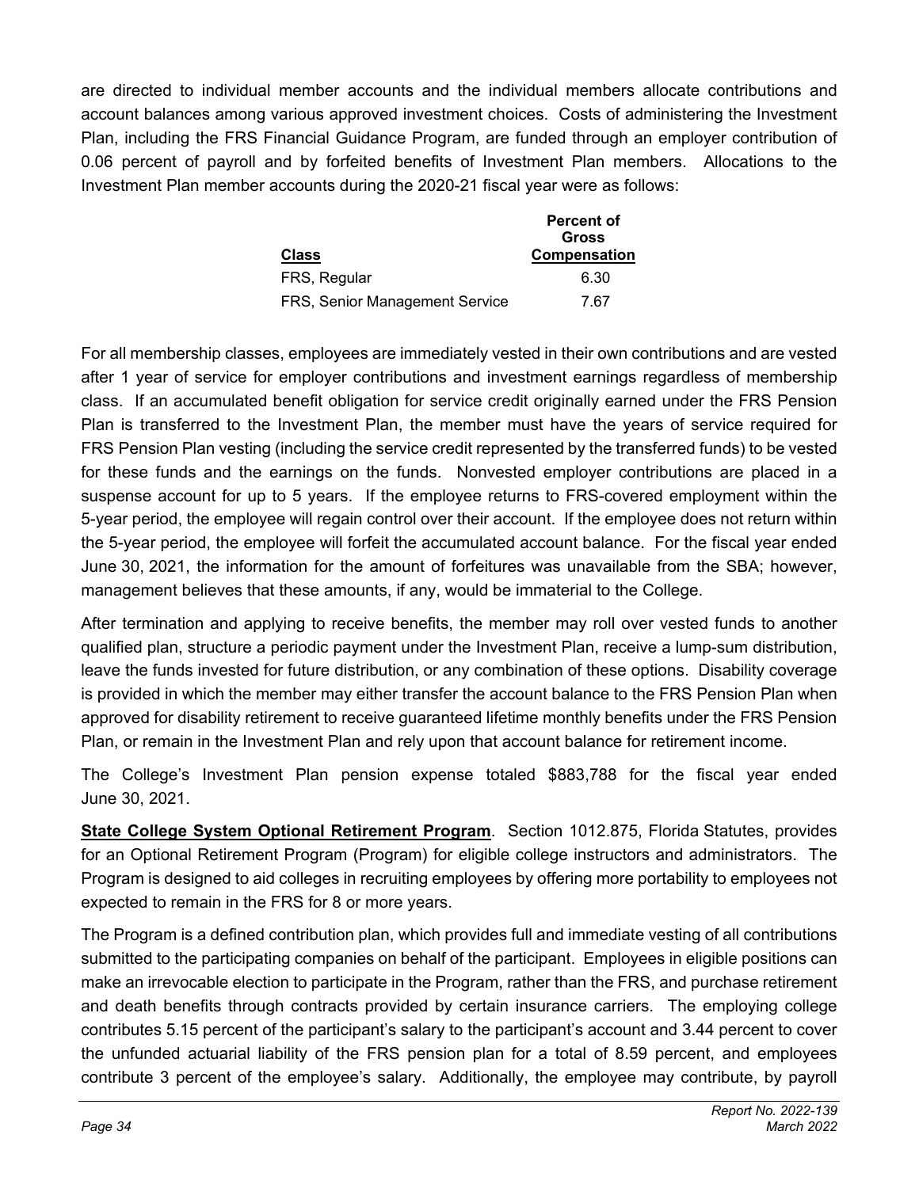are directed to individual member accounts and the individual members allocate contributions and account balances among various approved investment choices. Costs of administering the Investment Plan, including the FRS Financial Guidance Program, are funded through an employer contribution of 0.06 percent of payroll and by forfeited benefits of Investment Plan members. Allocations to the Investment Plan member accounts during the 2020-21 fiscal year were as follows:

| Class | Percent of Gross Compensation |
|---|---|
| FRS, Regular | 6.30 |
| FRS, Senior Management Service | 7.67 |

For all membership classes, employees are immediately vested in their own contributions and are vested after 1 year of service for employer contributions and investment earnings regardless of membership class. If an accumulated benefit obligation for service credit originally earned under the FRS Pension Plan is transferred to the Investment Plan, the member must have the years of service required for FRS Pension Plan vesting (including the service credit represented by the transferred funds) to be vested for these funds and the earnings on the funds. Nonvested employer contributions are placed in a suspense account for up to 5 years. If the employee returns to FRS-covered employment within the 5-year period, the employee will regain control over their account. If the employee does not return within the 5-year period, the employee will forfeit the accumulated account balance. For the fiscal year ended June 30, 2021, the information for the amount of forfeitures was unavailable from the SBA; however, management believes that these amounts, if any, would be immaterial to the College.

After termination and applying to receive benefits, the member may roll over vested funds to another qualified plan, structure a periodic payment under the Investment Plan, receive a lump-sum distribution, leave the funds invested for future distribution, or any combination of these options. Disability coverage is provided in which the member may either transfer the account balance to the FRS Pension Plan when approved for disability retirement to receive guaranteed lifetime monthly benefits under the FRS Pension Plan, or remain in the Investment Plan and rely upon that account balance for retirement income.

The College's Investment Plan pension expense totaled $883,788 for the fiscal year ended June 30, 2021.

**State College System Optional Retirement Program**. Section 1012.875, Florida Statutes, provides for an Optional Retirement Program (Program) for eligible college instructors and administrators. The Program is designed to aid colleges in recruiting employees by offering more portability to employees not expected to remain in the FRS for 8 or more years.

The Program is a defined contribution plan, which provides full and immediate vesting of all contributions submitted to the participating companies on behalf of the participant. Employees in eligible positions can make an irrevocable election to participate in the Program, rather than the FRS, and purchase retirement and death benefits through contracts provided by certain insurance carriers. The employing college contributes 5.15 percent of the participant's salary to the participant's account and 3.44 percent to cover the unfunded actuarial liability of the FRS pension plan for a total of 8.59 percent, and employees contribute 3 percent of the employee's salary. Additionally, the employee may contribute, by payroll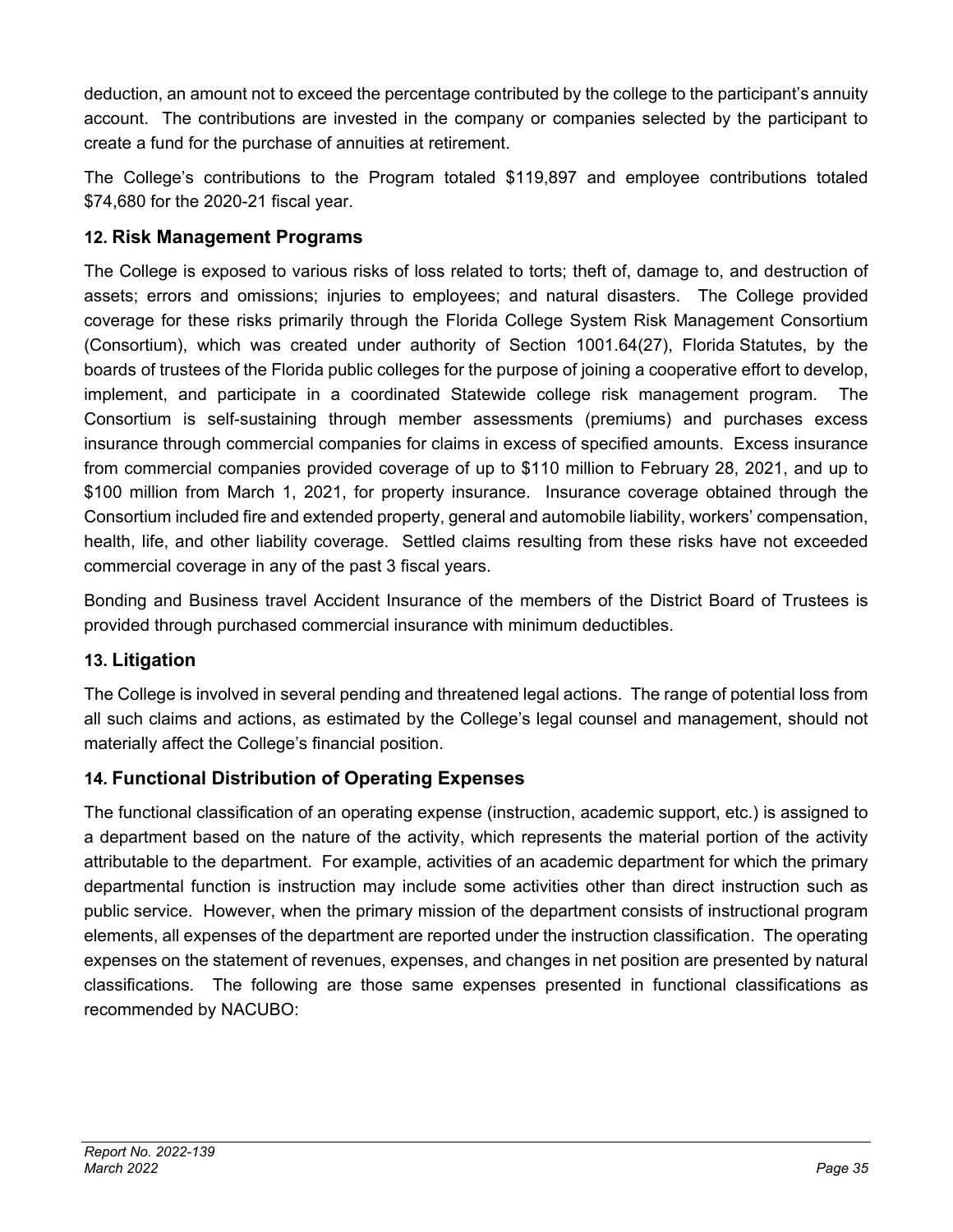deduction, an amount not to exceed the percentage contributed by the college to the participant's annuity account. The contributions are invested in the company or companies selected by the participant to create a fund for the purchase of annuities at retirement.

The College's contributions to the Program totaled $119,897 and employee contributions totaled $74,680 for the 2020-21 fiscal year.

### 12. Risk Management Programs

The College is exposed to various risks of loss related to torts; theft of, damage to, and destruction of assets; errors and omissions; injuries to employees; and natural disasters. The College provided coverage for these risks primarily through the Florida College System Risk Management Consortium (Consortium), which was created under authority of Section 1001.64(27), Florida Statutes, by the boards of trustees of the Florida public colleges for the purpose of joining a cooperative effort to develop, implement, and participate in a coordinated Statewide college risk management program. The Consortium is self-sustaining through member assessments (premiums) and purchases excess insurance through commercial companies for claims in excess of specified amounts. Excess insurance from commercial companies provided coverage of up to $110 million to February 28, 2021, and up to $100 million from March 1, 2021, for property insurance. Insurance coverage obtained through the Consortium included fire and extended property, general and automobile liability, workers' compensation, health, life, and other liability coverage. Settled claims resulting from these risks have not exceeded commercial coverage in any of the past 3 fiscal years.

Bonding and Business travel Accident Insurance of the members of the District Board of Trustees is provided through purchased commercial insurance with minimum deductibles.

### 13. Litigation

The College is involved in several pending and threatened legal actions. The range of potential loss from all such claims and actions, as estimated by the College's legal counsel and management, should not materially affect the College's financial position.

### 14. Functional Distribution of Operating Expenses

The functional classification of an operating expense (instruction, academic support, etc.) is assigned to a department based on the nature of the activity, which represents the material portion of the activity attributable to the department. For example, activities of an academic department for which the primary departmental function is instruction may include some activities other than direct instruction such as public service. However, when the primary mission of the department consists of instructional program elements, all expenses of the department are reported under the instruction classification. The operating expenses on the statement of revenues, expenses, and changes in net position are presented by natural classifications. The following are those same expenses presented in functional classifications as recommended by NACUBO: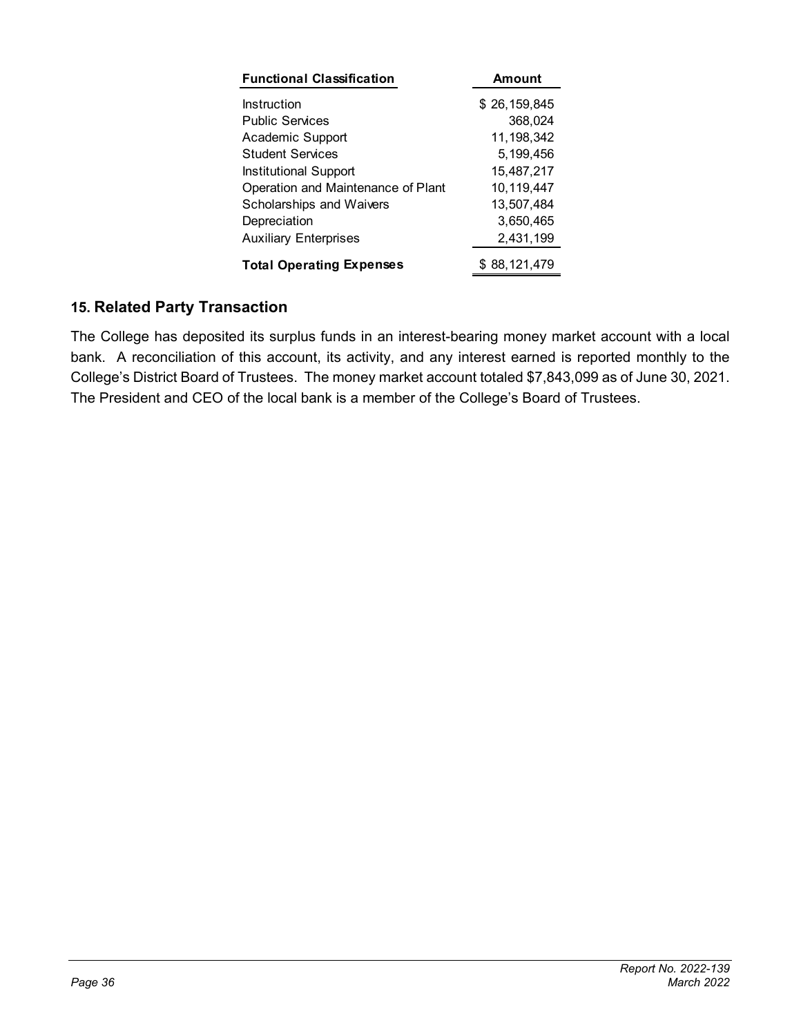| Functional Classification | Amount |
| --- | --- |
| Instruction | $ 26,159,845 |
| Public Services | 368,024 |
| Academic Support | 11,198,342 |
| Student Services | 5,199,456 |
| Institutional Support | 15,487,217 |
| Operation and Maintenance of Plant | 10,119,447 |
| Scholarships and Waivers | 13,507,484 |
| Depreciation | 3,650,465 |
| Auxiliary Enterprises | 2,431,199 |
| **Total Operating Expenses** | $ 88,121,479 |

## 15. Related Party Transaction

The College has deposited its surplus funds in an interest-bearing money market account with a local bank. A reconciliation of this account, its activity, and any interest earned is reported monthly to the College's District Board of Trustees. The money market account totaled $7,843,099 as of June 30, 2021. The President and CEO of the local bank is a member of the College's Board of Trustees.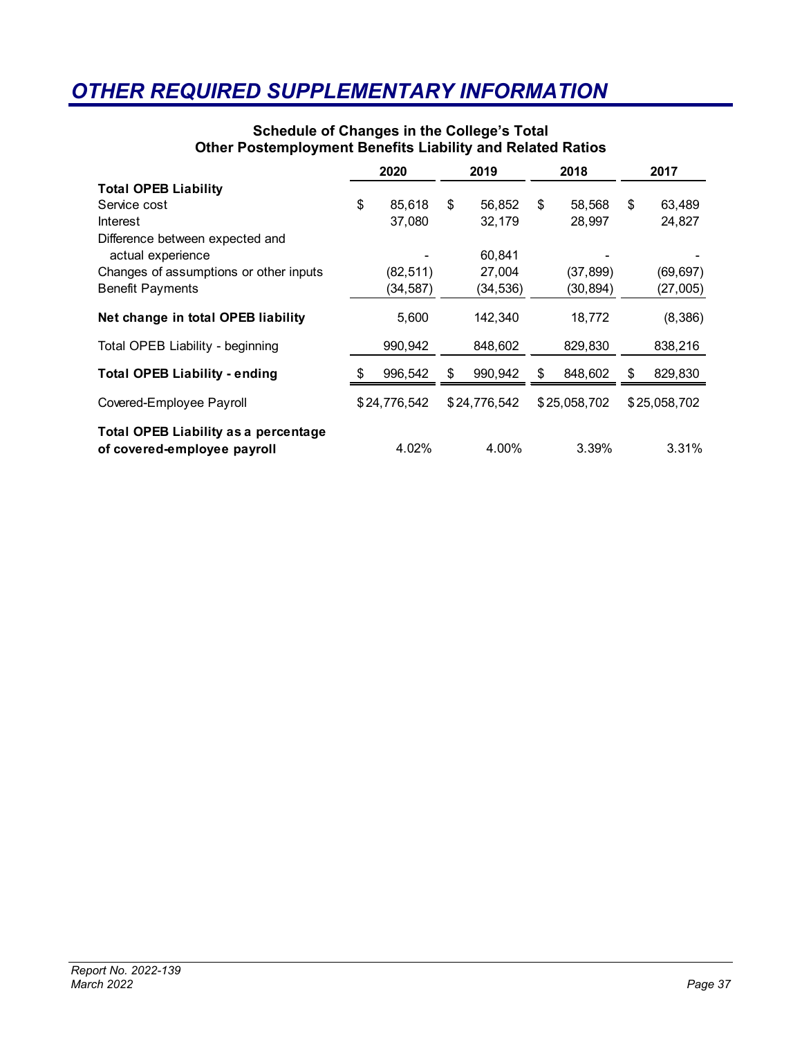# OTHER REQUIRED SUPPLEMENTARY INFORMATION

**Schedule of Changes in the College's Total Other Postemployment Benefits Liability and Related Ratios**

| | 2020 | 2019 | 2018 | 2017 |
|---|---|---|---|---|
| **Total OPEB Liability** | | | | |
| Service cost | $ 85,618 | $ 56,852 | $ 58,568 | $ 63,489 |
| Interest | 37,080 | 32,179 | 28,997 | 24,827 |
| Difference between expected and actual experience | - | 60,841 | - | - |
| Changes of assumptions or other inputs | (82,511) | 27,004 | (37,899) | (69,697) |
| Benefit Payments | (34,587) | (34,536) | (30,894) | (27,005) |
| **Net change in total OPEB liability** | 5,600 | 142,340 | 18,772 | (8,386) |
| Total OPEB Liability - beginning | 990,942 | 848,602 | 829,830 | 838,216 |
| **Total OPEB Liability - ending** | $ 996,542 | $ 990,942 | $ 848,602 | $ 829,830 |
| Covered-Employee Payroll | $24,776,542 | $24,776,542 | $25,058,702 | $25,058,702 |
| **Total OPEB Liability as a percentage of covered-employee payroll** | 4.02% | 4.00% | 3.39% | 3.31% |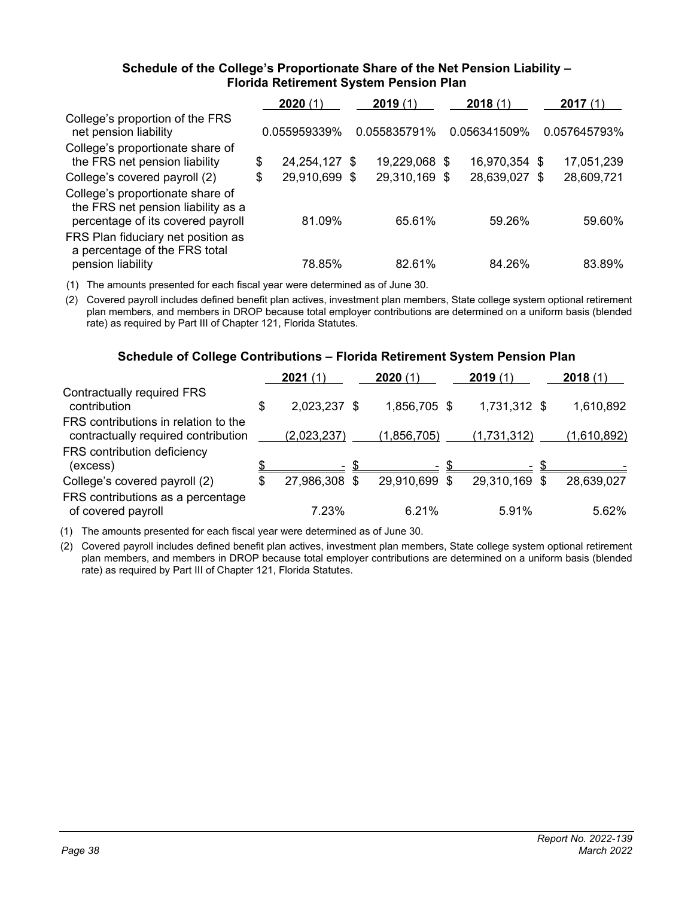### Schedule of the College's Proportionate Share of the Net Pension Liability – Florida Retirement System Pension Plan

| | **2020** (1) | **2019** (1) | **2018** (1) | **2017** (1) |
|---|---|---|---|---|
| College's proportion of the FRS net pension liability | 0.055959339% | 0.055835791% | 0.056341509% | 0.057645793% |
| College's proportionate share of the FRS net pension liability | $ 24,254,127 | $ 19,229,068 | $ 16,970,354 | $ 17,051,239 |
| College's covered payroll (2) | $ 29,910,699 | $ 29,310,169 | $ 28,639,027 | $ 28,609,721 |
| College's proportionate share of the FRS net pension liability as a percentage of its covered payroll | 81.09% | 65.61% | 59.26% | 59.60% |
| FRS Plan fiduciary net position as a percentage of the FRS total pension liability | 78.85% | 82.61% | 84.26% | 83.89% |

(1) The amounts presented for each fiscal year were determined as of June 30.

(2) Covered payroll includes defined benefit plan actives, investment plan members, State college system optional retirement plan members, and members in DROP because total employer contributions are determined on a uniform basis (blended rate) as required by Part III of Chapter 121, Florida Statutes.

### Schedule of College Contributions – Florida Retirement System Pension Plan

| | **2021** (1) | **2020** (1) | **2019** (1) | **2018** (1) |
|---|---|---|---|---|
| Contractually required FRS contribution | $ 2,023,237 | $ 1,856,705 | $ 1,731,312 | $ 1,610,892 |
| FRS contributions in relation to the contractually required contribution | (2,023,237) | (1,856,705) | (1,731,312) | (1,610,892) |
| FRS contribution deficiency (excess) | $ - | $ - | $ - | $ - |
| College's covered payroll (2) | $ 27,986,308 | $ 29,910,699 | $ 29,310,169 | $ 28,639,027 |
| FRS contributions as a percentage of covered payroll | 7.23% | 6.21% | 5.91% | 5.62% |

(1) The amounts presented for each fiscal year were determined as of June 30.

(2) Covered payroll includes defined benefit plan actives, investment plan members, State college system optional retirement plan members, and members in DROP because total employer contributions are determined on a uniform basis (blended rate) as required by Part III of Chapter 121, Florida Statutes.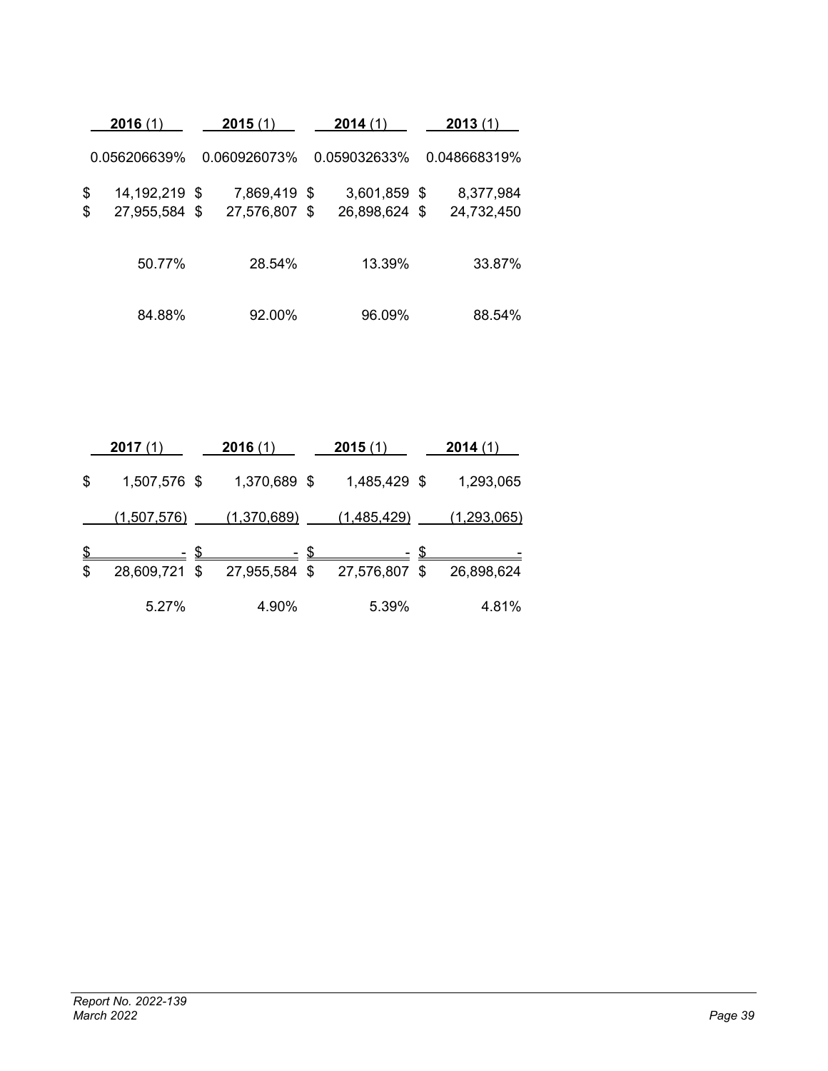| 2016 (1) | 2015 (1) | 2014 (1) | 2013 (1) |
|---|---|---|---|
| 0.056206639% | 0.060926073% | 0.059032633% | 0.048668319% |
| $ 14,192,219 | $ 7,869,419 | $ 3,601,859 | $ 8,377,984 |
| $ 27,955,584 | $ 27,576,807 | $ 26,898,624 | $ 24,732,450 |
| 50.77% | 28.54% | 13.39% | 33.87% |
| 84.88% | 92.00% | 96.09% | 88.54% |

| 2017 (1) | 2016 (1) | 2015 (1) | 2014 (1) |
|---|---|---|---|
| $ 1,507,576 | $ 1,370,689 | $ 1,485,429 | $ 1,293,065 |
| (1,507,576) | (1,370,689) | (1,485,429) | (1,293,065) |
| $ - | $ - | $ - | $ - |
| $ 28,609,721 | $ 27,955,584 | $ 27,576,807 | $ 26,898,624 |
| 5.27% | 4.90% | 5.39% | 4.81% |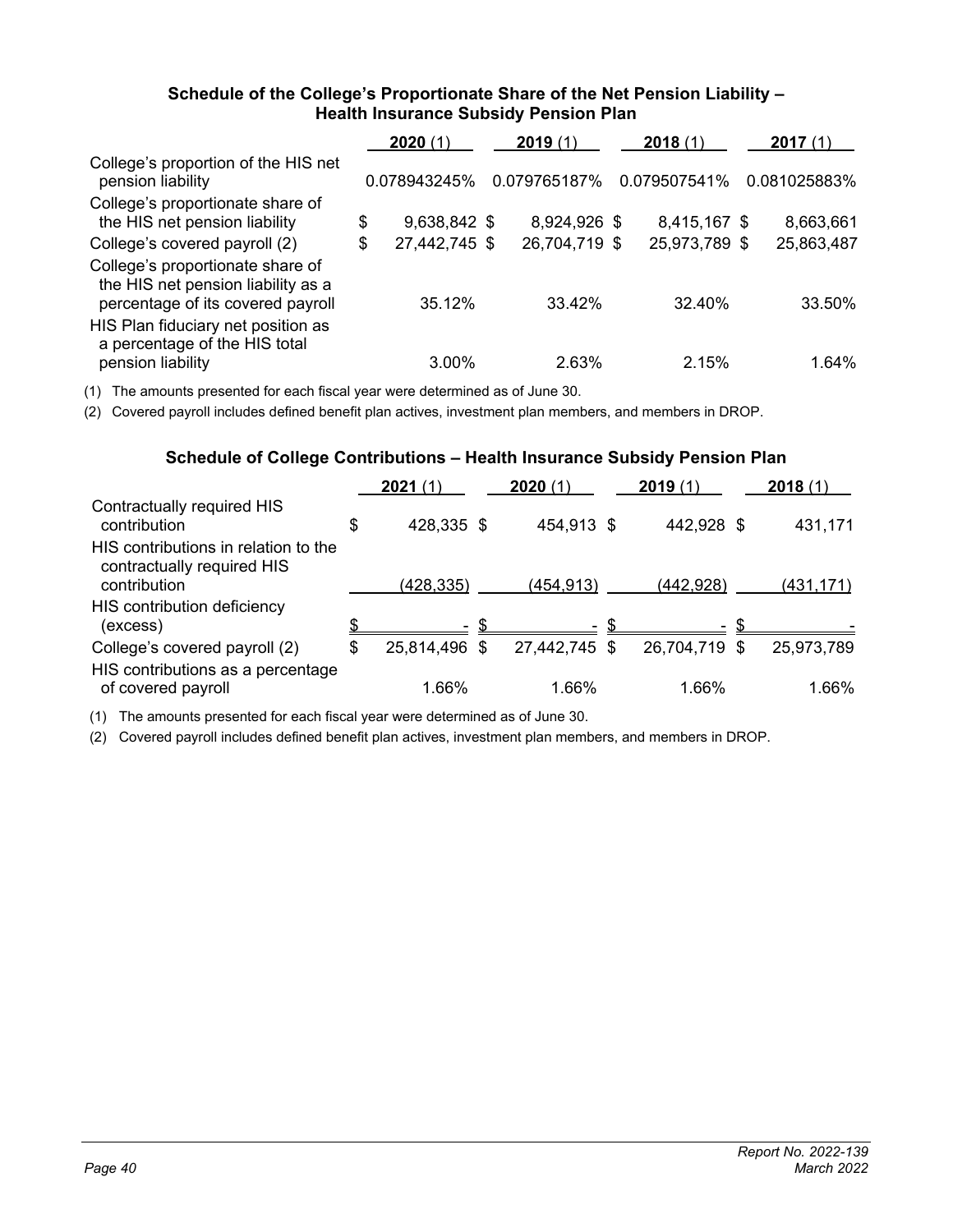### Schedule of the College's Proportionate Share of the Net Pension Liability – Health Insurance Subsidy Pension Plan

| | **2020** (1) | **2019** (1) | **2018** (1) | **2017** (1) |
|---|---|---|---|---|
| College's proportion of the HIS net pension liability | 0.078943245% | 0.079765187% | 0.079507541% | 0.081025883% |
| College's proportionate share of the HIS net pension liability | $ 9,638,842 | $ 8,924,926 | $ 8,415,167 | $ 8,663,661 |
| College's covered payroll (2) | $ 27,442,745 | $ 26,704,719 | $ 25,973,789 | $ 25,863,487 |
| College's proportionate share of the HIS net pension liability as a percentage of its covered payroll | 35.12% | 33.42% | 32.40% | 33.50% |
| HIS Plan fiduciary net position as a percentage of the HIS total pension liability | 3.00% | 2.63% | 2.15% | 1.64% |

(1) The amounts presented for each fiscal year were determined as of June 30.

(2) Covered payroll includes defined benefit plan actives, investment plan members, and members in DROP.

### Schedule of College Contributions – Health Insurance Subsidy Pension Plan

| | **2021** (1) | **2020** (1) | **2019** (1) | **2018** (1) |
|---|---|---|---|---|
| Contractually required HIS contribution | $ 428,335 | $ 454,913 | $ 442,928 | $ 431,171 |
| HIS contributions in relation to the contractually required HIS contribution | (428,335) | (454,913) | (442,928) | (431,171) |
| HIS contribution deficiency (excess) | $ - | $ - | $ - | $ - |
| College's covered payroll (2) | $ 25,814,496 | $ 27,442,745 | $ 26,704,719 | $ 25,973,789 |
| HIS contributions as a percentage of covered payroll | 1.66% | 1.66% | 1.66% | 1.66% |

(1) The amounts presented for each fiscal year were determined as of June 30.

(2) Covered payroll includes defined benefit plan actives, investment plan members, and members in DROP.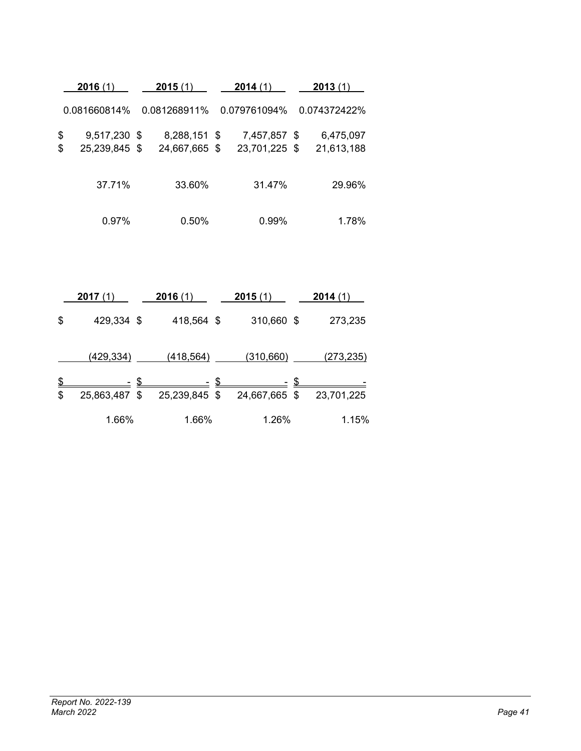| 2016 (1) | 2015 (1) | 2014 (1) | 2013 (1) |
|---|---|---|---|
| 0.081660814% | 0.081268911% | 0.079761094% | 0.074372422% |
| $ 9,517,230 | $ 8,288,151 | $ 7,457,857 | $ 6,475,097 |
| $ 25,239,845 | $ 24,667,665 | $ 23,701,225 | $ 21,613,188 |
| 37.71% | 33.60% | 31.47% | 29.96% |
| 0.97% | 0.50% | 0.99% | 1.78% |

| 2017 (1) | 2016 (1) | 2015 (1) | 2014 (1) |
|---|---|---|---|
| $ 429,334 | $ 418,564 | $ 310,660 | $ 273,235 |
| (429,334) | (418,564) | (310,660) | (273,235) |
| $ - | $ - | $ - | $ - |
| $ 25,863,487 | $ 25,239,845 | $ 24,667,665 | $ 23,701,225 |
| 1.66% | 1.66% | 1.26% | 1.15% |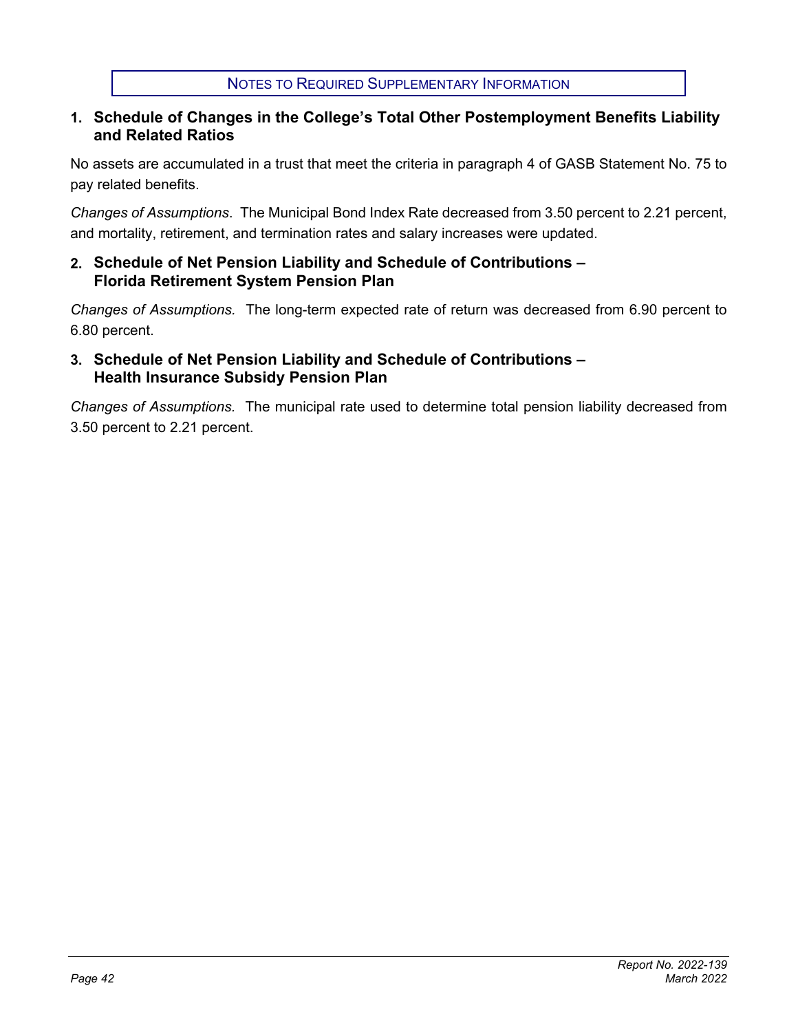# NOTES TO REQUIRED SUPPLEMENTARY INFORMATION

## 1. Schedule of Changes in the College's Total Other Postemployment Benefits Liability and Related Ratios

No assets are accumulated in a trust that meet the criteria in paragraph 4 of GASB Statement No. 75 to pay related benefits.

*Changes of Assumptions*. The Municipal Bond Index Rate decreased from 3.50 percent to 2.21 percent, and mortality, retirement, and termination rates and salary increases were updated.

## 2. Schedule of Net Pension Liability and Schedule of Contributions – Florida Retirement System Pension Plan

*Changes of Assumptions.* The long-term expected rate of return was decreased from 6.90 percent to 6.80 percent.

## 3. Schedule of Net Pension Liability and Schedule of Contributions – Health Insurance Subsidy Pension Plan

*Changes of Assumptions.* The municipal rate used to determine total pension liability decreased from 3.50 percent to 2.21 percent.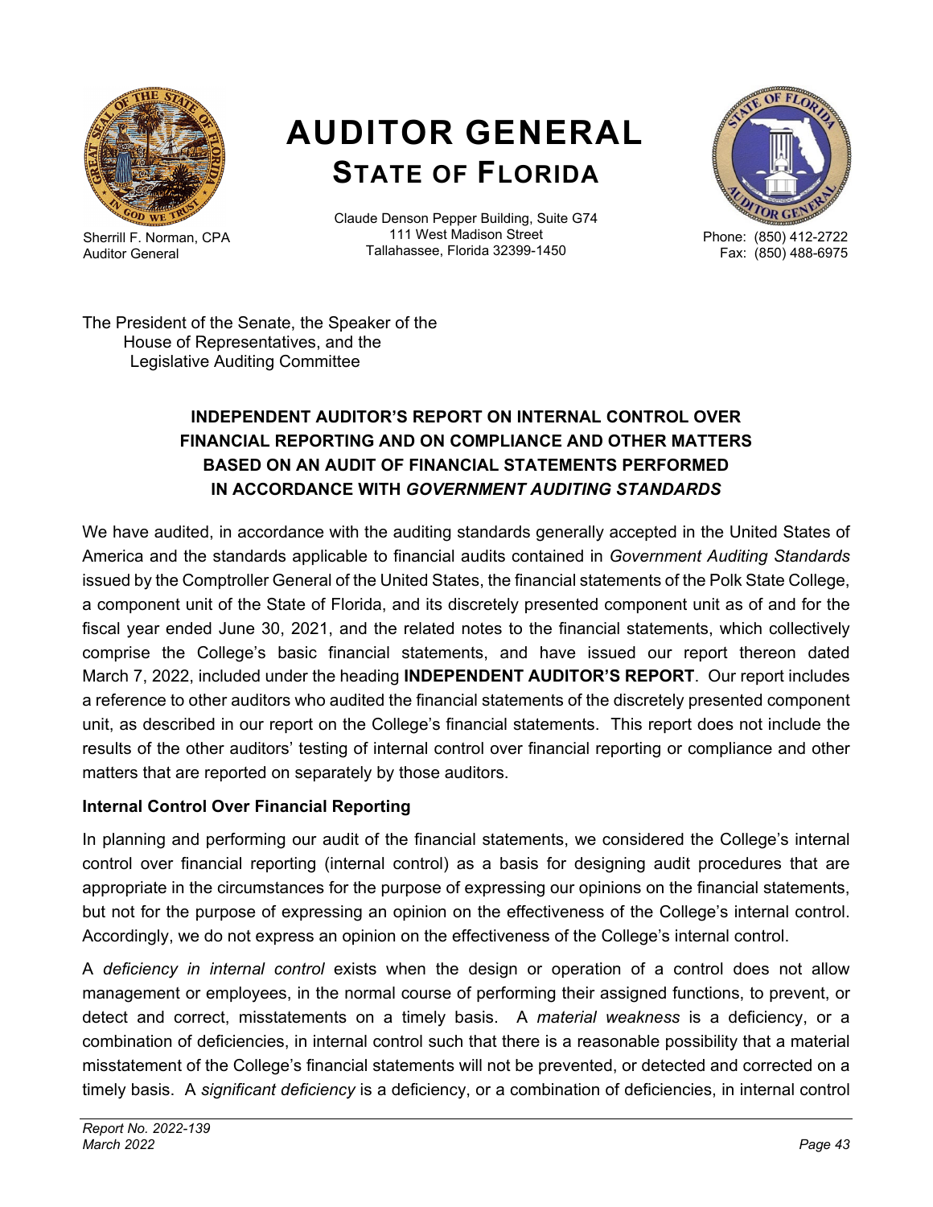# AUDITOR GENERAL
## STATE OF FLORIDA

Sherrill F. Norman, CPA
Auditor General

Claude Denson Pepper Building, Suite G74
111 West Madison Street
Tallahassee, Florida 32399-1450

Phone: (850) 412-2722
Fax: (850) 488-6975

The President of the Senate, the Speaker of the
House of Representatives, and the
Legislative Auditing Committee

### INDEPENDENT AUDITOR'S REPORT ON INTERNAL CONTROL OVER FINANCIAL REPORTING AND ON COMPLIANCE AND OTHER MATTERS BASED ON AN AUDIT OF FINANCIAL STATEMENTS PERFORMED IN ACCORDANCE WITH *GOVERNMENT AUDITING STANDARDS*

We have audited, in accordance with the auditing standards generally accepted in the United States of America and the standards applicable to financial audits contained in *Government Auditing Standards* issued by the Comptroller General of the United States, the financial statements of the Polk State College, a component unit of the State of Florida, and its discretely presented component unit as of and for the fiscal year ended June 30, 2021, and the related notes to the financial statements, which collectively comprise the College's basic financial statements, and have issued our report thereon dated March 7, 2022, included under the heading **INDEPENDENT AUDITOR'S REPORT**. Our report includes a reference to other auditors who audited the financial statements of the discretely presented component unit, as described in our report on the College's financial statements. This report does not include the results of the other auditors' testing of internal control over financial reporting or compliance and other matters that are reported on separately by those auditors.

**Internal Control Over Financial Reporting**

In planning and performing our audit of the financial statements, we considered the College's internal control over financial reporting (internal control) as a basis for designing audit procedures that are appropriate in the circumstances for the purpose of expressing our opinions on the financial statements, but not for the purpose of expressing an opinion on the effectiveness of the College's internal control. Accordingly, we do not express an opinion on the effectiveness of the College's internal control.

A *deficiency in internal control* exists when the design or operation of a control does not allow management or employees, in the normal course of performing their assigned functions, to prevent, or detect and correct, misstatements on a timely basis. A *material weakness* is a deficiency, or a combination of deficiencies, in internal control such that there is a reasonable possibility that a material misstatement of the College's financial statements will not be prevented, or detected and corrected on a timely basis. A *significant deficiency* is a deficiency, or a combination of deficiencies, in internal control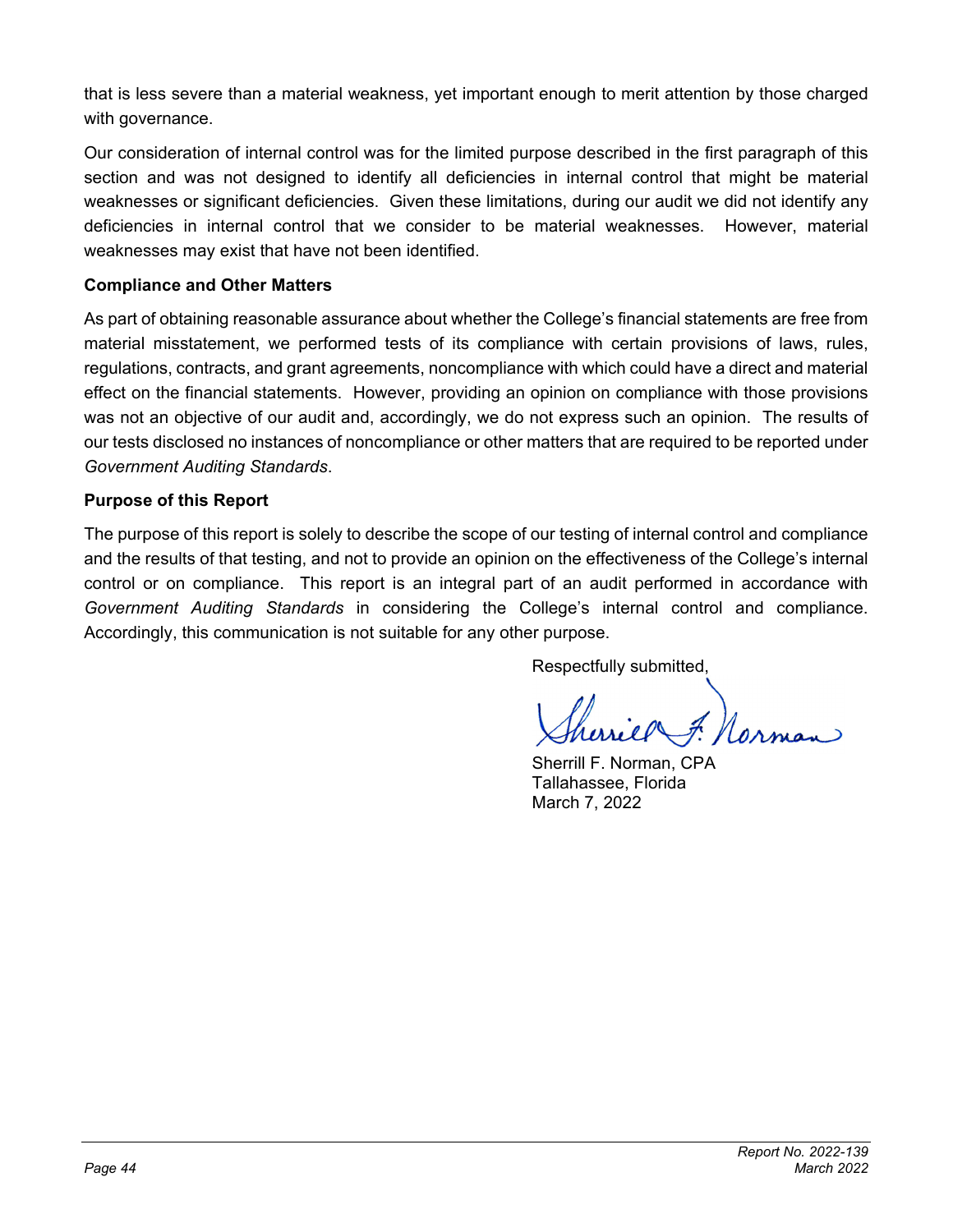that is less severe than a material weakness, yet important enough to merit attention by those charged with governance.

Our consideration of internal control was for the limited purpose described in the first paragraph of this section and was not designed to identify all deficiencies in internal control that might be material weaknesses or significant deficiencies. Given these limitations, during our audit we did not identify any deficiencies in internal control that we consider to be material weaknesses. However, material weaknesses may exist that have not been identified.

**Compliance and Other Matters**

As part of obtaining reasonable assurance about whether the College's financial statements are free from material misstatement, we performed tests of its compliance with certain provisions of laws, rules, regulations, contracts, and grant agreements, noncompliance with which could have a direct and material effect on the financial statements. However, providing an opinion on compliance with those provisions was not an objective of our audit and, accordingly, we do not express such an opinion. The results of our tests disclosed no instances of noncompliance or other matters that are required to be reported under *Government Auditing Standards*.

**Purpose of this Report**

The purpose of this report is solely to describe the scope of our testing of internal control and compliance and the results of that testing, and not to provide an opinion on the effectiveness of the College's internal control or on compliance. This report is an integral part of an audit performed in accordance with *Government Auditing Standards* in considering the College's internal control and compliance. Accordingly, this communication is not suitable for any other purpose.

Respectfully submitted,

Sherrill F. Norman, CPA
Tallahassee, Florida
March 7, 2022